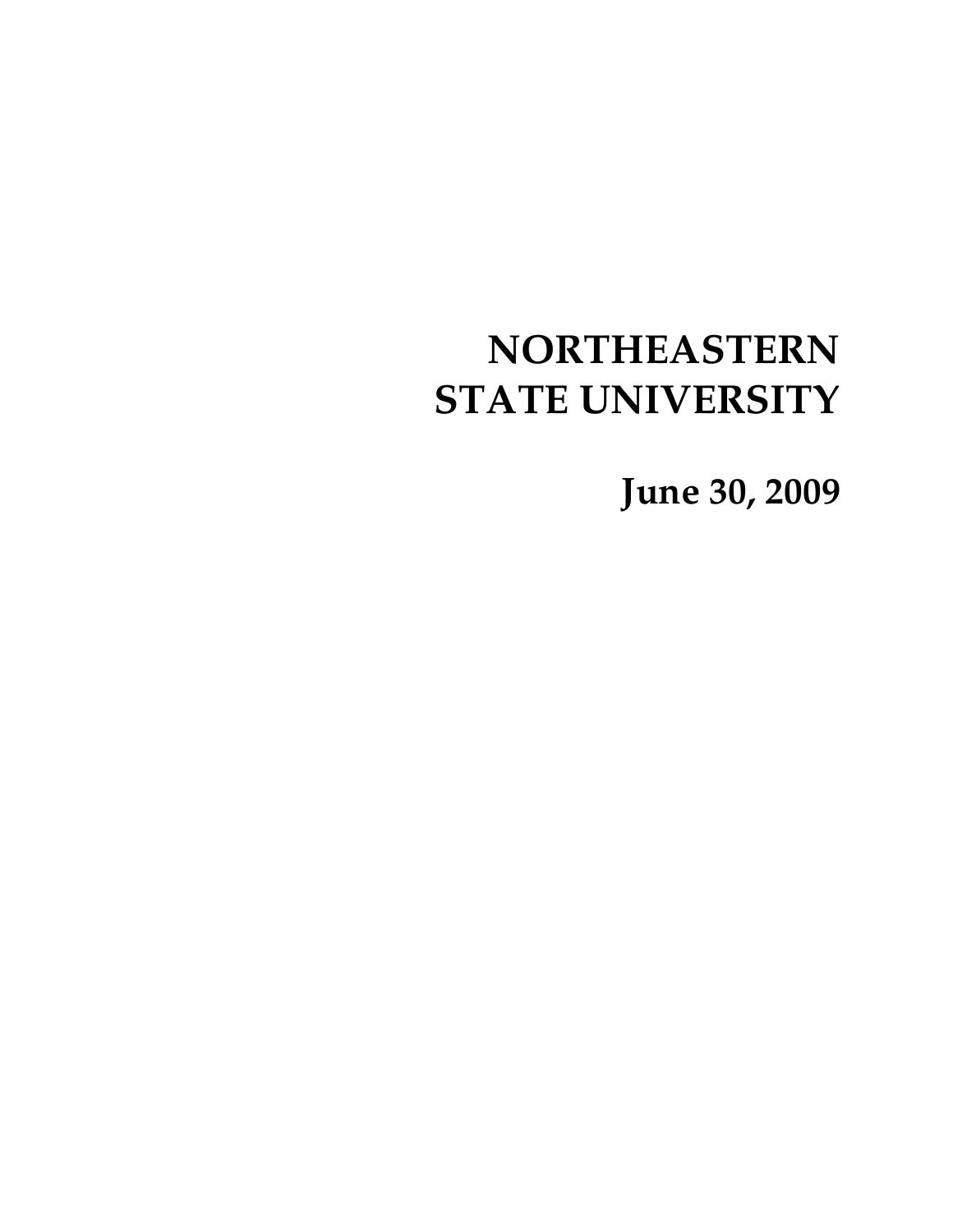# NORTHEASTERN STATE UNIVERSITY

## June 30, 2009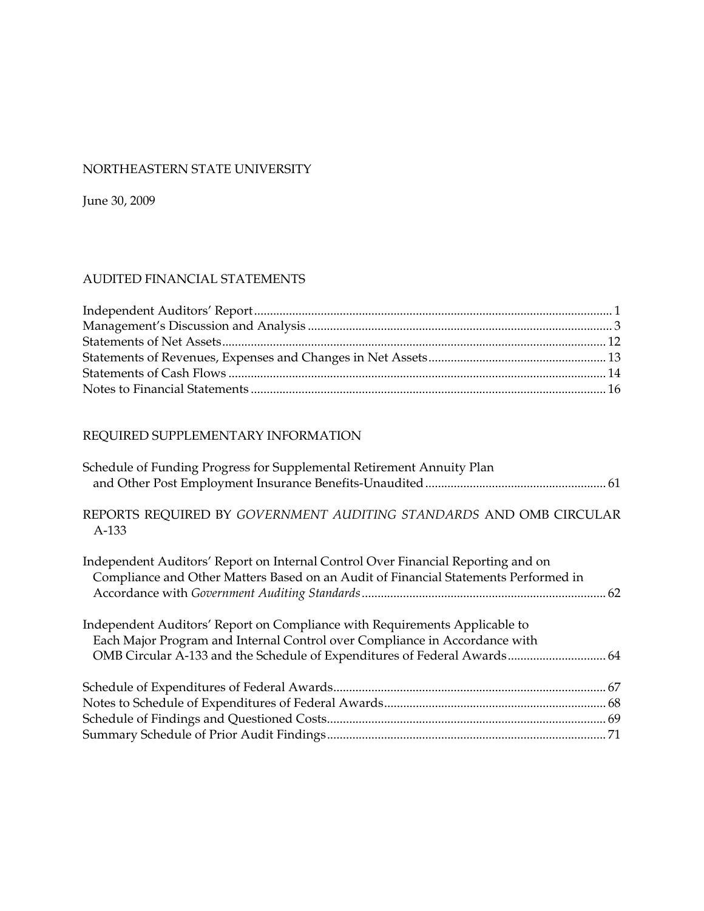NORTHEASTERN STATE UNIVERSITY

June 30, 2009

## AUDITED FINANCIAL STATEMENTS

| | |
|---|---|
| Independent Auditors' Report | 1 |
| Management's Discussion and Analysis | 3 |
| Statements of Net Assets | 12 |
| Statements of Revenues, Expenses and Changes in Net Assets | 13 |
| Statements of Cash Flows | 14 |
| Notes to Financial Statements | 16 |

## REQUIRED SUPPLEMENTARY INFORMATION

| | |
|---|---|
| Schedule of Funding Progress for Supplemental Retirement Annuity Plan and Other Post Employment Insurance Benefits-Unaudited | 61 |

## REPORTS REQUIRED BY *GOVERNMENT AUDITING STANDARDS* AND OMB CIRCULAR A-133

| | |
|---|---|
| Independent Auditors' Report on Internal Control Over Financial Reporting and on Compliance and Other Matters Based on an Audit of Financial Statements Performed in Accordance with *Government Auditing Standards* | 62 |
| Independent Auditors' Report on Compliance with Requirements Applicable to Each Major Program and Internal Control over Compliance in Accordance with OMB Circular A-133 and the Schedule of Expenditures of Federal Awards | 64 |
| Schedule of Expenditures of Federal Awards | 67 |
| Notes to Schedule of Expenditures of Federal Awards | 68 |
| Schedule of Findings and Questioned Costs | 69 |
| Summary Schedule of Prior Audit Findings | 71 |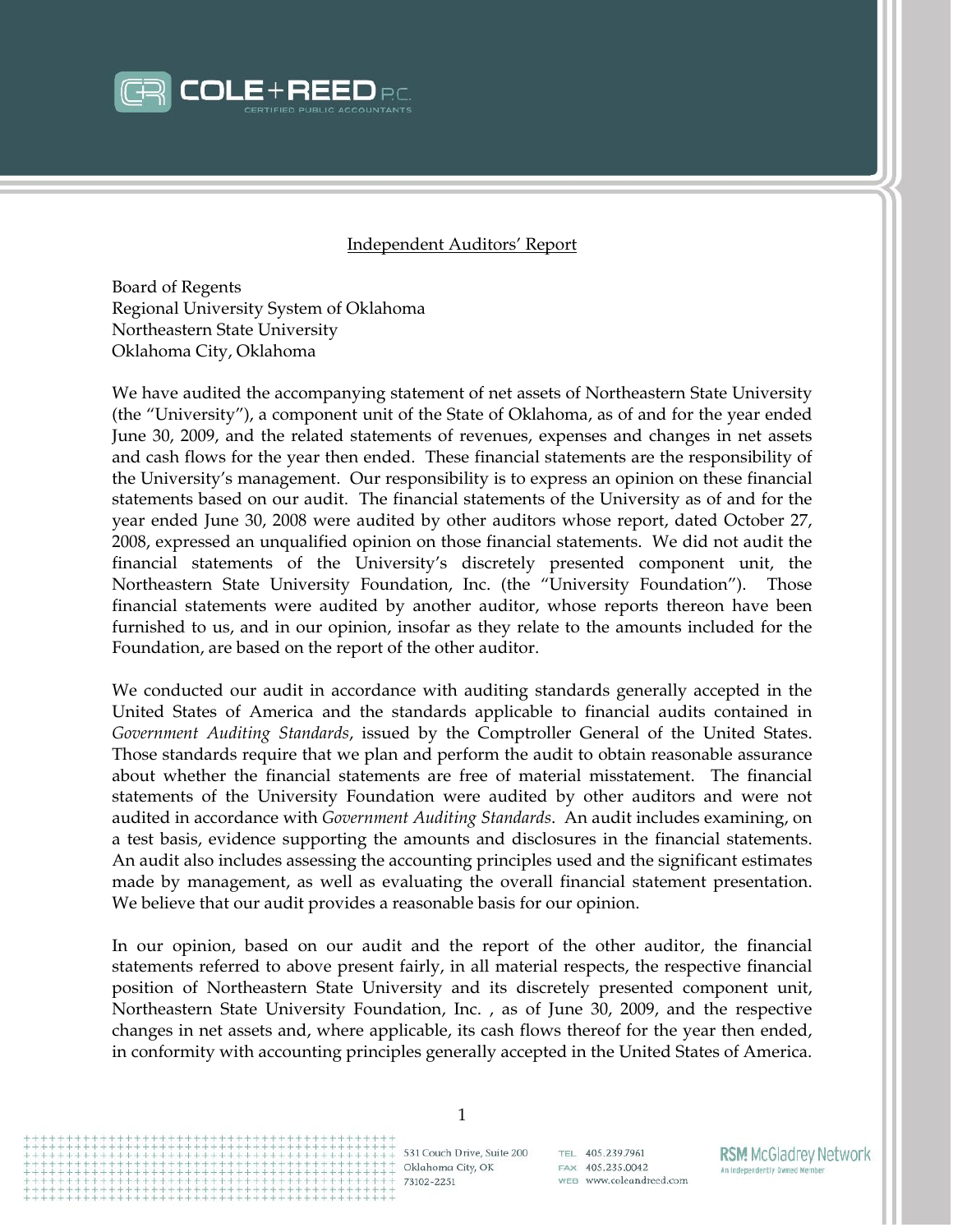## Independent Auditors' Report

Board of Regents
Regional University System of Oklahoma
Northeastern State University
Oklahoma City, Oklahoma

We have audited the accompanying statement of net assets of Northeastern State University (the "University"), a component unit of the State of Oklahoma, as of and for the year ended June 30, 2009, and the related statements of revenues, expenses and changes in net assets and cash flows for the year then ended. These financial statements are the responsibility of the University's management. Our responsibility is to express an opinion on these financial statements based on our audit. The financial statements of the University as of and for the year ended June 30, 2008 were audited by other auditors whose report, dated October 27, 2008, expressed an unqualified opinion on those financial statements. We did not audit the financial statements of the University's discretely presented component unit, the Northeastern State University Foundation, Inc. (the "University Foundation"). Those financial statements were audited by another auditor, whose reports thereon have been furnished to us, and in our opinion, insofar as they relate to the amounts included for the Foundation, are based on the report of the other auditor.

We conducted our audit in accordance with auditing standards generally accepted in the United States of America and the standards applicable to financial audits contained in *Government Auditing Standards*, issued by the Comptroller General of the United States. Those standards require that we plan and perform the audit to obtain reasonable assurance about whether the financial statements are free of material misstatement. The financial statements of the University Foundation were audited by other auditors and were not audited in accordance with *Government Auditing Standards*. An audit includes examining, on a test basis, evidence supporting the amounts and disclosures in the financial statements. An audit also includes assessing the accounting principles used and the significant estimates made by management, as well as evaluating the overall financial statement presentation. We believe that our audit provides a reasonable basis for our opinion.

In our opinion, based on our audit and the report of the other auditor, the financial statements referred to above present fairly, in all material respects, the respective financial position of Northeastern State University and its discretely presented component unit, Northeastern State University Foundation, Inc. , as of June 30, 2009, and the respective changes in net assets and, where applicable, its cash flows thereof for the year then ended, in conformity with accounting principles generally accepted in the United States of America.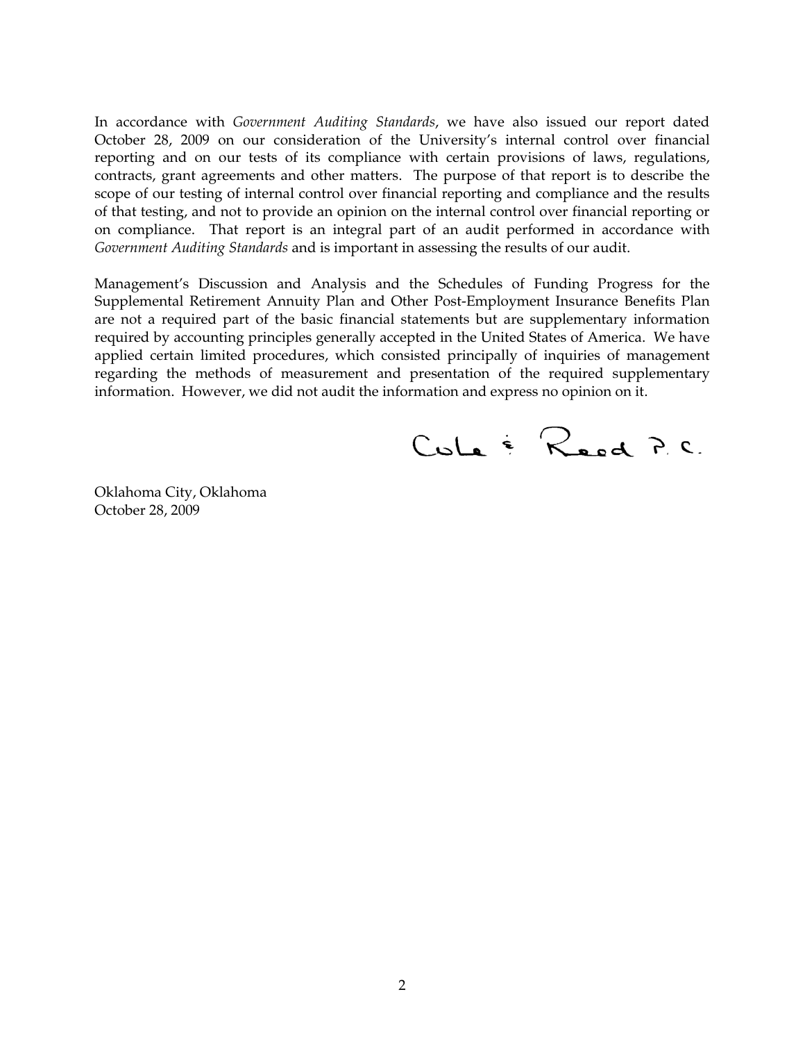In accordance with *Government Auditing Standards*, we have also issued our report dated October 28, 2009 on our consideration of the University's internal control over financial reporting and on our tests of its compliance with certain provisions of laws, regulations, contracts, grant agreements and other matters. The purpose of that report is to describe the scope of our testing of internal control over financial reporting and compliance and the results of that testing, and not to provide an opinion on the internal control over financial reporting or on compliance. That report is an integral part of an audit performed in accordance with *Government Auditing Standards* and is important in assessing the results of our audit.

Management's Discussion and Analysis and the Schedules of Funding Progress for the Supplemental Retirement Annuity Plan and Other Post-Employment Insurance Benefits Plan are not a required part of the basic financial statements but are supplementary information required by accounting principles generally accepted in the United States of America. We have applied certain limited procedures, which consisted principally of inquiries of management regarding the methods of measurement and presentation of the required supplementary information. However, we did not audit the information and express no opinion on it.

Cole & Reed P.C.

Oklahoma City, Oklahoma
October 28, 2009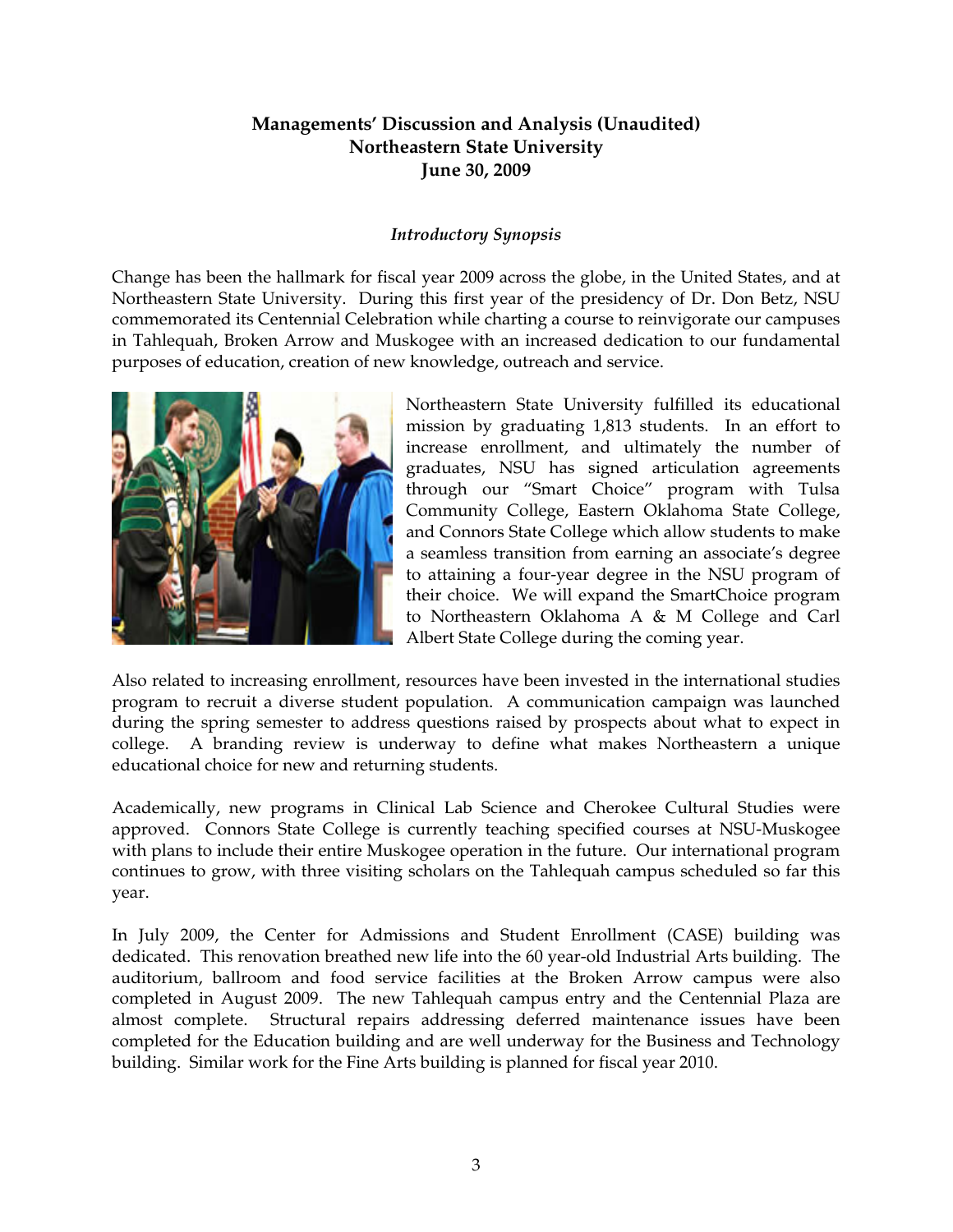**Managements' Discussion and Analysis (Unaudited)**
**Northeastern State University**
**June 30, 2009**

*Introductory Synopsis*

Change has been the hallmark for fiscal year 2009 across the globe, in the United States, and at Northeastern State University. During this first year of the presidency of Dr. Don Betz, NSU commemorated its Centennial Celebration while charting a course to reinvigorate our campuses in Tahlequah, Broken Arrow and Muskogee with an increased dedication to our fundamental purposes of education, creation of new knowledge, outreach and service.

Northeastern State University fulfilled its educational mission by graduating 1,813 students. In an effort to increase enrollment, and ultimately the number of graduates, NSU has signed articulation agreements through our "Smart Choice" program with Tulsa Community College, Eastern Oklahoma State College, and Connors State College which allow students to make a seamless transition from earning an associate's degree to attaining a four-year degree in the NSU program of their choice. We will expand the SmartChoice program to Northeastern Oklahoma A & M College and Carl Albert State College during the coming year.

Also related to increasing enrollment, resources have been invested in the international studies program to recruit a diverse student population. A communication campaign was launched during the spring semester to address questions raised by prospects about what to expect in college. A branding review is underway to define what makes Northeastern a unique educational choice for new and returning students.

Academically, new programs in Clinical Lab Science and Cherokee Cultural Studies were approved. Connors State College is currently teaching specified courses at NSU-Muskogee with plans to include their entire Muskogee operation in the future. Our international program continues to grow, with three visiting scholars on the Tahlequah campus scheduled so far this year.

In July 2009, the Center for Admissions and Student Enrollment (CASE) building was dedicated. This renovation breathed new life into the 60 year-old Industrial Arts building. The auditorium, ballroom and food service facilities at the Broken Arrow campus were also completed in August 2009. The new Tahlequah campus entry and the Centennial Plaza are almost complete. Structural repairs addressing deferred maintenance issues have been completed for the Education building and are well underway for the Business and Technology building. Similar work for the Fine Arts building is planned for fiscal year 2010.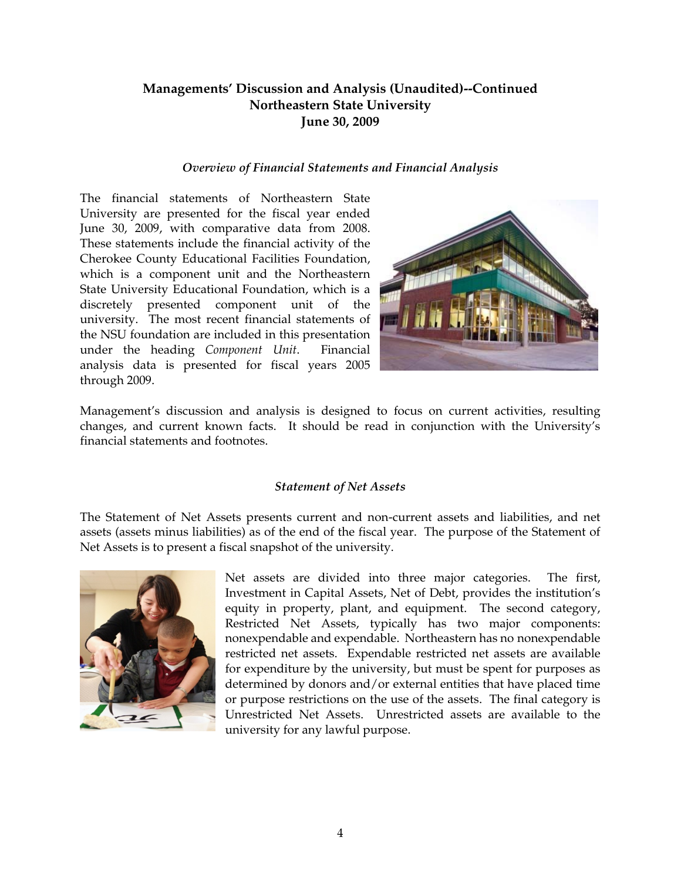## Managements' Discussion and Analysis (Unaudited)--Continued
## Northeastern State University
## June 30, 2009

### *Overview of Financial Statements and Financial Analysis*

The financial statements of Northeastern State University are presented for the fiscal year ended June 30, 2009, with comparative data from 2008. These statements include the financial activity of the Cherokee County Educational Facilities Foundation, which is a component unit and the Northeastern State University Educational Foundation, which is a discretely presented component unit of the university. The most recent financial statements of the NSU foundation are included in this presentation under the heading *Component Unit*. Financial analysis data is presented for fiscal years 2005 through 2009.

Management's discussion and analysis is designed to focus on current activities, resulting changes, and current known facts. It should be read in conjunction with the University's financial statements and footnotes.

### *Statement of Net Assets*

The Statement of Net Assets presents current and non-current assets and liabilities, and net assets (assets minus liabilities) as of the end of the fiscal year. The purpose of the Statement of Net Assets is to present a fiscal snapshot of the university.

Net assets are divided into three major categories. The first, Investment in Capital Assets, Net of Debt, provides the institution's equity in property, plant, and equipment. The second category, Restricted Net Assets, typically has two major components: nonexpendable and expendable. Northeastern has no nonexpendable restricted net assets. Expendable restricted net assets are available for expenditure by the university, but must be spent for purposes as determined by donors and/or external entities that have placed time or purpose restrictions on the use of the assets. The final category is Unrestricted Net Assets. Unrestricted assets are available to the university for any lawful purpose.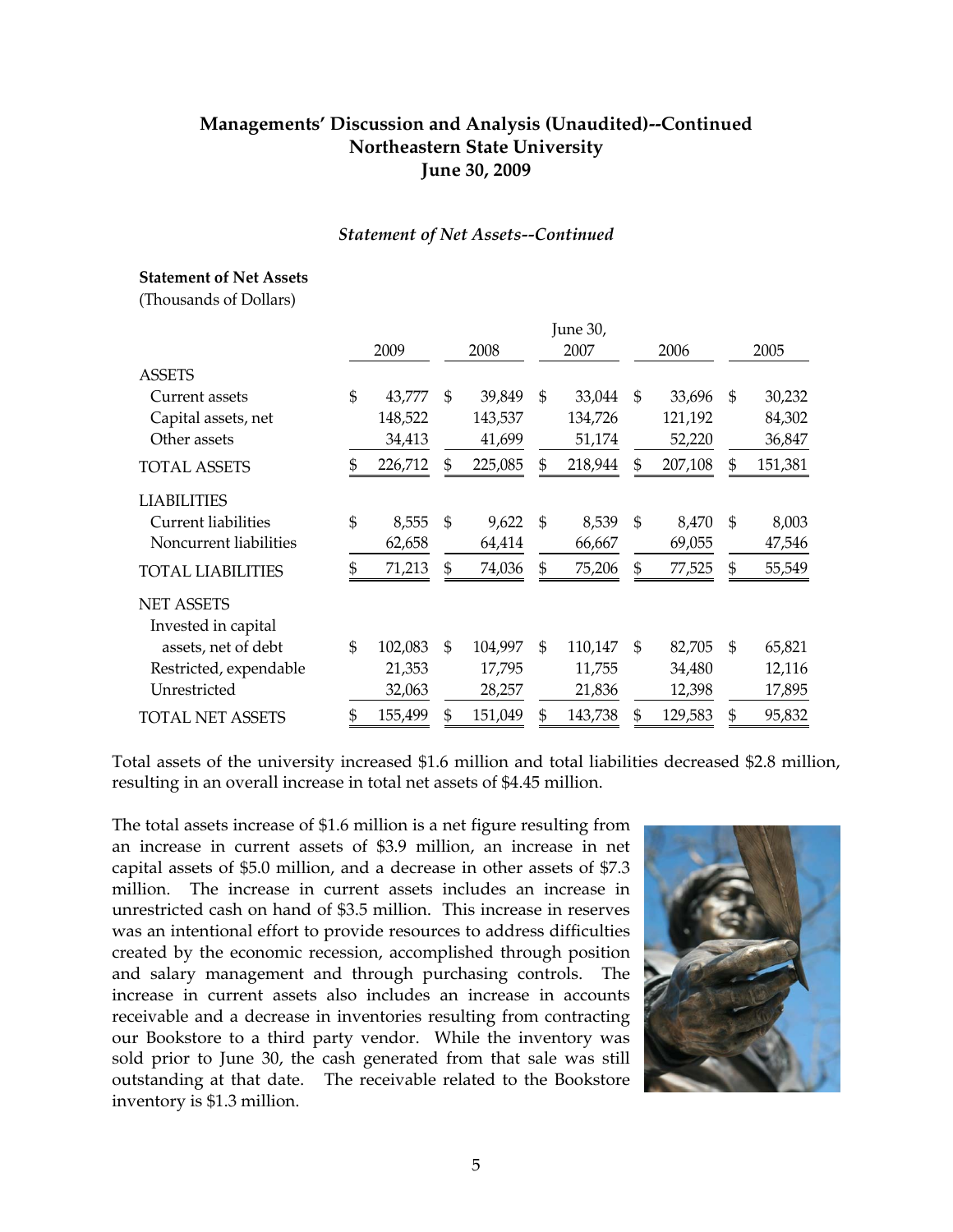## Managements' Discussion and Analysis (Unaudited)--Continued
## Northeastern State University
## June 30, 2009

*Statement of Net Assets--Continued*

**Statement of Net Assets**
(Thousands of Dollars)

| | 2009 | 2008 | June 30, 2007 | 2006 | 2005 |
|---|---|---|---|---|---|
| ASSETS | | | | | |
| Current assets | $ 43,777 | $ 39,849 | $ 33,044 | $ 33,696 | $ 30,232 |
| Capital assets, net | 148,522 | 143,537 | 134,726 | 121,192 | 84,302 |
| Other assets | 34,413 | 41,699 | 51,174 | 52,220 | 36,847 |
| TOTAL ASSETS | $ 226,712 | $ 225,085 | $ 218,944 | $ 207,108 | $ 151,381 |
| LIABILITIES | | | | | |
| Current liabilities | $ 8,555 | $ 9,622 | $ 8,539 | $ 8,470 | $ 8,003 |
| Noncurrent liabilities | 62,658 | 64,414 | 66,667 | 69,055 | 47,546 |
| TOTAL LIABILITIES | $ 71,213 | $ 74,036 | $ 75,206 | $ 77,525 | $ 55,549 |
| NET ASSETS | | | | | |
| Invested in capital assets, net of debt | $ 102,083 | $ 104,997 | $ 110,147 | $ 82,705 | $ 65,821 |
| Restricted, expendable | 21,353 | 17,795 | 11,755 | 34,480 | 12,116 |
| Unrestricted | 32,063 | 28,257 | 21,836 | 12,398 | 17,895 |
| TOTAL NET ASSETS | $ 155,499 | $ 151,049 | $ 143,738 | $ 129,583 | $ 95,832 |

Total assets of the university increased $1.6 million and total liabilities decreased $2.8 million, resulting in an overall increase in total net assets of $4.45 million.

The total assets increase of $1.6 million is a net figure resulting from an increase in current assets of $3.9 million, an increase in net capital assets of $5.0 million, and a decrease in other assets of $7.3 million. The increase in current assets includes an increase in unrestricted cash on hand of $3.5 million. This increase in reserves was an intentional effort to provide resources to address difficulties created by the economic recession, accomplished through position and salary management and through purchasing controls. The increase in current assets also includes an increase in accounts receivable and a decrease in inventories resulting from contracting our Bookstore to a third party vendor. While the inventory was sold prior to June 30, the cash generated from that sale was still outstanding at that date. The receivable related to the Bookstore inventory is $1.3 million.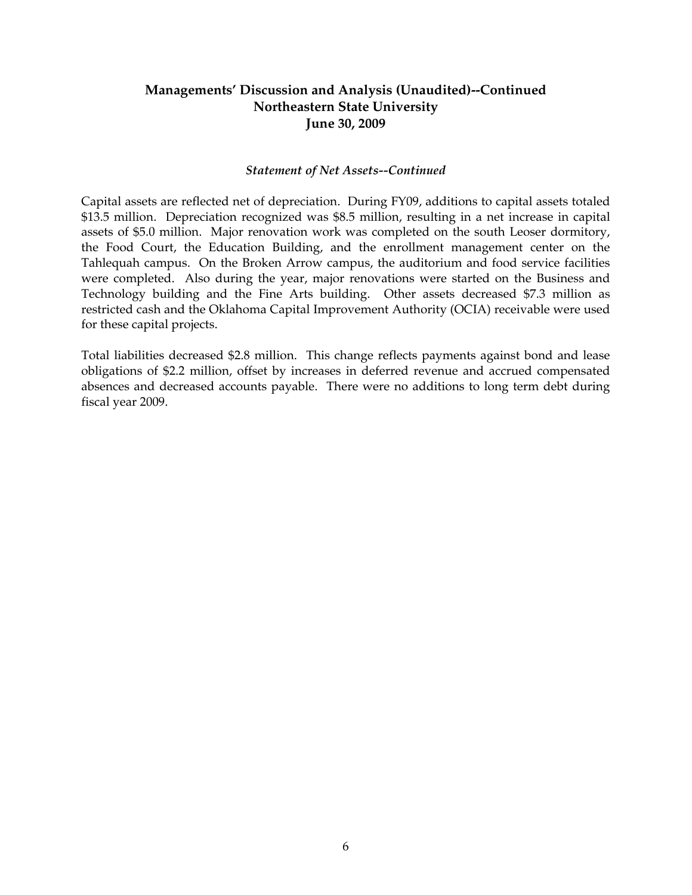## Managements' Discussion and Analysis (Unaudited)--Continued
## Northeastern State University
## June 30, 2009

### *Statement of Net Assets--Continued*

Capital assets are reflected net of depreciation. During FY09, additions to capital assets totaled $13.5 million. Depreciation recognized was $8.5 million, resulting in a net increase in capital assets of $5.0 million. Major renovation work was completed on the south Leoser dormitory, the Food Court, the Education Building, and the enrollment management center on the Tahlequah campus. On the Broken Arrow campus, the auditorium and food service facilities were completed. Also during the year, major renovations were started on the Business and Technology building and the Fine Arts building. Other assets decreased $7.3 million as restricted cash and the Oklahoma Capital Improvement Authority (OCIA) receivable were used for these capital projects.

Total liabilities decreased $2.8 million. This change reflects payments against bond and lease obligations of $2.2 million, offset by increases in deferred revenue and accrued compensated absences and decreased accounts payable. There were no additions to long term debt during fiscal year 2009.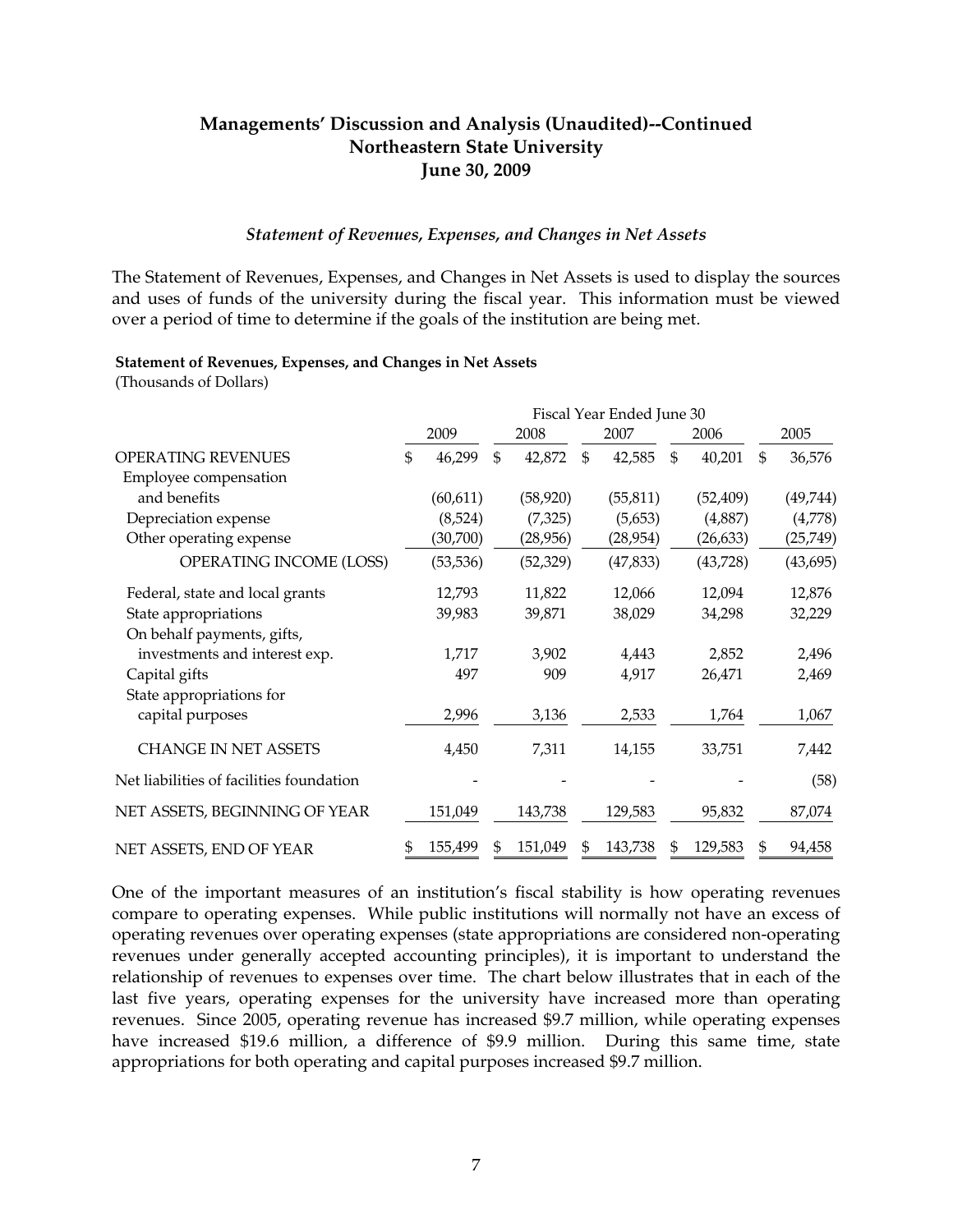# Managements' Discussion and Analysis (Unaudited)--Continued
## Northeastern State University
## June 30, 2009

### *Statement of Revenues, Expenses, and Changes in Net Assets*

The Statement of Revenues, Expenses, and Changes in Net Assets is used to display the sources and uses of funds of the university during the fiscal year. This information must be viewed over a period of time to determine if the goals of the institution are being met.

**Statement of Revenues, Expenses, and Changes in Net Assets**
(Thousands of Dollars)

| | Fiscal Year Ended June 30 | | | | |
|---|---|---|---|---|---|
| | 2009 | 2008 | 2007 | 2006 | 2005 |
| OPERATING REVENUES | $ 46,299 | $ 42,872 | $ 42,585 | $ 40,201 | $ 36,576 |
| Employee compensation and benefits | (60,611) | (58,920) | (55,811) | (52,409) | (49,744) |
| Depreciation expense | (8,524) | (7,325) | (5,653) | (4,887) | (4,778) |
| Other operating expense | (30,700) | (28,956) | (28,954) | (26,633) | (25,749) |
| OPERATING INCOME (LOSS) | (53,536) | (52,329) | (47,833) | (43,728) | (43,695) |
| Federal, state and local grants | 12,793 | 11,822 | 12,066 | 12,094 | 12,876 |
| State appropriations | 39,983 | 39,871 | 38,029 | 34,298 | 32,229 |
| On behalf payments, gifts, investments and interest exp. | 1,717 | 3,902 | 4,443 | 2,852 | 2,496 |
| Capital gifts | 497 | 909 | 4,917 | 26,471 | 2,469 |
| State appropriations for capital purposes | 2,996 | 3,136 | 2,533 | 1,764 | 1,067 |
| CHANGE IN NET ASSETS | 4,450 | 7,311 | 14,155 | 33,751 | 7,442 |
| Net liabilities of facilities foundation | - | - | - | - | (58) |
| NET ASSETS, BEGINNING OF YEAR | 151,049 | 143,738 | 129,583 | 95,832 | 87,074 |
| NET ASSETS, END OF YEAR | $ 155,499 | $ 151,049 | $ 143,738 | $ 129,583 | $ 94,458 |

One of the important measures of an institution's fiscal stability is how operating revenues compare to operating expenses. While public institutions will normally not have an excess of operating revenues over operating expenses (state appropriations are considered non-operating revenues under generally accepted accounting principles), it is important to understand the relationship of revenues to expenses over time. The chart below illustrates that in each of the last five years, operating expenses for the university have increased more than operating revenues. Since 2005, operating revenue has increased $9.7 million, while operating expenses have increased $19.6 million, a difference of $9.9 million. During this same time, state appropriations for both operating and capital purposes increased $9.7 million.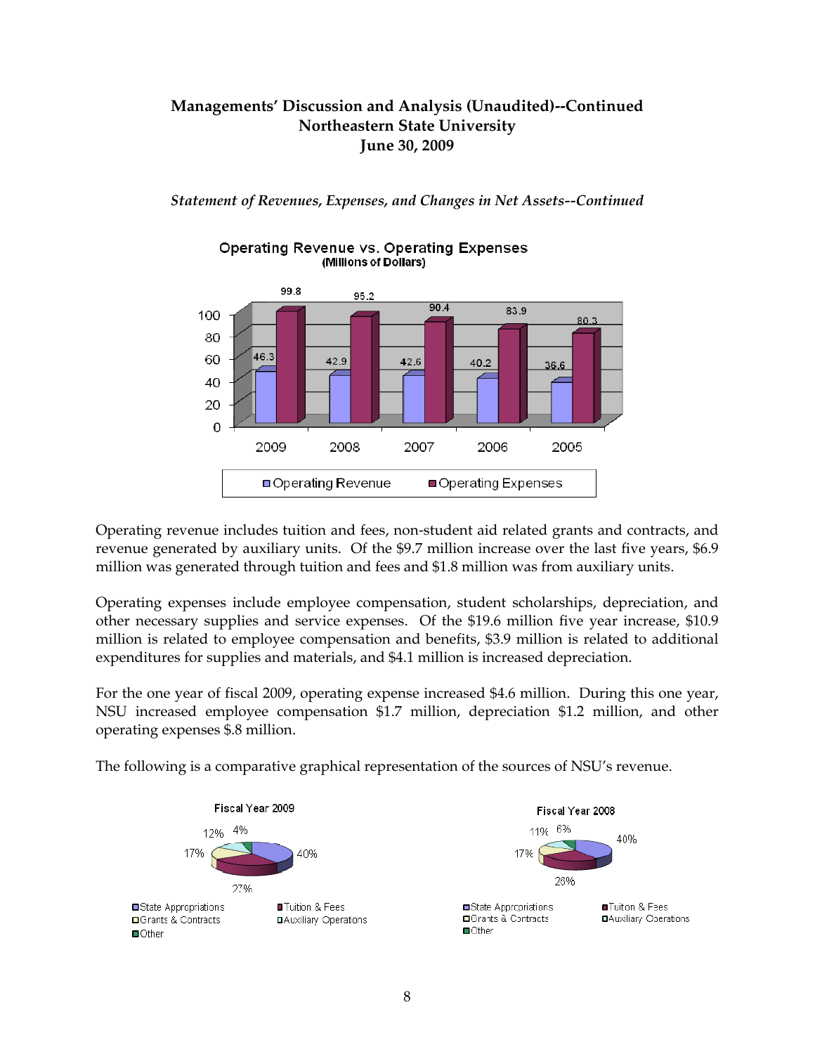**Managements' Discussion and Analysis (Unaudited)--Continued**
**Northeastern State University**
**June 30, 2009**

*Statement of Revenues, Expenses, and Changes in Net Assets--Continued*

**Operating Revenue vs. Operating Expenses**
**(Millions of Dollars)**

| | 2009 | 2008 | 2007 | 2006 | 2005 |
|---|---|---|---|---|---|
| Operating Revenue | 46.3 | 42.9 | 42.6 | 40.2 | 36.6 |
| Operating Expenses | 99.8 | 95.2 | 90.4 | 83.9 | 80.3 |

Operating revenue includes tuition and fees, non-student aid related grants and contracts, and revenue generated by auxiliary units. Of the $9.7 million increase over the last five years, $6.9 million was generated through tuition and fees and $1.8 million was from auxiliary units.

Operating expenses include employee compensation, student scholarships, depreciation, and other necessary supplies and service expenses. Of the $19.6 million five year increase, $10.9 million is related to employee compensation and benefits, $3.9 million is related to additional expenditures for supplies and materials, and $4.1 million is increased depreciation.

For the one year of fiscal 2009, operating expense increased $4.6 million. During this one year, NSU increased employee compensation $1.7 million, depreciation $1.2 million, and other operating expenses $.8 million.

The following is a comparative graphical representation of the sources of NSU's revenue.

| Source | Fiscal Year 2009 | Fiscal Year 2008 |
|---|---|---|
| State Appropriations | 40% | 40% |
| Tuition & Fees | 27% | 26% |
| Grants & Contracts | 17% | 17% |
| Auxiliary Operations | 12% | 11% |
| Other | 4% | 6% |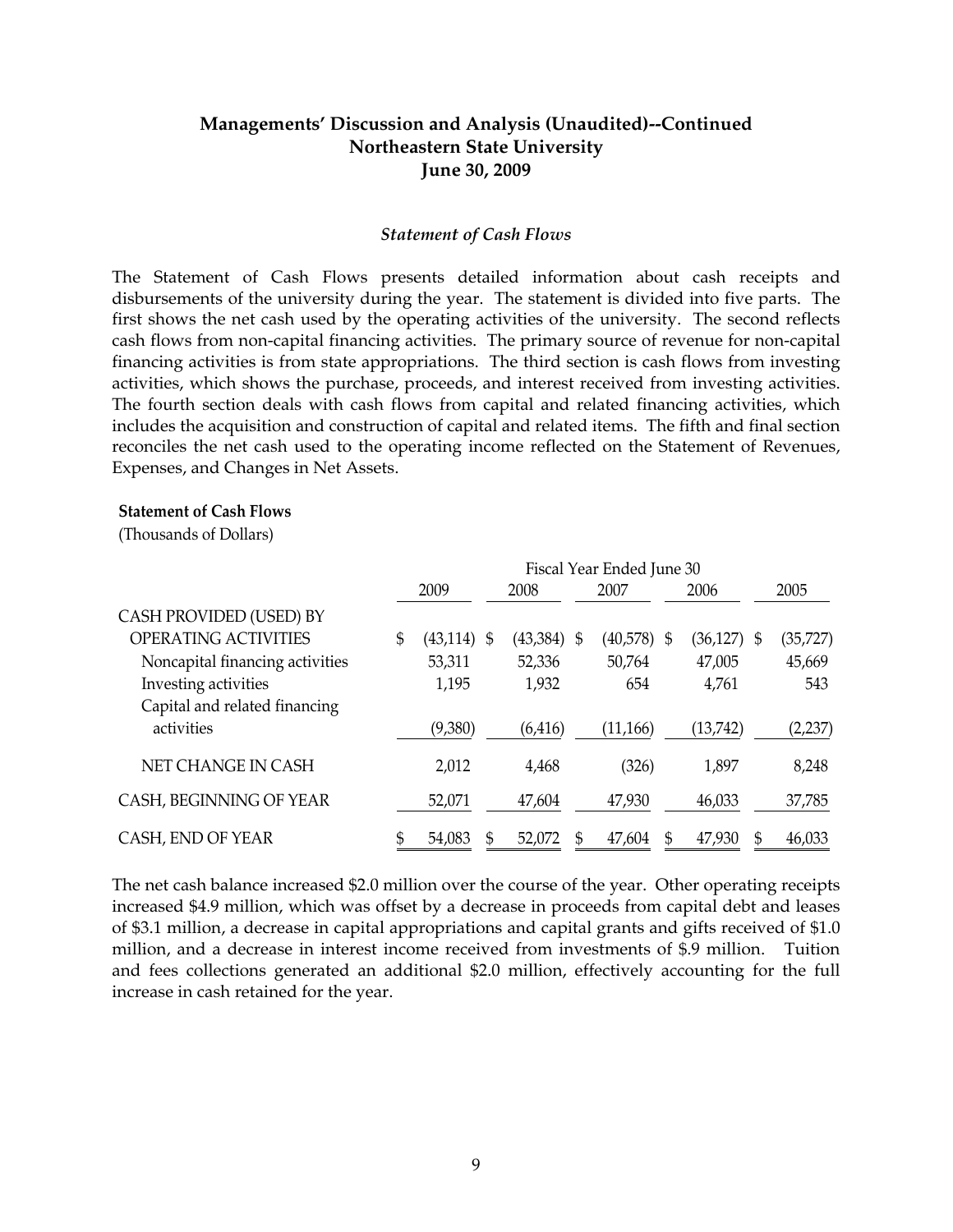## Managements' Discussion and Analysis (Unaudited)--Continued
## Northeastern State University
## June 30, 2009

### *Statement of Cash Flows*

The Statement of Cash Flows presents detailed information about cash receipts and disbursements of the university during the year. The statement is divided into five parts. The first shows the net cash used by the operating activities of the university. The second reflects cash flows from non-capital financing activities. The primary source of revenue for non-capital financing activities is from state appropriations. The third section is cash flows from investing activities, which shows the purchase, proceeds, and interest received from investing activities. The fourth section deals with cash flows from capital and related financing activities, which includes the acquisition and construction of capital and related items. The fifth and final section reconciles the net cash used to the operating income reflected on the Statement of Revenues, Expenses, and Changes in Net Assets.

**Statement of Cash Flows**

(Thousands of Dollars)

| | Fiscal Year Ended June 30 | | | | |
|---|---|---|---|---|---|
| | 2009 | 2008 | 2007 | 2006 | 2005 |
| CASH PROVIDED (USED) BY OPERATING ACTIVITIES | $ (43,114) | $ (43,384) | $ (40,578) | $ (36,127) | $ (35,727) |
| Noncapital financing activities | 53,311 | 52,336 | 50,764 | 47,005 | 45,669 |
| Investing activities | 1,195 | 1,932 | 654 | 4,761 | 543 |
| Capital and related financing activities | (9,380) | (6,416) | (11,166) | (13,742) | (2,237) |
| NET CHANGE IN CASH | 2,012 | 4,468 | (326) | 1,897 | 8,248 |
| CASH, BEGINNING OF YEAR | 52,071 | 47,604 | 47,930 | 46,033 | 37,785 |
| CASH, END OF YEAR | $ 54,083 | $ 52,072 | $ 47,604 | $ 47,930 | $ 46,033 |

The net cash balance increased $2.0 million over the course of the year. Other operating receipts increased $4.9 million, which was offset by a decrease in proceeds from capital debt and leases of $3.1 million, a decrease in capital appropriations and capital grants and gifts received of $1.0 million, and a decrease in interest income received from investments of $.9 million. Tuition and fees collections generated an additional $2.0 million, effectively accounting for the full increase in cash retained for the year.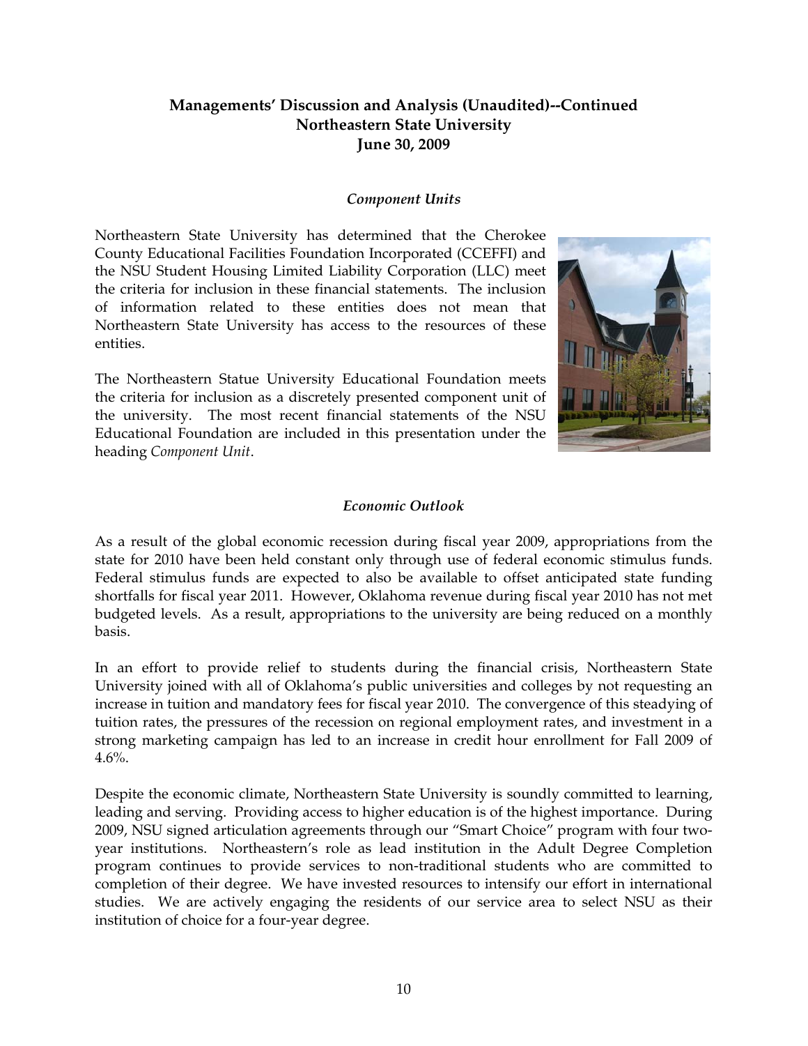## Managements' Discussion and Analysis (Unaudited)--Continued
## Northeastern State University
## June 30, 2009

### *Component Units*

Northeastern State University has determined that the Cherokee County Educational Facilities Foundation Incorporated (CCEFFI) and the NSU Student Housing Limited Liability Corporation (LLC) meet the criteria for inclusion in these financial statements. The inclusion of information related to these entities does not mean that Northeastern State University has access to the resources of these entities.

The Northeastern Statue University Educational Foundation meets the criteria for inclusion as a discretely presented component unit of the university. The most recent financial statements of the NSU Educational Foundation are included in this presentation under the heading *Component Unit*.

### *Economic Outlook*

As a result of the global economic recession during fiscal year 2009, appropriations from the state for 2010 have been held constant only through use of federal economic stimulus funds. Federal stimulus funds are expected to also be available to offset anticipated state funding shortfalls for fiscal year 2011. However, Oklahoma revenue during fiscal year 2010 has not met budgeted levels. As a result, appropriations to the university are being reduced on a monthly basis.

In an effort to provide relief to students during the financial crisis, Northeastern State University joined with all of Oklahoma's public universities and colleges by not requesting an increase in tuition and mandatory fees for fiscal year 2010. The convergence of this steadying of tuition rates, the pressures of the recession on regional employment rates, and investment in a strong marketing campaign has led to an increase in credit hour enrollment for Fall 2009 of 4.6%.

Despite the economic climate, Northeastern State University is soundly committed to learning, leading and serving. Providing access to higher education is of the highest importance. During 2009, NSU signed articulation agreements through our "Smart Choice" program with four two-year institutions. Northeastern's role as lead institution in the Adult Degree Completion program continues to provide services to non-traditional students who are committed to completion of their degree. We have invested resources to intensify our effort in international studies. We are actively engaging the residents of our service area to select NSU as their institution of choice for a four-year degree.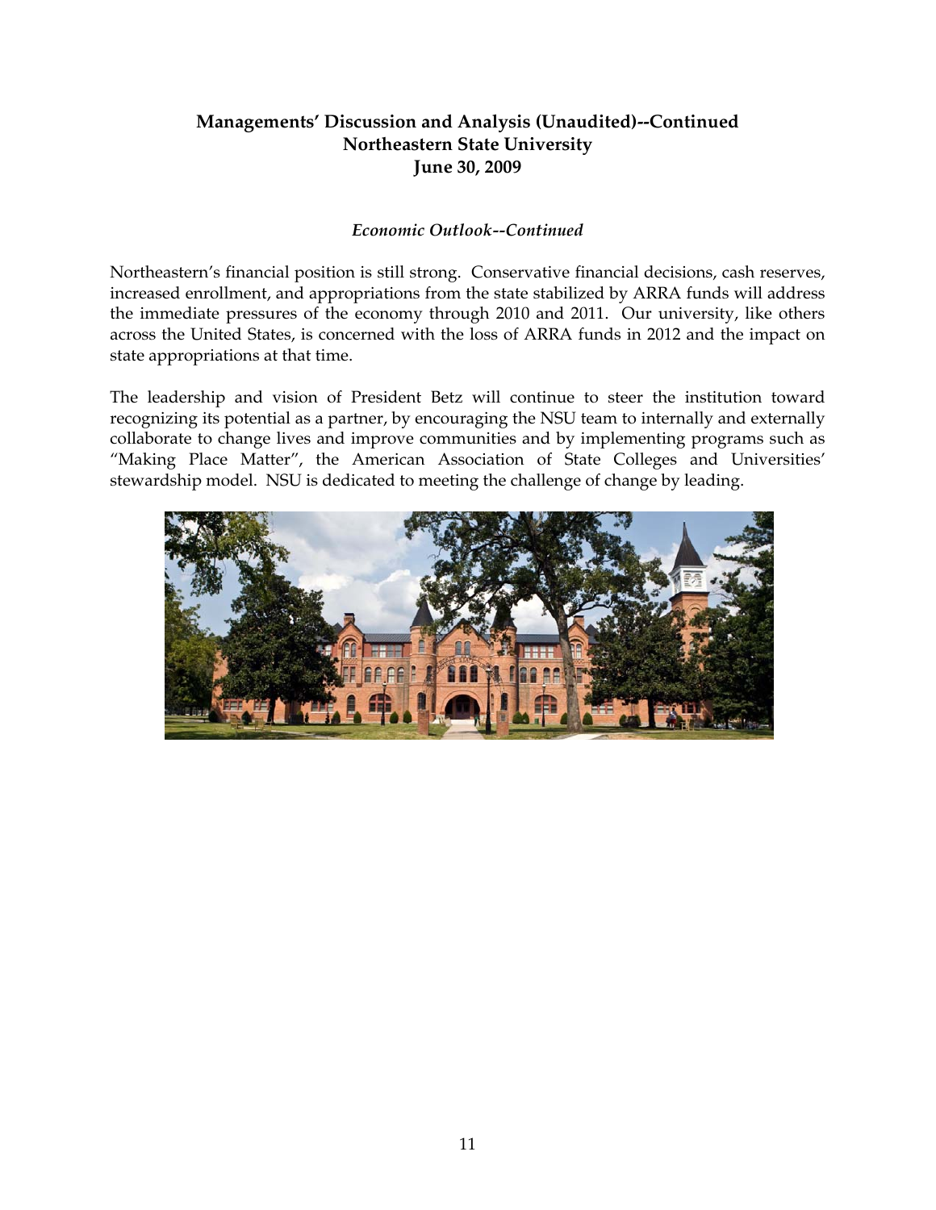# Managements' Discussion and Analysis (Unaudited)--Continued
# Northeastern State University
# June 30, 2009

### *Economic Outlook--Continued*

Northeastern's financial position is still strong. Conservative financial decisions, cash reserves, increased enrollment, and appropriations from the state stabilized by ARRA funds will address the immediate pressures of the economy through 2010 and 2011. Our university, like others across the United States, is concerned with the loss of ARRA funds in 2012 and the impact on state appropriations at that time.

The leadership and vision of President Betz will continue to steer the institution toward recognizing its potential as a partner, by encouraging the NSU team to internally and externally collaborate to change lives and improve communities and by implementing programs such as "Making Place Matter", the American Association of State Colleges and Universities' stewardship model. NSU is dedicated to meeting the challenge of change by leading.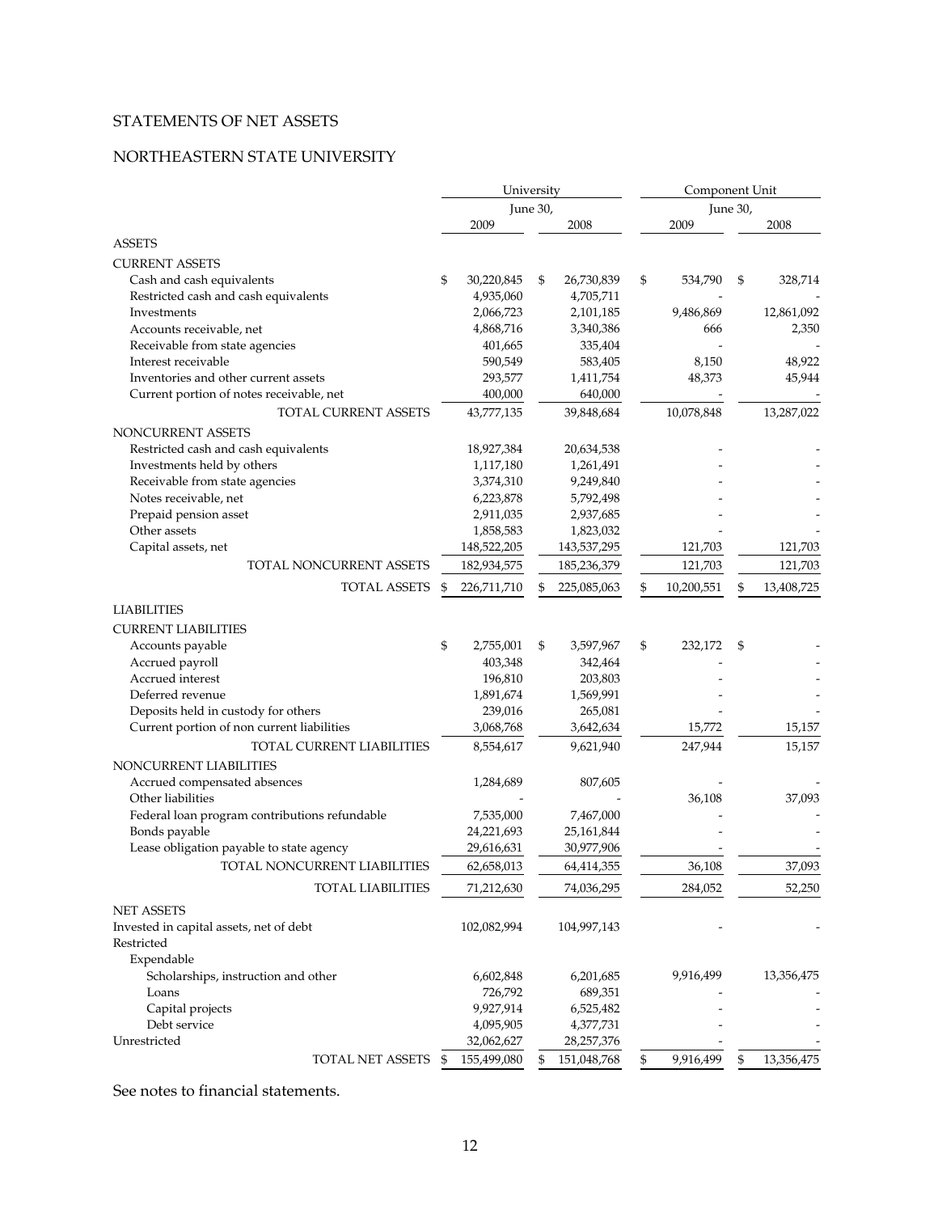STATEMENTS OF NET ASSETS

NORTHEASTERN STATE UNIVERSITY

| | University | | Component Unit | |
|---|---|---|---|---|
| | June 30, | | June 30, | |
| | 2009 | 2008 | 2009 | 2008 |
| **ASSETS** | | | | |
| **CURRENT ASSETS** | | | | |
| Cash and cash equivalents | $ 30,220,845 | $ 26,730,839 | $ 534,790 | $ 328,714 |
| Restricted cash and cash equivalents | 4,935,060 | 4,705,711 | - | - |
| Investments | 2,066,723 | 2,101,185 | 9,486,869 | 12,861,092 |
| Accounts receivable, net | 4,868,716 | 3,340,386 | 666 | 2,350 |
| Receivable from state agencies | 401,665 | 335,404 | - | - |
| Interest receivable | 590,549 | 583,405 | 8,150 | 48,922 |
| Inventories and other current assets | 293,577 | 1,411,754 | 48,373 | 45,944 |
| Current portion of notes receivable, net | 400,000 | 640,000 | - | - |
| TOTAL CURRENT ASSETS | 43,777,135 | 39,848,684 | 10,078,848 | 13,287,022 |
| **NONCURRENT ASSETS** | | | | |
| Restricted cash and cash equivalents | 18,927,384 | 20,634,538 | - | - |
| Investments held by others | 1,117,180 | 1,261,491 | - | - |
| Receivable from state agencies | 3,374,310 | 9,249,840 | - | - |
| Notes receivable, net | 6,223,878 | 5,792,498 | - | - |
| Prepaid pension asset | 2,911,035 | 2,937,685 | - | - |
| Other assets | 1,858,583 | 1,823,032 | - | - |
| Capital assets, net | 148,522,205 | 143,537,295 | 121,703 | 121,703 |
| TOTAL NONCURRENT ASSETS | 182,934,575 | 185,236,379 | 121,703 | 121,703 |
| TOTAL ASSETS | $ 226,711,710 | $ 225,085,063 | $ 10,200,551 | $ 13,408,725 |
| **LIABILITIES** | | | | |
| **CURRENT LIABILITIES** | | | | |
| Accounts payable | $ 2,755,001 | $ 3,597,967 | $ 232,172 | $ - |
| Accrued payroll | 403,348 | 342,464 | - | - |
| Accrued interest | 196,810 | 203,803 | - | - |
| Deferred revenue | 1,891,674 | 1,569,991 | - | - |
| Deposits held in custody for others | 239,016 | 265,081 | - | - |
| Current portion of non current liabilities | 3,068,768 | 3,642,634 | 15,772 | 15,157 |
| TOTAL CURRENT LIABILITIES | 8,554,617 | 9,621,940 | 247,944 | 15,157 |
| **NONCURRENT LIABILITIES** | | | | |
| Accrued compensated absences | 1,284,689 | 807,605 | - | - |
| Other liabilities | - | - | 36,108 | 37,093 |
| Federal loan program contributions refundable | 7,535,000 | 7,467,000 | - | - |
| Bonds payable | 24,221,693 | 25,161,844 | - | - |
| Lease obligation payable to state agency | 29,616,631 | 30,977,906 | - | - |
| TOTAL NONCURRENT LIABILITIES | 62,658,013 | 64,414,355 | 36,108 | 37,093 |
| TOTAL LIABILITIES | 71,212,630 | 74,036,295 | 284,052 | 52,250 |
| **NET ASSETS** | | | | |
| Invested in capital assets, net of debt | 102,082,994 | 104,997,143 | - | - |
| Restricted | | | | |
| Expendable | | | | |
| Scholarships, instruction and other | 6,602,848 | 6,201,685 | 9,916,499 | 13,356,475 |
| Loans | 726,792 | 689,351 | - | - |
| Capital projects | 9,927,914 | 6,525,482 | - | - |
| Debt service | 4,095,905 | 4,377,731 | - | - |
| Unrestricted | 32,062,627 | 28,257,376 | - | - |
| TOTAL NET ASSETS | $ 155,499,080 | $ 151,048,768 | $ 9,916,499 | $ 13,356,475 |

See notes to financial statements.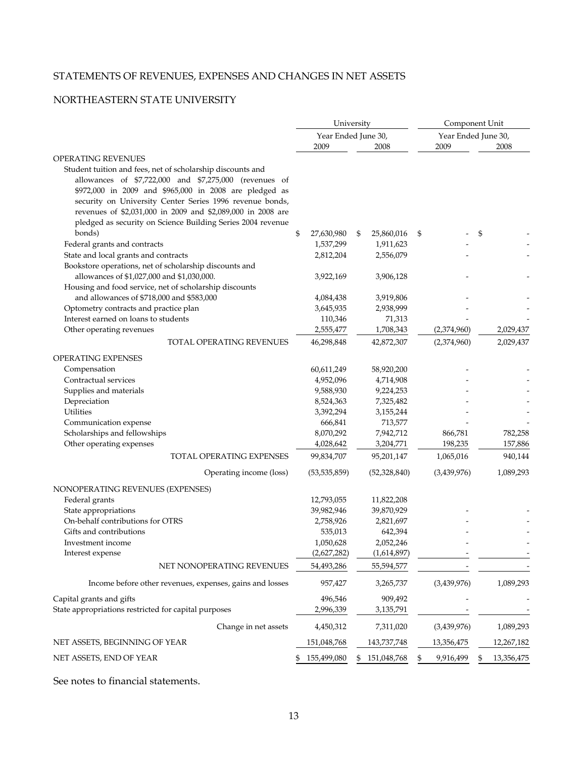# STATEMENTS OF REVENUES, EXPENSES AND CHANGES IN NET ASSETS

## NORTHEASTERN STATE UNIVERSITY

| | University | | Component Unit | |
|---|---|---|---|---|
| | Year Ended June 30, | | Year Ended June 30, | |
| | 2009 | 2008 | 2009 | 2008 |
| OPERATING REVENUES | | | | |
| Student tuition and fees, net of scholarship discounts and allowances of $7,722,000 and $7,275,000 (revenues of $972,000 in 2009 and $965,000 in 2008 are pledged as security on University Center Series 1996 revenue bonds, revenues of $2,031,000 in 2009 and $2,089,000 in 2008 are pledged as security on Science Building Series 2004 revenue bonds) | $ 27,630,980 | $ 25,860,016 | $ - | $ - |
| Federal grants and contracts | 1,537,299 | 1,911,623 | - | - |
| State and local grants and contracts | 2,812,204 | 2,556,079 | - | - |
| Bookstore operations, net of scholarship discounts and allowances of $1,027,000 and $1,030,000. | 3,922,169 | 3,906,128 | - | - |
| Housing and food service, net of scholarship discounts and allowances of $718,000 and $583,000 | 4,084,438 | 3,919,806 | - | - |
| Optometry contracts and practice plan | 3,645,935 | 2,938,999 | - | - |
| Interest earned on loans to students | 110,346 | 71,313 | - | - |
| Other operating revenues | 2,555,477 | 1,708,343 | (2,374,960) | 2,029,437 |
| TOTAL OPERATING REVENUES | 46,298,848 | 42,872,307 | (2,374,960) | 2,029,437 |
| OPERATING EXPENSES | | | | |
| Compensation | 60,611,249 | 58,920,200 | - | - |
| Contractual services | 4,952,096 | 4,714,908 | - | - |
| Supplies and materials | 9,588,930 | 9,224,253 | - | - |
| Depreciation | 8,524,363 | 7,325,482 | - | - |
| Utilities | 3,392,294 | 3,155,244 | - | - |
| Communication expense | 666,841 | 713,577 | - | - |
| Scholarships and fellowships | 8,070,292 | 7,942,712 | 866,781 | 782,258 |
| Other operating expenses | 4,028,642 | 3,204,771 | 198,235 | 157,886 |
| TOTAL OPERATING EXPENSES | 99,834,707 | 95,201,147 | 1,065,016 | 940,144 |
| Operating income (loss) | (53,535,859) | (52,328,840) | (3,439,976) | 1,089,293 |
| NONOPERATING REVENUES (EXPENSES) | | | | |
| Federal grants | 12,793,055 | 11,822,208 | | |
| State appropriations | 39,982,946 | 39,870,929 | - | - |
| On-behalf contributions for OTRS | 2,758,926 | 2,821,697 | - | - |
| Gifts and contributions | 535,013 | 642,394 | - | - |
| Investment income | 1,050,628 | 2,052,246 | - | - |
| Interest expense | (2,627,282) | (1,614,897) | - | - |
| NET NONOPERATING REVENUES | 54,493,286 | 55,594,577 | - | - |
| Income before other revenues, expenses, gains and losses | 957,427 | 3,265,737 | (3,439,976) | 1,089,293 |
| Capital grants and gifts | 496,546 | 909,492 | - | - |
| State appropriations restricted for capital purposes | 2,996,339 | 3,135,791 | - | - |
| Change in net assets | 4,450,312 | 7,311,020 | (3,439,976) | 1,089,293 |
| NET ASSETS, BEGINNING OF YEAR | 151,048,768 | 143,737,748 | 13,356,475 | 12,267,182 |
| NET ASSETS, END OF YEAR | $ 155,499,080 | $ 151,048,768 | $ 9,916,499 | $ 13,356,475 |

See notes to financial statements.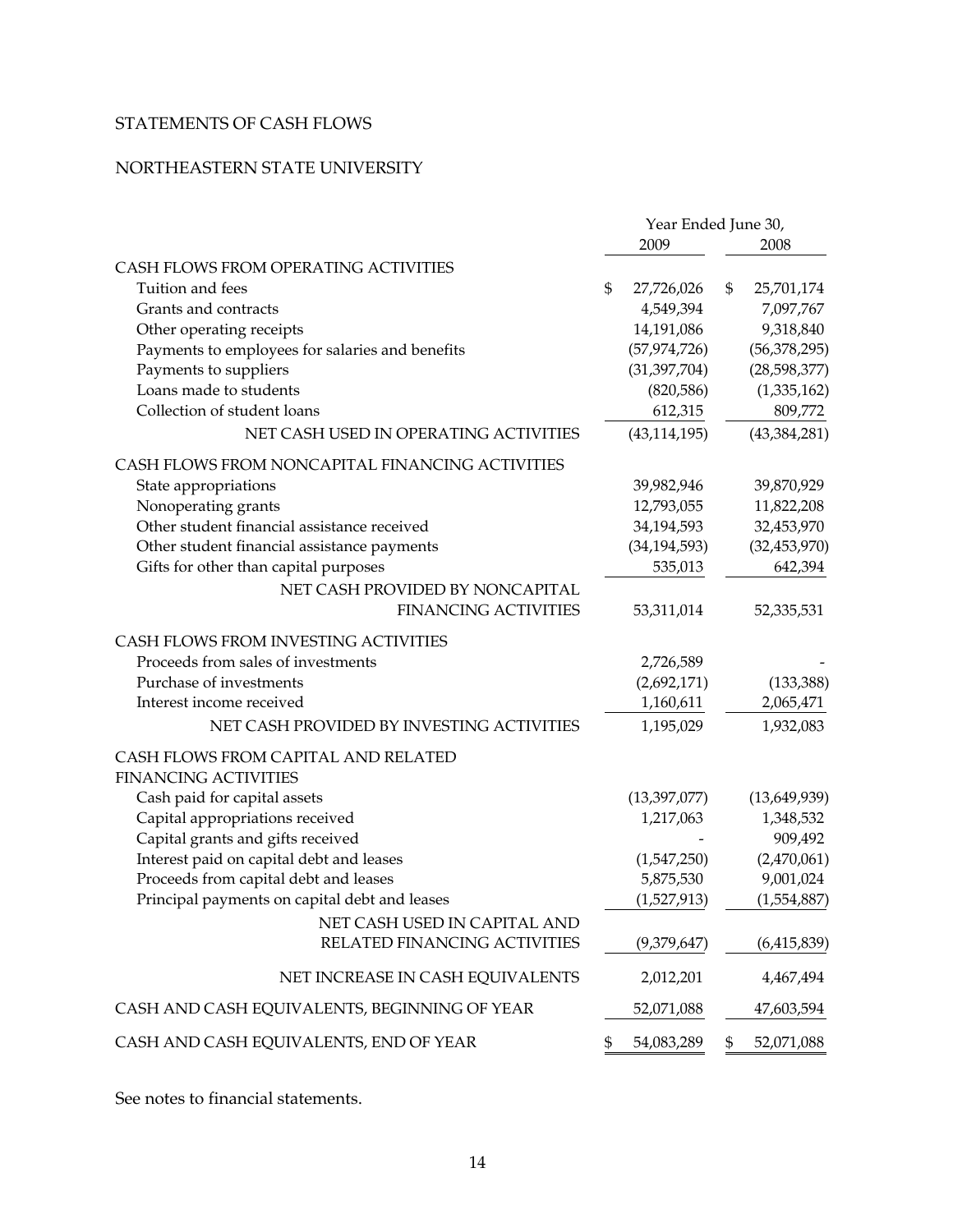# STATEMENTS OF CASH FLOWS

## NORTHEASTERN STATE UNIVERSITY

| | Year Ended June 30, 2009 | Year Ended June 30, 2008 |
|---|---|---|
| CASH FLOWS FROM OPERATING ACTIVITIES | | |
| Tuition and fees | $ 27,726,026 | $ 25,701,174 |
| Grants and contracts | 4,549,394 | 7,097,767 |
| Other operating receipts | 14,191,086 | 9,318,840 |
| Payments to employees for salaries and benefits | (57,974,726) | (56,378,295) |
| Payments to suppliers | (31,397,704) | (28,598,377) |
| Loans made to students | (820,586) | (1,335,162) |
| Collection of student loans | 612,315 | 809,772 |
| NET CASH USED IN OPERATING ACTIVITIES | (43,114,195) | (43,384,281) |
| CASH FLOWS FROM NONCAPITAL FINANCING ACTIVITIES | | |
| State appropriations | 39,982,946 | 39,870,929 |
| Nonoperating grants | 12,793,055 | 11,822,208 |
| Other student financial assistance received | 34,194,593 | 32,453,970 |
| Other student financial assistance payments | (34,194,593) | (32,453,970) |
| Gifts for other than capital purposes | 535,013 | 642,394 |
| NET CASH PROVIDED BY NONCAPITAL FINANCING ACTIVITIES | 53,311,014 | 52,335,531 |
| CASH FLOWS FROM INVESTING ACTIVITIES | | |
| Proceeds from sales of investments | 2,726,589 | - |
| Purchase of investments | (2,692,171) | (133,388) |
| Interest income received | 1,160,611 | 2,065,471 |
| NET CASH PROVIDED BY INVESTING ACTIVITIES | 1,195,029 | 1,932,083 |
| CASH FLOWS FROM CAPITAL AND RELATED FINANCING ACTIVITIES | | |
| Cash paid for capital assets | (13,397,077) | (13,649,939) |
| Capital appropriations received | 1,217,063 | 1,348,532 |
| Capital grants and gifts received | - | 909,492 |
| Interest paid on capital debt and leases | (1,547,250) | (2,470,061) |
| Proceeds from capital debt and leases | 5,875,530 | 9,001,024 |
| Principal payments on capital debt and leases | (1,527,913) | (1,554,887) |
| NET CASH USED IN CAPITAL AND RELATED FINANCING ACTIVITIES | (9,379,647) | (6,415,839) |
| NET INCREASE IN CASH EQUIVALENTS | 2,012,201 | 4,467,494 |
| CASH AND CASH EQUIVALENTS, BEGINNING OF YEAR | 52,071,088 | 47,603,594 |
| CASH AND CASH EQUIVALENTS, END OF YEAR | $ 54,083,289 | $ 52,071,088 |

See notes to financial statements.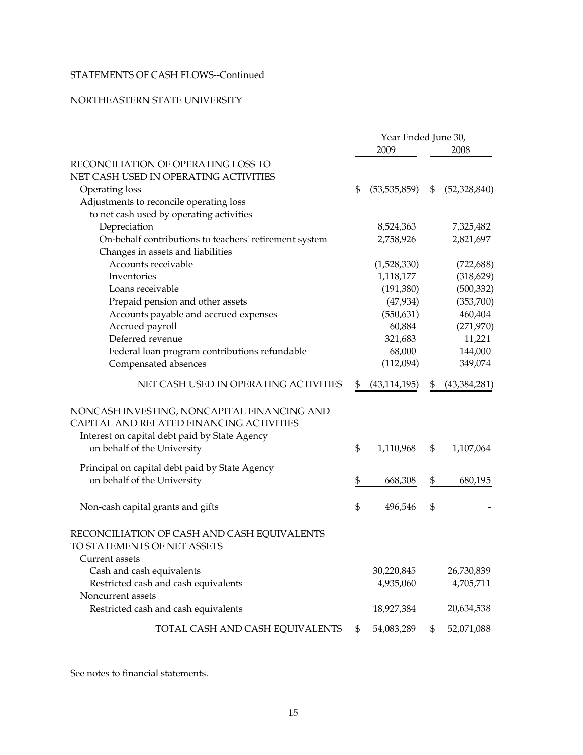STATEMENTS OF CASH FLOWS--Continued

NORTHEASTERN STATE UNIVERSITY

| | Year Ended June 30, 2009 | Year Ended June 30, 2008 |
|---|---|---|
| RECONCILIATION OF OPERATING LOSS TO NET CASH USED IN OPERATING ACTIVITIES | | |
| Operating loss | $ (53,535,859) | $ (52,328,840) |
| Adjustments to reconcile operating loss to net cash used by operating activities | | |
| Depreciation | 8,524,363 | 7,325,482 |
| On-behalf contributions to teachers' retirement system | 2,758,926 | 2,821,697 |
| Changes in assets and liabilities | | |
| Accounts receivable | (1,528,330) | (722,688) |
| Inventories | 1,118,177 | (318,629) |
| Loans receivable | (191,380) | (500,332) |
| Prepaid pension and other assets | (47,934) | (353,700) |
| Accounts payable and accrued expenses | (550,631) | 460,404 |
| Accrued payroll | 60,884 | (271,970) |
| Deferred revenue | 321,683 | 11,221 |
| Federal loan program contributions refundable | 68,000 | 144,000 |
| Compensated absences | (112,094) | 349,074 |
| NET CASH USED IN OPERATING ACTIVITIES | $ (43,114,195) | $ (43,384,281) |
| NONCASH INVESTING, NONCAPITAL FINANCING AND CAPITAL AND RELATED FINANCING ACTIVITIES | | |
| Interest on capital debt paid by State Agency on behalf of the University | $ 1,110,968 | $ 1,107,064 |
| Principal on capital debt paid by State Agency on behalf of the University | $ 668,308 | $ 680,195 |
| Non-cash capital grants and gifts | $ 496,546 | $ - |
| RECONCILIATION OF CASH AND CASH EQUIVALENTS TO STATEMENTS OF NET ASSETS | | |
| Current assets | | |
| Cash and cash equivalents | 30,220,845 | 26,730,839 |
| Restricted cash and cash equivalents | 4,935,060 | 4,705,711 |
| Noncurrent assets | | |
| Restricted cash and cash equivalents | 18,927,384 | 20,634,538 |
| TOTAL CASH AND CASH EQUIVALENTS | $ 54,083,289 | $ 52,071,088 |

See notes to financial statements.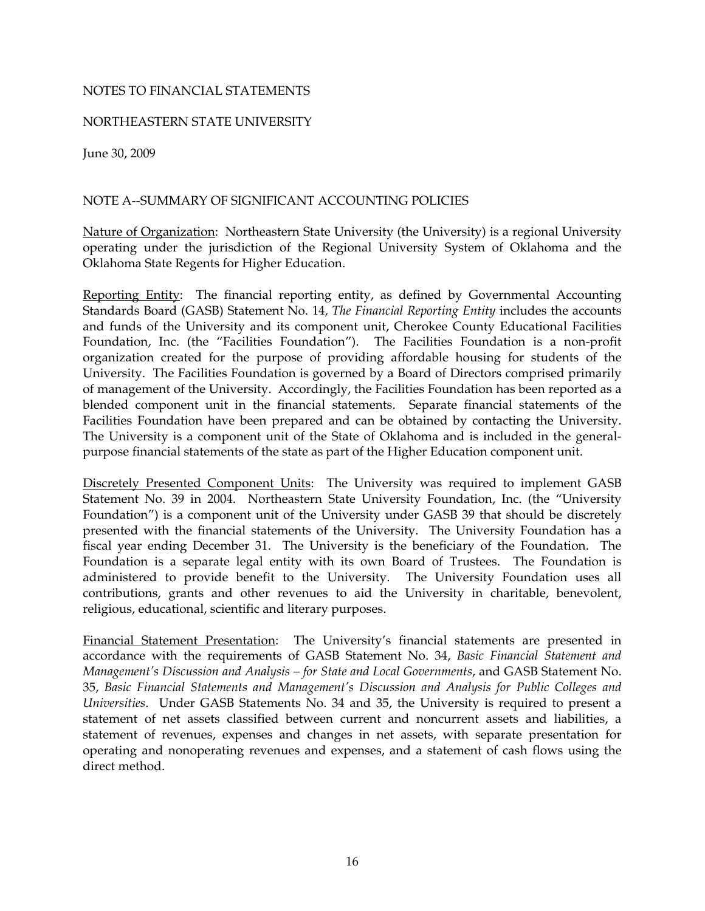NOTES TO FINANCIAL STATEMENTS

NORTHEASTERN STATE UNIVERSITY

June 30, 2009

## NOTE A--SUMMARY OF SIGNIFICANT ACCOUNTING POLICIES

Nature of Organization: Northeastern State University (the University) is a regional University operating under the jurisdiction of the Regional University System of Oklahoma and the Oklahoma State Regents for Higher Education.

Reporting Entity: The financial reporting entity, as defined by Governmental Accounting Standards Board (GASB) Statement No. 14, *The Financial Reporting Entity* includes the accounts and funds of the University and its component unit, Cherokee County Educational Facilities Foundation, Inc. (the "Facilities Foundation"). The Facilities Foundation is a non-profit organization created for the purpose of providing affordable housing for students of the University. The Facilities Foundation is governed by a Board of Directors comprised primarily of management of the University. Accordingly, the Facilities Foundation has been reported as a blended component unit in the financial statements. Separate financial statements of the Facilities Foundation have been prepared and can be obtained by contacting the University. The University is a component unit of the State of Oklahoma and is included in the general-purpose financial statements of the state as part of the Higher Education component unit.

Discretely Presented Component Units: The University was required to implement GASB Statement No. 39 in 2004. Northeastern State University Foundation, Inc. (the "University Foundation") is a component unit of the University under GASB 39 that should be discretely presented with the financial statements of the University. The University Foundation has a fiscal year ending December 31. The University is the beneficiary of the Foundation. The Foundation is a separate legal entity with its own Board of Trustees. The Foundation is administered to provide benefit to the University. The University Foundation uses all contributions, grants and other revenues to aid the University in charitable, benevolent, religious, educational, scientific and literary purposes.

Financial Statement Presentation: The University's financial statements are presented in accordance with the requirements of GASB Statement No. 34, *Basic Financial Statement and Management's Discussion and Analysis – for State and Local Governments*, and GASB Statement No. 35, *Basic Financial Statements and Management's Discussion and Analysis for Public Colleges and Universities*. Under GASB Statements No. 34 and 35, the University is required to present a statement of net assets classified between current and noncurrent assets and liabilities, a statement of revenues, expenses and changes in net assets, with separate presentation for operating and nonoperating revenues and expenses, and a statement of cash flows using the direct method.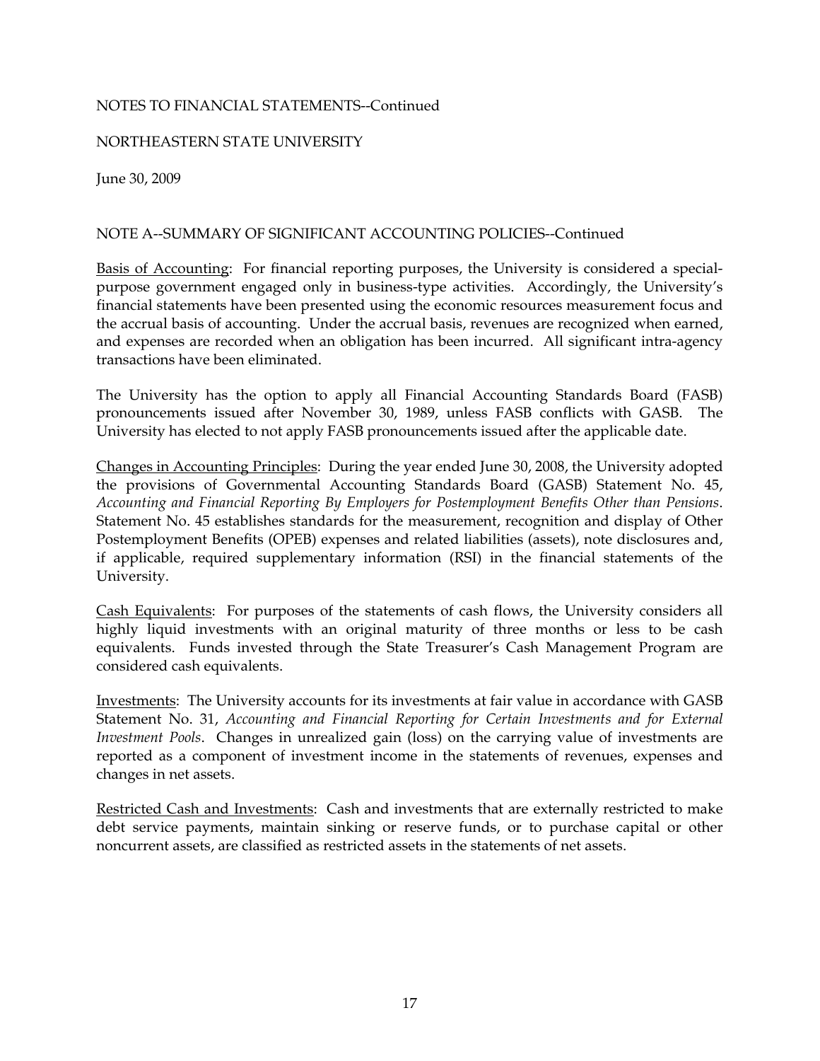NOTES TO FINANCIAL STATEMENTS--Continued

NORTHEASTERN STATE UNIVERSITY

June 30, 2009

NOTE A--SUMMARY OF SIGNIFICANT ACCOUNTING POLICIES--Continued

Basis of Accounting: For financial reporting purposes, the University is considered a special-purpose government engaged only in business-type activities. Accordingly, the University's financial statements have been presented using the economic resources measurement focus and the accrual basis of accounting. Under the accrual basis, revenues are recognized when earned, and expenses are recorded when an obligation has been incurred. All significant intra-agency transactions have been eliminated.

The University has the option to apply all Financial Accounting Standards Board (FASB) pronouncements issued after November 30, 1989, unless FASB conflicts with GASB. The University has elected to not apply FASB pronouncements issued after the applicable date.

Changes in Accounting Principles: During the year ended June 30, 2008, the University adopted the provisions of Governmental Accounting Standards Board (GASB) Statement No. 45, *Accounting and Financial Reporting By Employers for Postemployment Benefits Other than Pensions*. Statement No. 45 establishes standards for the measurement, recognition and display of Other Postemployment Benefits (OPEB) expenses and related liabilities (assets), note disclosures and, if applicable, required supplementary information (RSI) in the financial statements of the University.

Cash Equivalents: For purposes of the statements of cash flows, the University considers all highly liquid investments with an original maturity of three months or less to be cash equivalents. Funds invested through the State Treasurer's Cash Management Program are considered cash equivalents.

Investments: The University accounts for its investments at fair value in accordance with GASB Statement No. 31, *Accounting and Financial Reporting for Certain Investments and for External Investment Pools*. Changes in unrealized gain (loss) on the carrying value of investments are reported as a component of investment income in the statements of revenues, expenses and changes in net assets.

Restricted Cash and Investments: Cash and investments that are externally restricted to make debt service payments, maintain sinking or reserve funds, or to purchase capital or other noncurrent assets, are classified as restricted assets in the statements of net assets.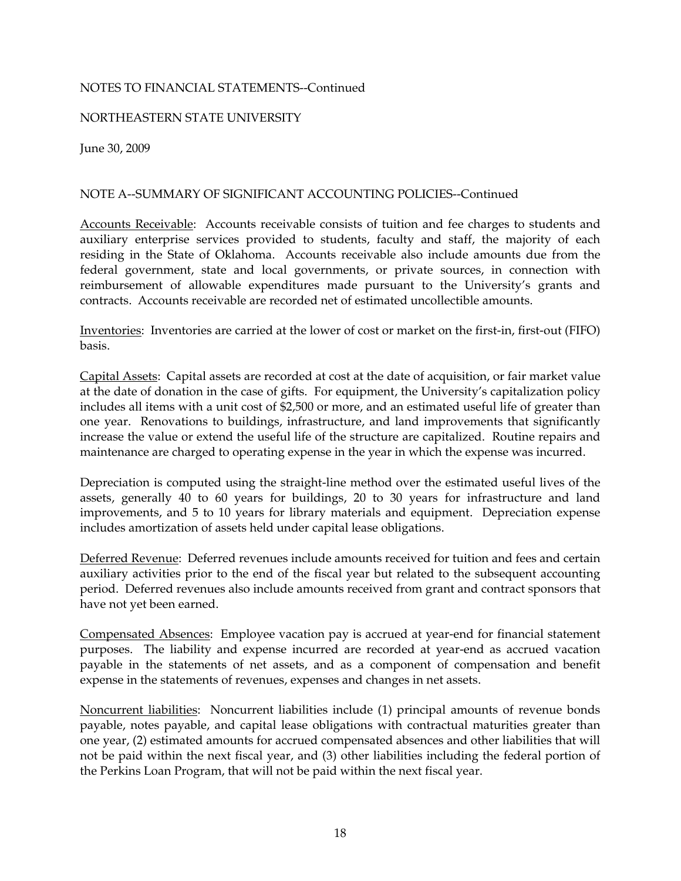NOTES TO FINANCIAL STATEMENTS--Continued

NORTHEASTERN STATE UNIVERSITY

June 30, 2009

NOTE A--SUMMARY OF SIGNIFICANT ACCOUNTING POLICIES--Continued

Accounts Receivable: Accounts receivable consists of tuition and fee charges to students and auxiliary enterprise services provided to students, faculty and staff, the majority of each residing in the State of Oklahoma. Accounts receivable also include amounts due from the federal government, state and local governments, or private sources, in connection with reimbursement of allowable expenditures made pursuant to the University's grants and contracts. Accounts receivable are recorded net of estimated uncollectible amounts.

Inventories: Inventories are carried at the lower of cost or market on the first-in, first-out (FIFO) basis.

Capital Assets: Capital assets are recorded at cost at the date of acquisition, or fair market value at the date of donation in the case of gifts. For equipment, the University's capitalization policy includes all items with a unit cost of $2,500 or more, and an estimated useful life of greater than one year. Renovations to buildings, infrastructure, and land improvements that significantly increase the value or extend the useful life of the structure are capitalized. Routine repairs and maintenance are charged to operating expense in the year in which the expense was incurred.

Depreciation is computed using the straight-line method over the estimated useful lives of the assets, generally 40 to 60 years for buildings, 20 to 30 years for infrastructure and land improvements, and 5 to 10 years for library materials and equipment. Depreciation expense includes amortization of assets held under capital lease obligations.

Deferred Revenue: Deferred revenues include amounts received for tuition and fees and certain auxiliary activities prior to the end of the fiscal year but related to the subsequent accounting period. Deferred revenues also include amounts received from grant and contract sponsors that have not yet been earned.

Compensated Absences: Employee vacation pay is accrued at year-end for financial statement purposes. The liability and expense incurred are recorded at year-end as accrued vacation payable in the statements of net assets, and as a component of compensation and benefit expense in the statements of revenues, expenses and changes in net assets.

Noncurrent liabilities: Noncurrent liabilities include (1) principal amounts of revenue bonds payable, notes payable, and capital lease obligations with contractual maturities greater than one year, (2) estimated amounts for accrued compensated absences and other liabilities that will not be paid within the next fiscal year, and (3) other liabilities including the federal portion of the Perkins Loan Program, that will not be paid within the next fiscal year.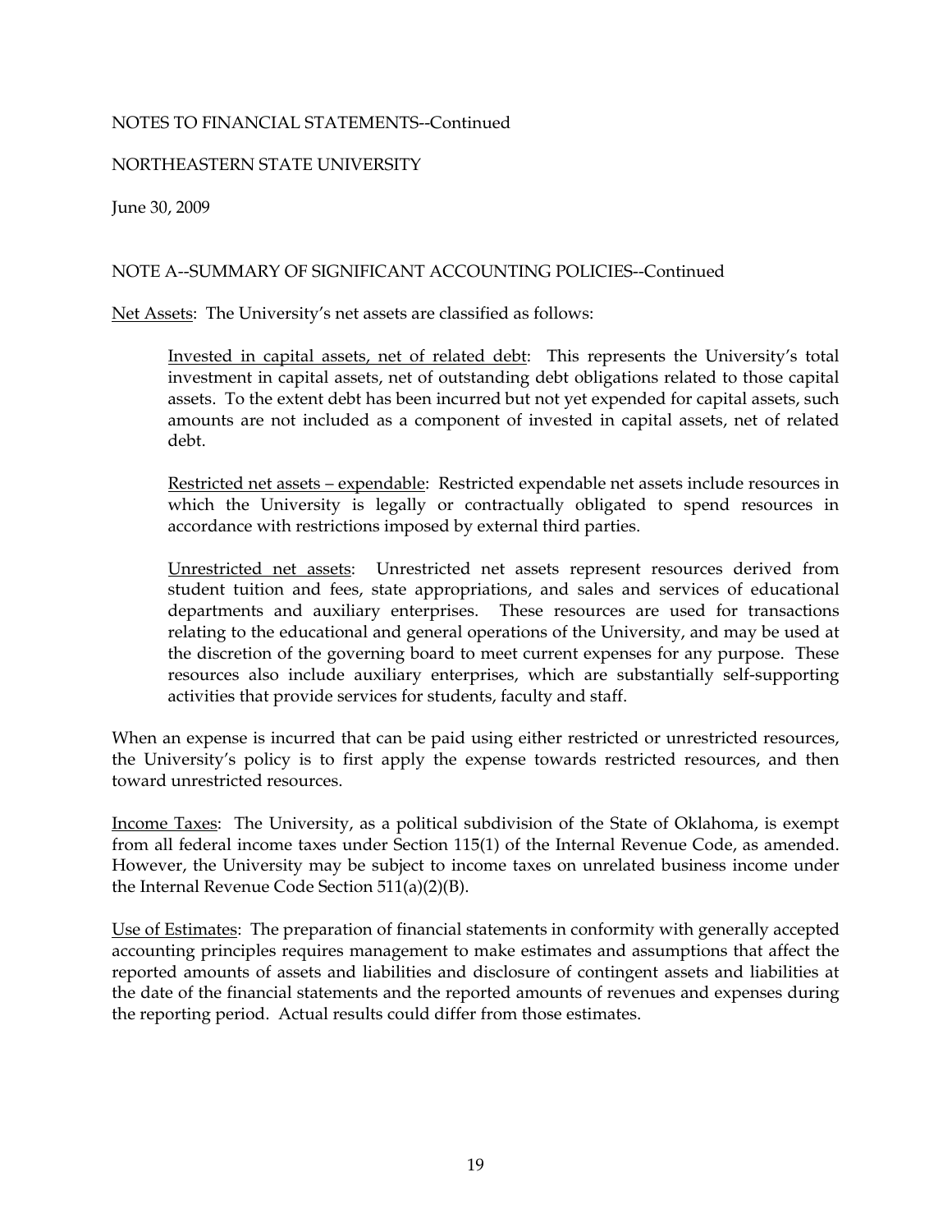NOTES TO FINANCIAL STATEMENTS--Continued

NORTHEASTERN STATE UNIVERSITY

June 30, 2009

NOTE A--SUMMARY OF SIGNIFICANT ACCOUNTING POLICIES--Continued

Net Assets: The University's net assets are classified as follows:

> Invested in capital assets, net of related debt: This represents the University's total investment in capital assets, net of outstanding debt obligations related to those capital assets. To the extent debt has been incurred but not yet expended for capital assets, such amounts are not included as a component of invested in capital assets, net of related debt.
>
> Restricted net assets – expendable: Restricted expendable net assets include resources in which the University is legally or contractually obligated to spend resources in accordance with restrictions imposed by external third parties.
>
> Unrestricted net assets: Unrestricted net assets represent resources derived from student tuition and fees, state appropriations, and sales and services of educational departments and auxiliary enterprises. These resources are used for transactions relating to the educational and general operations of the University, and may be used at the discretion of the governing board to meet current expenses for any purpose. These resources also include auxiliary enterprises, which are substantially self-supporting activities that provide services for students, faculty and staff.

When an expense is incurred that can be paid using either restricted or unrestricted resources, the University's policy is to first apply the expense towards restricted resources, and then toward unrestricted resources.

Income Taxes: The University, as a political subdivision of the State of Oklahoma, is exempt from all federal income taxes under Section 115(1) of the Internal Revenue Code, as amended. However, the University may be subject to income taxes on unrelated business income under the Internal Revenue Code Section 511(a)(2)(B).

Use of Estimates: The preparation of financial statements in conformity with generally accepted accounting principles requires management to make estimates and assumptions that affect the reported amounts of assets and liabilities and disclosure of contingent assets and liabilities at the date of the financial statements and the reported amounts of revenues and expenses during the reporting period. Actual results could differ from those estimates.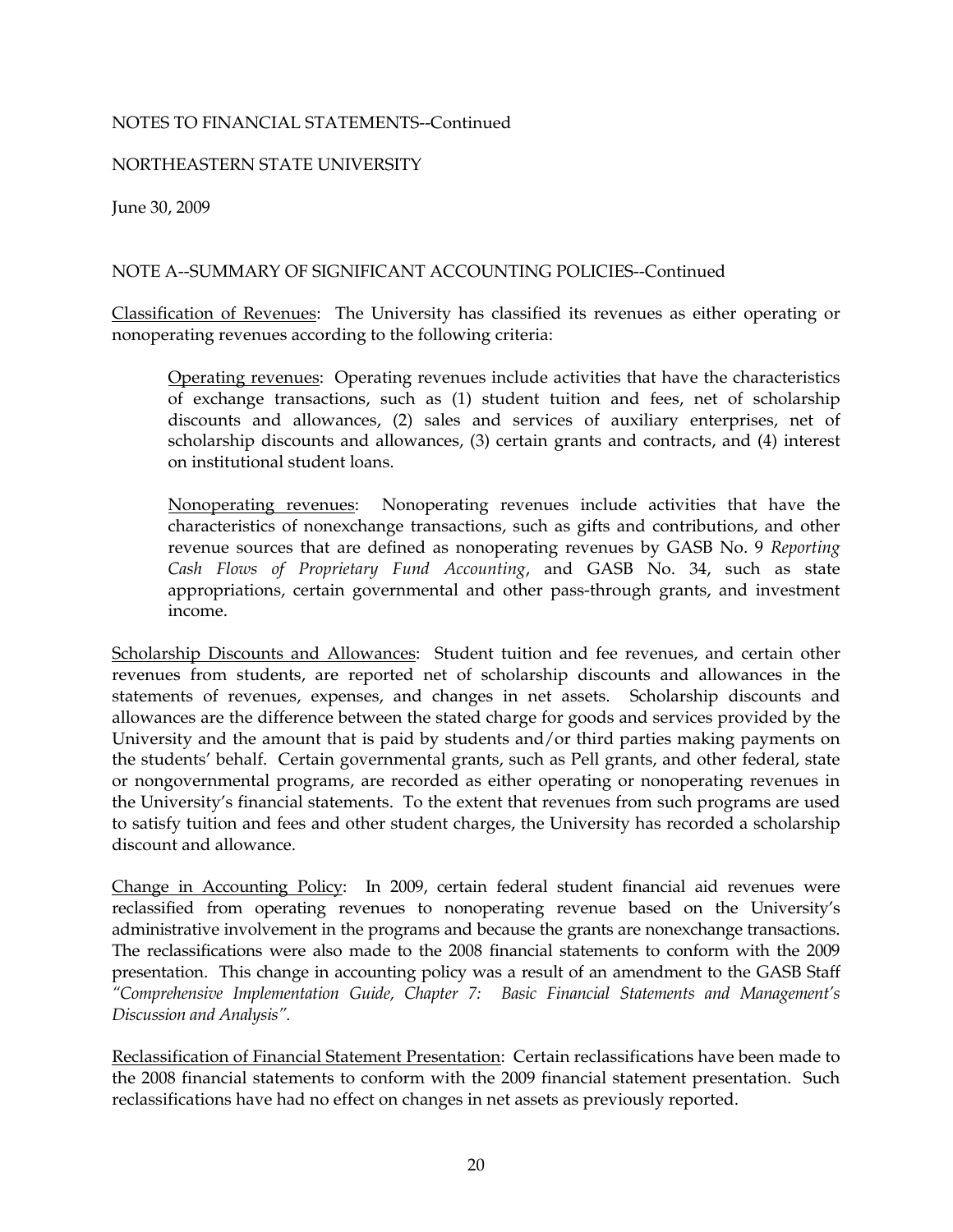NOTES TO FINANCIAL STATEMENTS--Continued

NORTHEASTERN STATE UNIVERSITY

June 30, 2009

NOTE A--SUMMARY OF SIGNIFICANT ACCOUNTING POLICIES--Continued

Classification of Revenues: The University has classified its revenues as either operating or nonoperating revenues according to the following criteria:

> Operating revenues: Operating revenues include activities that have the characteristics of exchange transactions, such as (1) student tuition and fees, net of scholarship discounts and allowances, (2) sales and services of auxiliary enterprises, net of scholarship discounts and allowances, (3) certain grants and contracts, and (4) interest on institutional student loans.
>
> Nonoperating revenues: Nonoperating revenues include activities that have the characteristics of nonexchange transactions, such as gifts and contributions, and other revenue sources that are defined as nonoperating revenues by GASB No. 9 *Reporting Cash Flows of Proprietary Fund Accounting*, and GASB No. 34, such as state appropriations, certain governmental and other pass-through grants, and investment income.

Scholarship Discounts and Allowances: Student tuition and fee revenues, and certain other revenues from students, are reported net of scholarship discounts and allowances in the statements of revenues, expenses, and changes in net assets. Scholarship discounts and allowances are the difference between the stated charge for goods and services provided by the University and the amount that is paid by students and/or third parties making payments on the students' behalf. Certain governmental grants, such as Pell grants, and other federal, state or nongovernmental programs, are recorded as either operating or nonoperating revenues in the University's financial statements. To the extent that revenues from such programs are used to satisfy tuition and fees and other student charges, the University has recorded a scholarship discount and allowance.

Change in Accounting Policy: In 2009, certain federal student financial aid revenues were reclassified from operating revenues to nonoperating revenue based on the University's administrative involvement in the programs and because the grants are nonexchange transactions. The reclassifications were also made to the 2008 financial statements to conform with the 2009 presentation. This change in accounting policy was a result of an amendment to the GASB Staff *"Comprehensive Implementation Guide, Chapter 7: Basic Financial Statements and Management's Discussion and Analysis".*

Reclassification of Financial Statement Presentation: Certain reclassifications have been made to the 2008 financial statements to conform with the 2009 financial statement presentation. Such reclassifications have had no effect on changes in net assets as previously reported.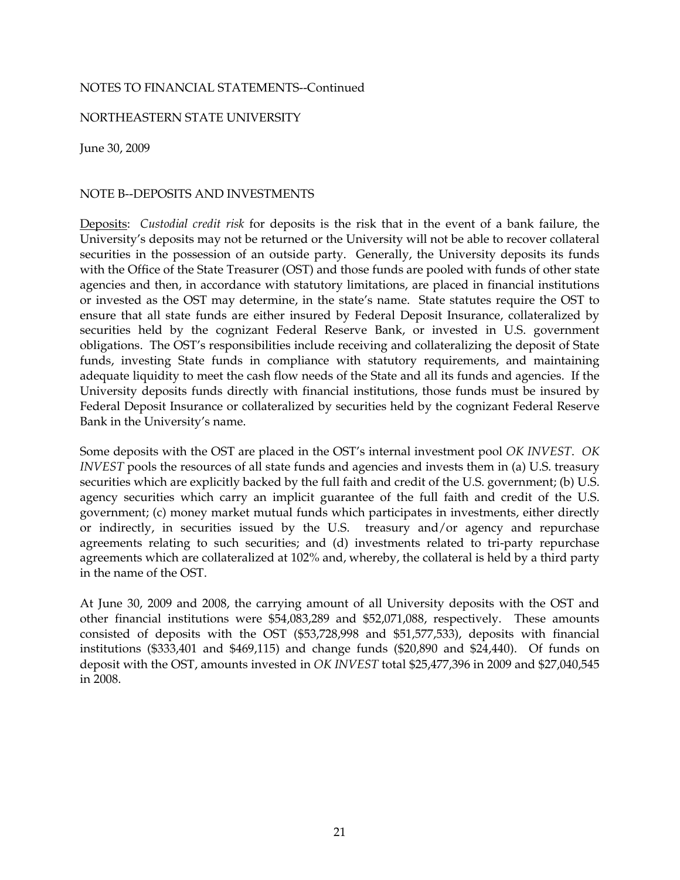NOTES TO FINANCIAL STATEMENTS--Continued

NORTHEASTERN STATE UNIVERSITY

June 30, 2009

NOTE B--DEPOSITS AND INVESTMENTS

Deposits: *Custodial credit risk* for deposits is the risk that in the event of a bank failure, the University's deposits may not be returned or the University will not be able to recover collateral securities in the possession of an outside party. Generally, the University deposits its funds with the Office of the State Treasurer (OST) and those funds are pooled with funds of other state agencies and then, in accordance with statutory limitations, are placed in financial institutions or invested as the OST may determine, in the state's name. State statutes require the OST to ensure that all state funds are either insured by Federal Deposit Insurance, collateralized by securities held by the cognizant Federal Reserve Bank, or invested in U.S. government obligations. The OST's responsibilities include receiving and collateralizing the deposit of State funds, investing State funds in compliance with statutory requirements, and maintaining adequate liquidity to meet the cash flow needs of the State and all its funds and agencies. If the University deposits funds directly with financial institutions, those funds must be insured by Federal Deposit Insurance or collateralized by securities held by the cognizant Federal Reserve Bank in the University's name.

Some deposits with the OST are placed in the OST's internal investment pool *OK INVEST*. *OK INVEST* pools the resources of all state funds and agencies and invests them in (a) U.S. treasury securities which are explicitly backed by the full faith and credit of the U.S. government; (b) U.S. agency securities which carry an implicit guarantee of the full faith and credit of the U.S. government; (c) money market mutual funds which participates in investments, either directly or indirectly, in securities issued by the U.S. treasury and/or agency and repurchase agreements relating to such securities; and (d) investments related to tri-party repurchase agreements which are collateralized at 102% and, whereby, the collateral is held by a third party in the name of the OST.

At June 30, 2009 and 2008, the carrying amount of all University deposits with the OST and other financial institutions were $54,083,289 and $52,071,088, respectively. These amounts consisted of deposits with the OST ($53,728,998 and $51,577,533), deposits with financial institutions ($333,401 and $469,115) and change funds ($20,890 and $24,440). Of funds on deposit with the OST, amounts invested in *OK INVEST* total $25,477,396 in 2009 and $27,040,545 in 2008.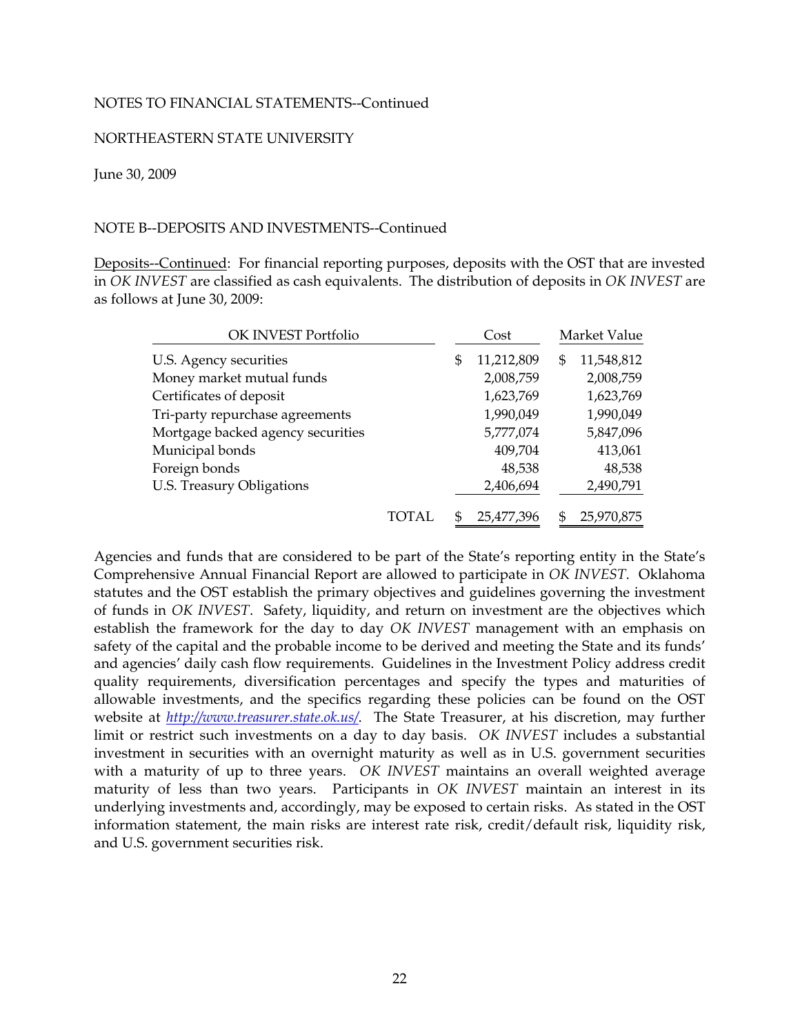NOTES TO FINANCIAL STATEMENTS--Continued

NORTHEASTERN STATE UNIVERSITY

June 30, 2009

NOTE B--DEPOSITS AND INVESTMENTS--Continued

Deposits--Continued: For financial reporting purposes, deposits with the OST that are invested in *OK INVEST* are classified as cash equivalents. The distribution of deposits in *OK INVEST* are as follows at June 30, 2009:

| OK INVEST Portfolio | Cost | Market Value |
|---|---|---|
| U.S. Agency securities | $ 11,212,809 | $ 11,548,812 |
| Money market mutual funds | 2,008,759 | 2,008,759 |
| Certificates of deposit | 1,623,769 | 1,623,769 |
| Tri-party repurchase agreements | 1,990,049 | 1,990,049 |
| Mortgage backed agency securities | 5,777,074 | 5,847,096 |
| Municipal bonds | 409,704 | 413,061 |
| Foreign bonds | 48,538 | 48,538 |
| U.S. Treasury Obligations | 2,406,694 | 2,490,791 |
| TOTAL | $ 25,477,396 | $ 25,970,875 |

Agencies and funds that are considered to be part of the State's reporting entity in the State's Comprehensive Annual Financial Report are allowed to participate in *OK INVEST*. Oklahoma statutes and the OST establish the primary objectives and guidelines governing the investment of funds in *OK INVEST*. Safety, liquidity, and return on investment are the objectives which establish the framework for the day to day *OK INVEST* management with an emphasis on safety of the capital and the probable income to be derived and meeting the State and its funds' and agencies' daily cash flow requirements. Guidelines in the Investment Policy address credit quality requirements, diversification percentages and specify the types and maturities of allowable investments, and the specifics regarding these policies can be found on the OST website at *http://www.treasurer.state.ok.us/*. The State Treasurer, at his discretion, may further limit or restrict such investments on a day to day basis. *OK INVEST* includes a substantial investment in securities with an overnight maturity as well as in U.S. government securities with a maturity of up to three years. *OK INVEST* maintains an overall weighted average maturity of less than two years. Participants in *OK INVEST* maintain an interest in its underlying investments and, accordingly, may be exposed to certain risks. As stated in the OST information statement, the main risks are interest rate risk, credit/default risk, liquidity risk, and U.S. government securities risk.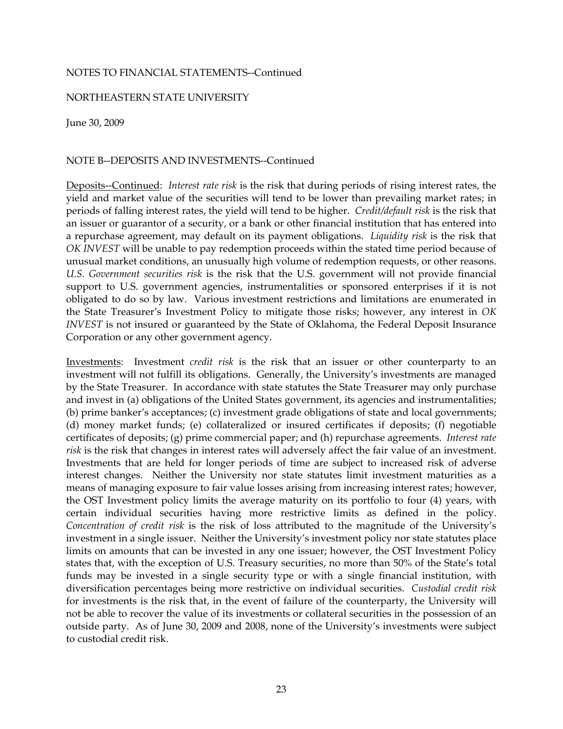NOTES TO FINANCIAL STATEMENTS--Continued

NORTHEASTERN STATE UNIVERSITY

June 30, 2009

NOTE B--DEPOSITS AND INVESTMENTS--Continued

Deposits--Continued: *Interest rate risk* is the risk that during periods of rising interest rates, the yield and market value of the securities will tend to be lower than prevailing market rates; in periods of falling interest rates, the yield will tend to be higher. *Credit/default risk* is the risk that an issuer or guarantor of a security, or a bank or other financial institution that has entered into a repurchase agreement, may default on its payment obligations. *Liquidity risk* is the risk that *OK INVEST* will be unable to pay redemption proceeds within the stated time period because of unusual market conditions, an unusually high volume of redemption requests, or other reasons. *U.S. Government securities risk* is the risk that the U.S. government will not provide financial support to U.S. government agencies, instrumentalities or sponsored enterprises if it is not obligated to do so by law. Various investment restrictions and limitations are enumerated in the State Treasurer's Investment Policy to mitigate those risks; however, any interest in *OK INVEST* is not insured or guaranteed by the State of Oklahoma, the Federal Deposit Insurance Corporation or any other government agency.

Investments: Investment *credit risk* is the risk that an issuer or other counterparty to an investment will not fulfill its obligations. Generally, the University's investments are managed by the State Treasurer. In accordance with state statutes the State Treasurer may only purchase and invest in (a) obligations of the United States government, its agencies and instrumentalities; (b) prime banker's acceptances; (c) investment grade obligations of state and local governments; (d) money market funds; (e) collateralized or insured certificates if deposits; (f) negotiable certificates of deposits; (g) prime commercial paper; and (h) repurchase agreements. *Interest rate risk* is the risk that changes in interest rates will adversely affect the fair value of an investment. Investments that are held for longer periods of time are subject to increased risk of adverse interest changes. Neither the University nor state statutes limit investment maturities as a means of managing exposure to fair value losses arising from increasing interest rates; however, the OST Investment policy limits the average maturity on its portfolio to four (4) years, with certain individual securities having more restrictive limits as defined in the policy. *Concentration of credit risk* is the risk of loss attributed to the magnitude of the University's investment in a single issuer. Neither the University's investment policy nor state statutes place limits on amounts that can be invested in any one issuer; however, the OST Investment Policy states that, with the exception of U.S. Treasury securities, no more than 50% of the State's total funds may be invested in a single security type or with a single financial institution, with diversification percentages being more restrictive on individual securities. *Custodial credit risk* for investments is the risk that, in the event of failure of the counterparty, the University will not be able to recover the value of its investments or collateral securities in the possession of an outside party. As of June 30, 2009 and 2008, none of the University's investments were subject to custodial credit risk.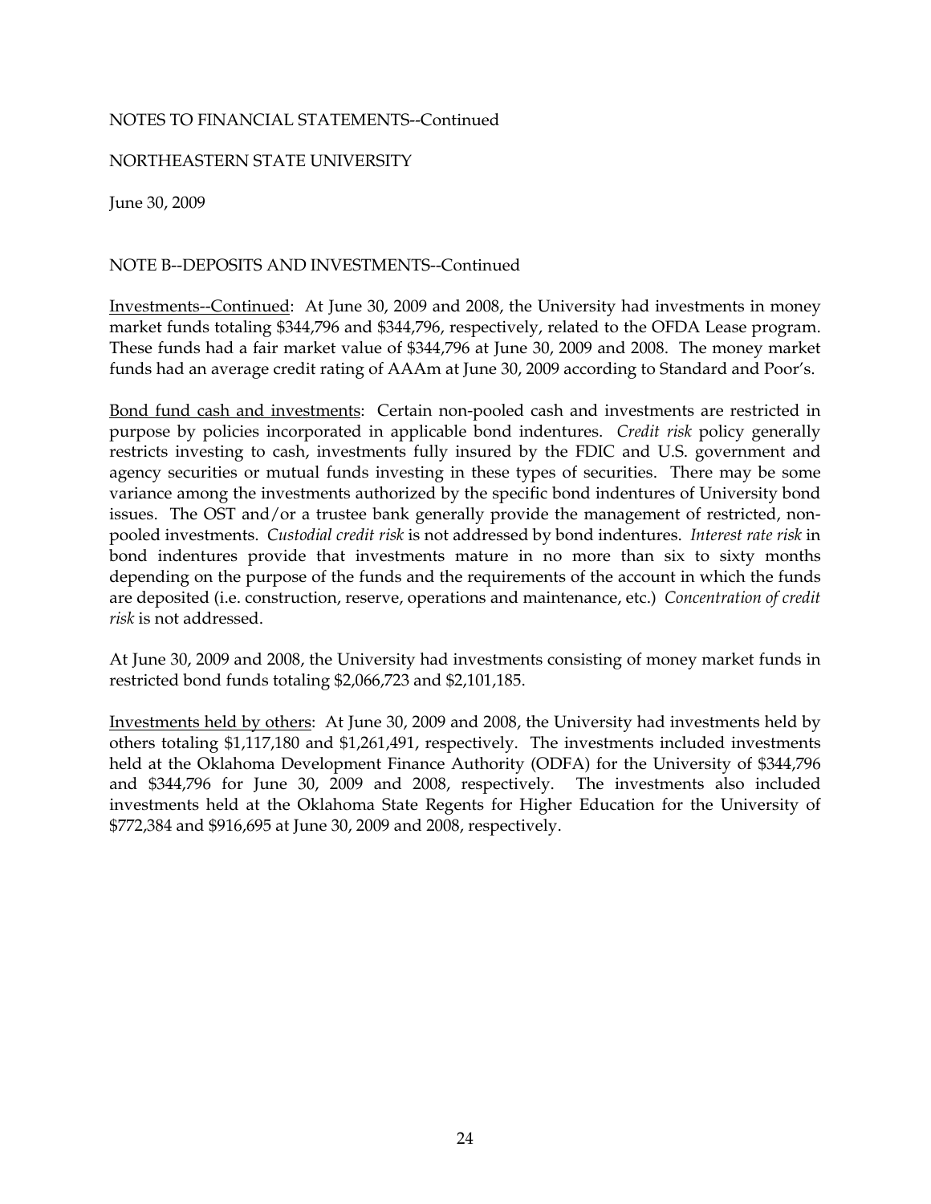NOTES TO FINANCIAL STATEMENTS--Continued

NORTHEASTERN STATE UNIVERSITY

June 30, 2009

NOTE B--DEPOSITS AND INVESTMENTS--Continued

Investments--Continued: At June 30, 2009 and 2008, the University had investments in money market funds totaling $344,796 and $344,796, respectively, related to the OFDA Lease program. These funds had a fair market value of $344,796 at June 30, 2009 and 2008. The money market funds had an average credit rating of AAAm at June 30, 2009 according to Standard and Poor's.

Bond fund cash and investments: Certain non-pooled cash and investments are restricted in purpose by policies incorporated in applicable bond indentures. *Credit risk* policy generally restricts investing to cash, investments fully insured by the FDIC and U.S. government and agency securities or mutual funds investing in these types of securities. There may be some variance among the investments authorized by the specific bond indentures of University bond issues. The OST and/or a trustee bank generally provide the management of restricted, non-pooled investments. *Custodial credit risk* is not addressed by bond indentures. *Interest rate risk* in bond indentures provide that investments mature in no more than six to sixty months depending on the purpose of the funds and the requirements of the account in which the funds are deposited (i.e. construction, reserve, operations and maintenance, etc.) *Concentration of credit risk* is not addressed.

At June 30, 2009 and 2008, the University had investments consisting of money market funds in restricted bond funds totaling $2,066,723 and $2,101,185.

Investments held by others: At June 30, 2009 and 2008, the University had investments held by others totaling $1,117,180 and $1,261,491, respectively. The investments included investments held at the Oklahoma Development Finance Authority (ODFA) for the University of $344,796 and $344,796 for June 30, 2009 and 2008, respectively. The investments also included investments held at the Oklahoma State Regents for Higher Education for the University of $772,384 and $916,695 at June 30, 2009 and 2008, respectively.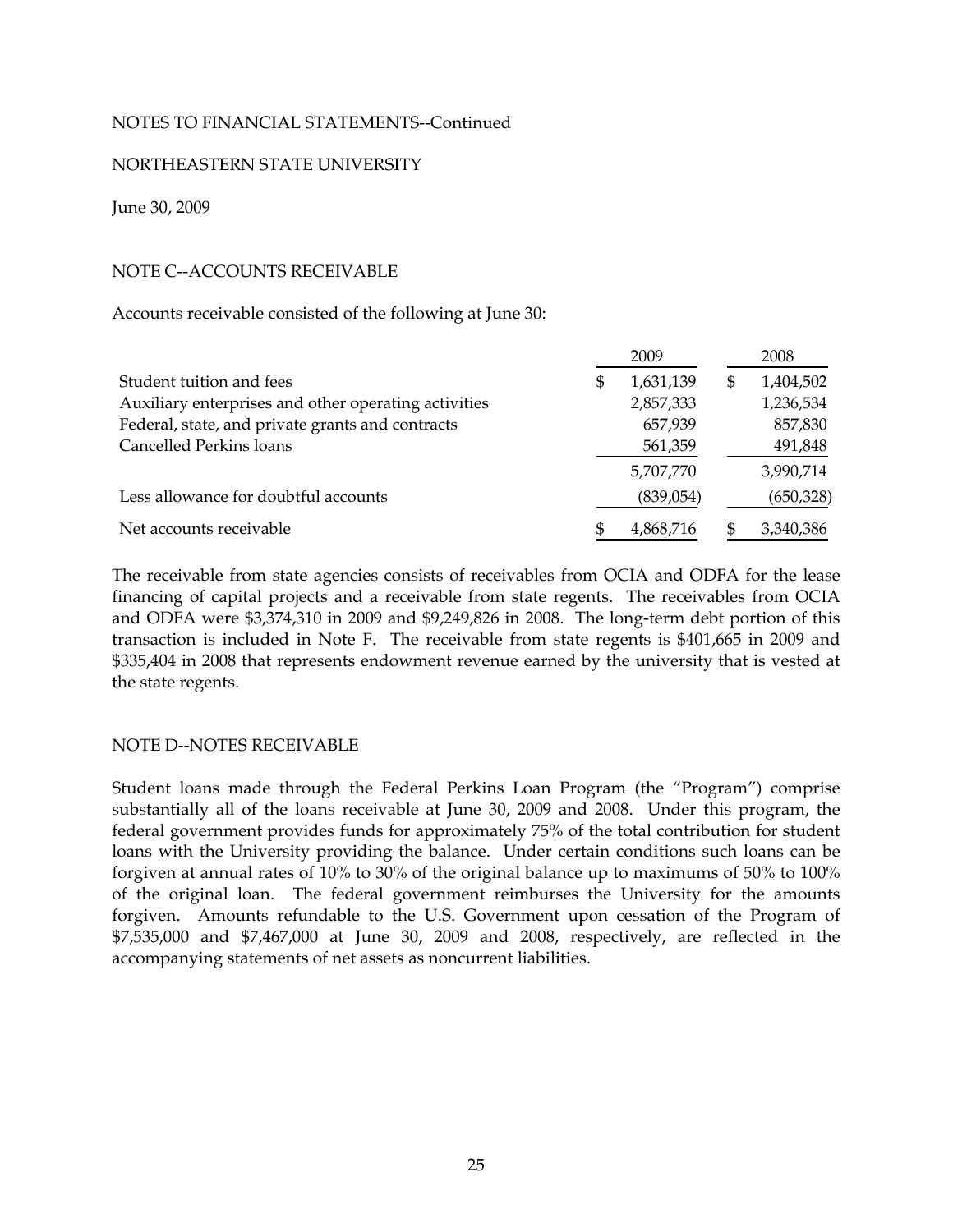NOTES TO FINANCIAL STATEMENTS--Continued

NORTHEASTERN STATE UNIVERSITY

June 30, 2009

## NOTE C--ACCOUNTS RECEIVABLE

Accounts receivable consisted of the following at June 30:

| | 2009 | 2008 |
|---|---|---|
| Student tuition and fees | $ 1,631,139 | $ 1,404,502 |
| Auxiliary enterprises and other operating activities | 2,857,333 | 1,236,534 |
| Federal, state, and private grants and contracts | 657,939 | 857,830 |
| Cancelled Perkins loans | 561,359 | 491,848 |
| | 5,707,770 | 3,990,714 |
| Less allowance for doubtful accounts | (839,054) | (650,328) |
| Net accounts receivable | $ 4,868,716 | $ 3,340,386 |

The receivable from state agencies consists of receivables from OCIA and ODFA for the lease financing of capital projects and a receivable from state regents. The receivables from OCIA and ODFA were $3,374,310 in 2009 and $9,249,826 in 2008. The long-term debt portion of this transaction is included in Note F. The receivable from state regents is $401,665 in 2009 and $335,404 in 2008 that represents endowment revenue earned by the university that is vested at the state regents.

## NOTE D--NOTES RECEIVABLE

Student loans made through the Federal Perkins Loan Program (the "Program") comprise substantially all of the loans receivable at June 30, 2009 and 2008. Under this program, the federal government provides funds for approximately 75% of the total contribution for student loans with the University providing the balance. Under certain conditions such loans can be forgiven at annual rates of 10% to 30% of the original balance up to maximums of 50% to 100% of the original loan. The federal government reimburses the University for the amounts forgiven. Amounts refundable to the U.S. Government upon cessation of the Program of $7,535,000 and $7,467,000 at June 30, 2009 and 2008, respectively, are reflected in the accompanying statements of net assets as noncurrent liabilities.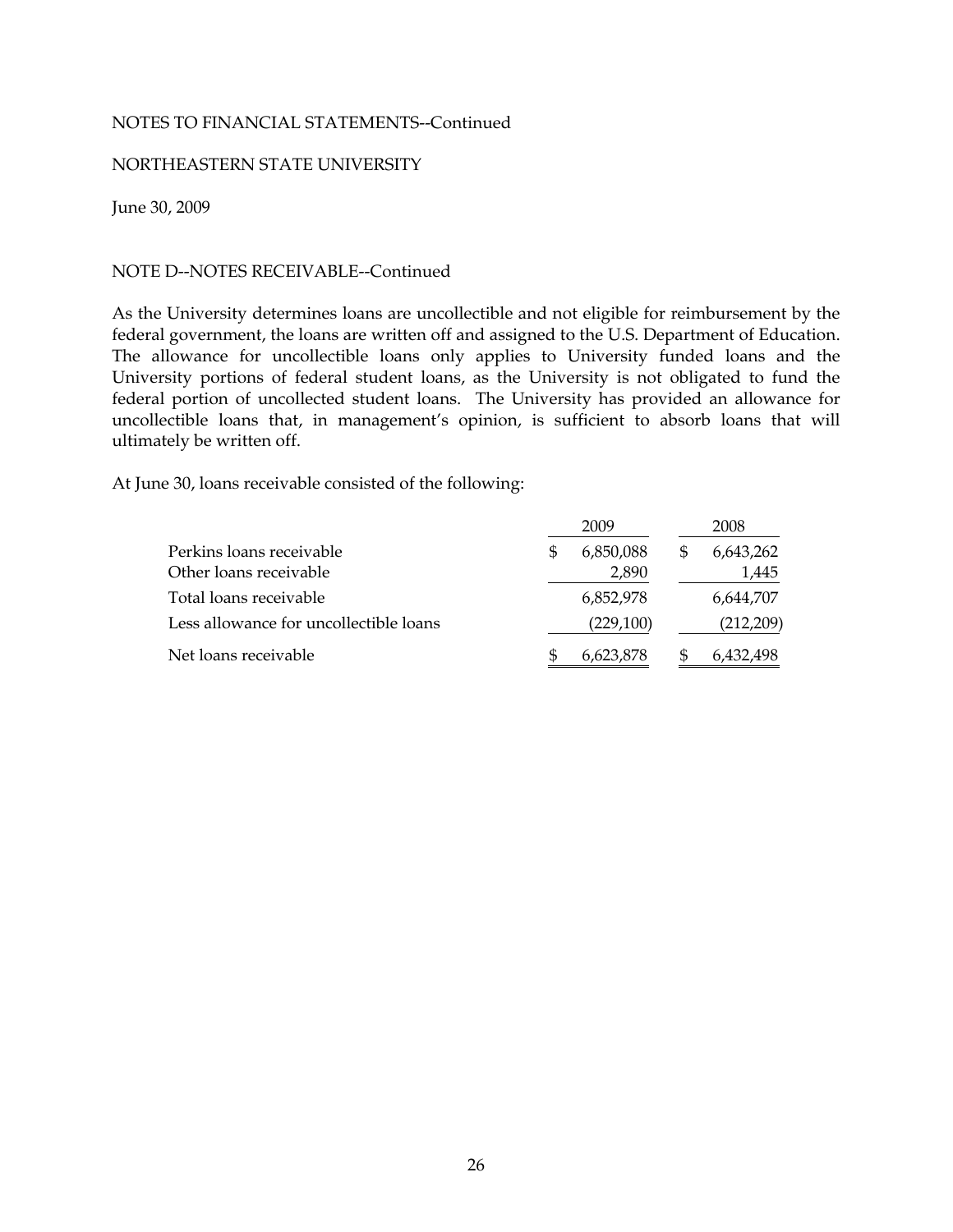NOTES TO FINANCIAL STATEMENTS--Continued

NORTHEASTERN STATE UNIVERSITY

June 30, 2009

NOTE D--NOTES RECEIVABLE--Continued

As the University determines loans are uncollectible and not eligible for reimbursement by the federal government, the loans are written off and assigned to the U.S. Department of Education. The allowance for uncollectible loans only applies to University funded loans and the University portions of federal student loans, as the University is not obligated to fund the federal portion of uncollected student loans. The University has provided an allowance for uncollectible loans that, in management's opinion, is sufficient to absorb loans that will ultimately be written off.

At June 30, loans receivable consisted of the following:

| | 2009 | 2008 |
|---|---|---|
| Perkins loans receivable | $ 6,850,088 | $ 6,643,262 |
| Other loans receivable | 2,890 | 1,445 |
| Total loans receivable | 6,852,978 | 6,644,707 |
| Less allowance for uncollectible loans | (229,100) | (212,209) |
| Net loans receivable | $ 6,623,878 | $ 6,432,498 |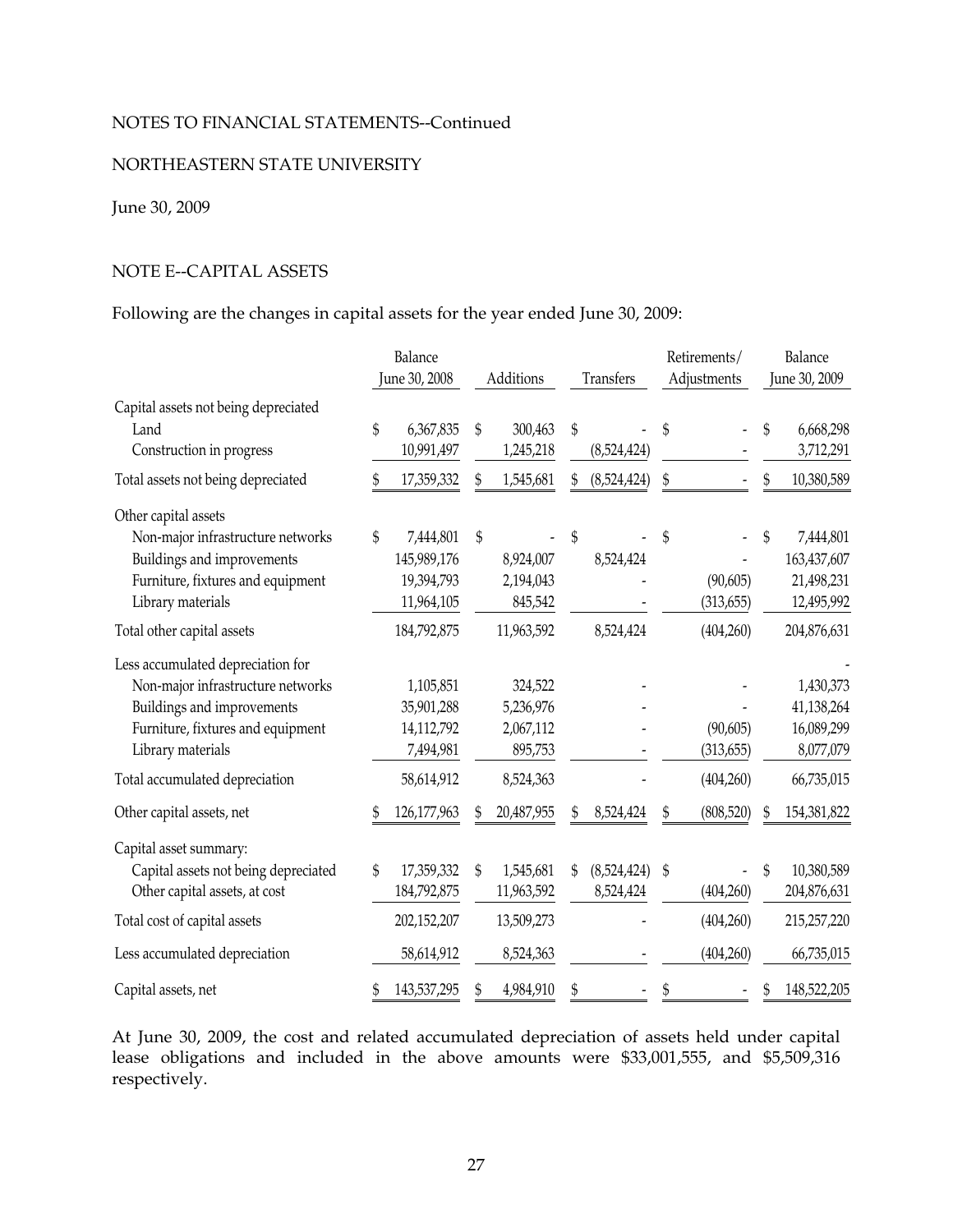NOTES TO FINANCIAL STATEMENTS--Continued

NORTHEASTERN STATE UNIVERSITY

June 30, 2009

## NOTE E--CAPITAL ASSETS

Following are the changes in capital assets for the year ended June 30, 2009:

| | Balance June 30, 2008 | Additions | Transfers | Retirements/ Adjustments | Balance June 30, 2009 |
|---|---|---|---|---|---|
| Capital assets not being depreciated | | | | | |
| Land | $ 6,367,835 | $ 300,463 | $ - | $ - | $ 6,668,298 |
| Construction in progress | 10,991,497 | 1,245,218 | (8,524,424) | - | 3,712,291 |
| Total assets not being depreciated | $ 17,359,332 | $ 1,545,681 | $ (8,524,424) | $ - | $ 10,380,589 |
| Other capital assets | | | | | |
| Non-major infrastructure networks | $ 7,444,801 | $ - | $ - | $ - | $ 7,444,801 |
| Buildings and improvements | 145,989,176 | 8,924,007 | 8,524,424 | - | 163,437,607 |
| Furniture, fixtures and equipment | 19,394,793 | 2,194,043 | - | (90,605) | 21,498,231 |
| Library materials | 11,964,105 | 845,542 | - | (313,655) | 12,495,992 |
| Total other capital assets | 184,792,875 | 11,963,592 | 8,524,424 | (404,260) | 204,876,631 |
| Less accumulated depreciation for | | | | | - |
| Non-major infrastructure networks | 1,105,851 | 324,522 | - | - | 1,430,373 |
| Buildings and improvements | 35,901,288 | 5,236,976 | - | - | 41,138,264 |
| Furniture, fixtures and equipment | 14,112,792 | 2,067,112 | - | (90,605) | 16,089,299 |
| Library materials | 7,494,981 | 895,753 | - | (313,655) | 8,077,079 |
| Total accumulated depreciation | 58,614,912 | 8,524,363 | - | (404,260) | 66,735,015 |
| Other capital assets, net | $ 126,177,963 | $ 20,487,955 | $ 8,524,424 | $ (808,520) | $ 154,381,822 |
| Capital asset summary: | | | | | |
| Capital assets not being depreciated | $ 17,359,332 | $ 1,545,681 | $ (8,524,424) | $ - | $ 10,380,589 |
| Other capital assets, at cost | 184,792,875 | 11,963,592 | 8,524,424 | (404,260) | 204,876,631 |
| Total cost of capital assets | 202,152,207 | 13,509,273 | - | (404,260) | 215,257,220 |
| Less accumulated depreciation | 58,614,912 | 8,524,363 | - | (404,260) | 66,735,015 |
| Capital assets, net | $ 143,537,295 | $ 4,984,910 | $ - | $ - | $ 148,522,205 |

At June 30, 2009, the cost and related accumulated depreciation of assets held under capital lease obligations and included in the above amounts were $33,001,555, and $5,509,316 respectively.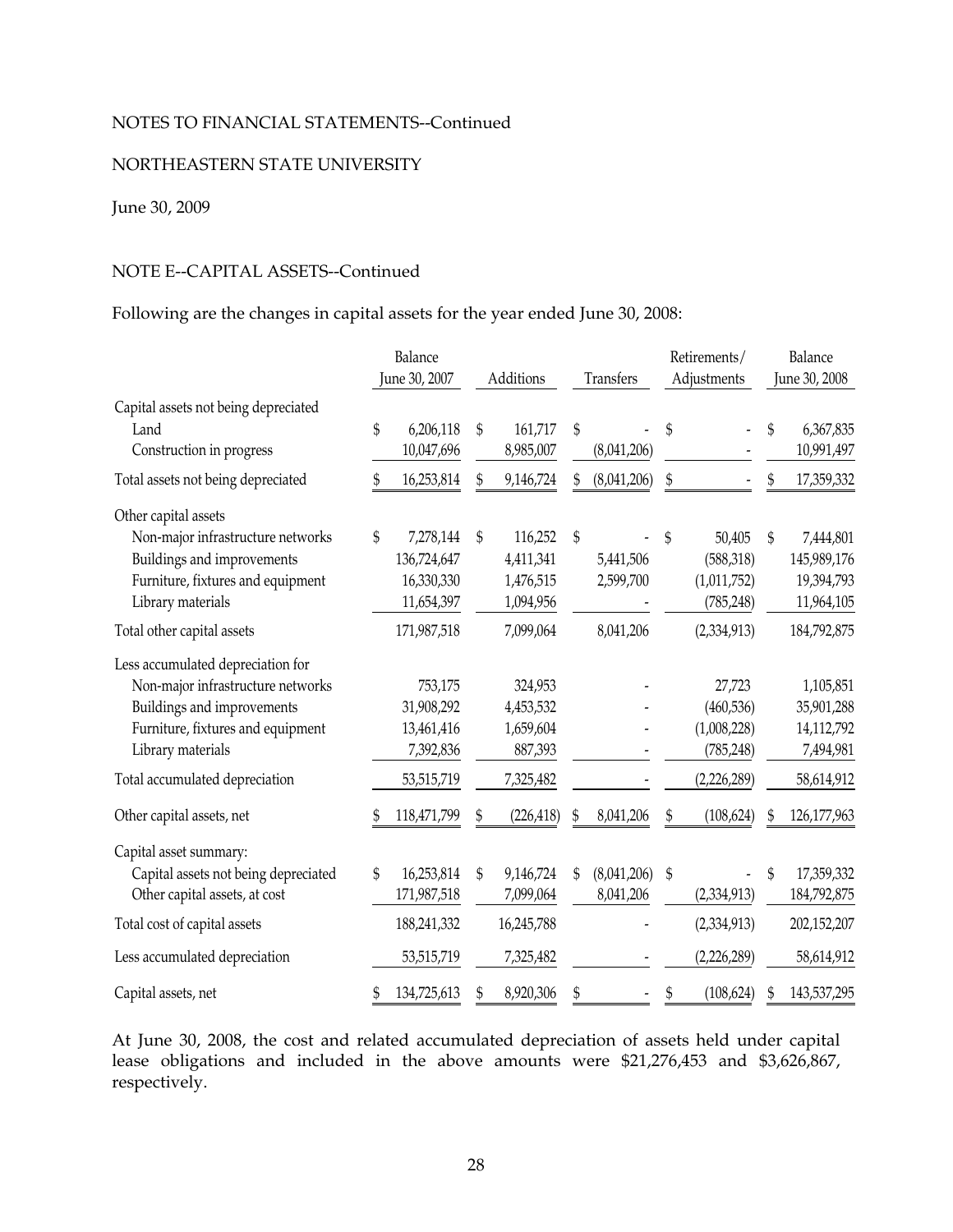NOTES TO FINANCIAL STATEMENTS--Continued

NORTHEASTERN STATE UNIVERSITY

June 30, 2009

NOTE E--CAPITAL ASSETS--Continued

Following are the changes in capital assets for the year ended June 30, 2008:

| | Balance June 30, 2007 | Additions | Transfers | Retirements/ Adjustments | Balance June 30, 2008 |
|---|---|---|---|---|---|
| Capital assets not being depreciated | | | | | |
| Land | $ 6,206,118 | $ 161,717 | $ - | $ - | $ 6,367,835 |
| Construction in progress | 10,047,696 | 8,985,007 | (8,041,206) | - | 10,991,497 |
| Total assets not being depreciated | $ 16,253,814 | $ 9,146,724 | $ (8,041,206) | $ - | $ 17,359,332 |
| Other capital assets | | | | | |
| Non-major infrastructure networks | $ 7,278,144 | $ 116,252 | $ - | $ 50,405 | $ 7,444,801 |
| Buildings and improvements | 136,724,647 | 4,411,341 | 5,441,506 | (588,318) | 145,989,176 |
| Furniture, fixtures and equipment | 16,330,330 | 1,476,515 | 2,599,700 | (1,011,752) | 19,394,793 |
| Library materials | 11,654,397 | 1,094,956 | - | (785,248) | 11,964,105 |
| Total other capital assets | 171,987,518 | 7,099,064 | 8,041,206 | (2,334,913) | 184,792,875 |
| Less accumulated depreciation for | | | | | |
| Non-major infrastructure networks | 753,175 | 324,953 | - | 27,723 | 1,105,851 |
| Buildings and improvements | 31,908,292 | 4,453,532 | - | (460,536) | 35,901,288 |
| Furniture, fixtures and equipment | 13,461,416 | 1,659,604 | - | (1,008,228) | 14,112,792 |
| Library materials | 7,392,836 | 887,393 | - | (785,248) | 7,494,981 |
| Total accumulated depreciation | 53,515,719 | 7,325,482 | - | (2,226,289) | 58,614,912 |
| Other capital assets, net | $ 118,471,799 | $ (226,418) | $ 8,041,206 | $ (108,624) | $ 126,177,963 |
| Capital asset summary: | | | | | |
| Capital assets not being depreciated | $ 16,253,814 | $ 9,146,724 | $ (8,041,206) | $ - | $ 17,359,332 |
| Other capital assets, at cost | 171,987,518 | 7,099,064 | 8,041,206 | (2,334,913) | 184,792,875 |
| Total cost of capital assets | 188,241,332 | 16,245,788 | - | (2,334,913) | 202,152,207 |
| Less accumulated depreciation | 53,515,719 | 7,325,482 | - | (2,226,289) | 58,614,912 |
| Capital assets, net | $ 134,725,613 | $ 8,920,306 | $ - | $ (108,624) | $ 143,537,295 |

At June 30, 2008, the cost and related accumulated depreciation of assets held under capital lease obligations and included in the above amounts were $21,276,453 and $3,626,867, respectively.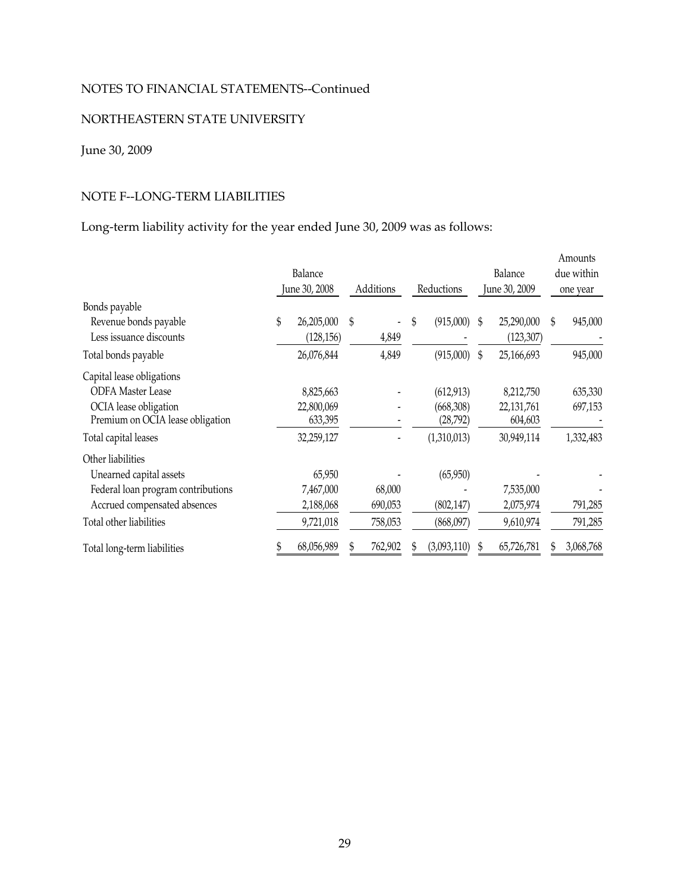NOTES TO FINANCIAL STATEMENTS--Continued

NORTHEASTERN STATE UNIVERSITY

June 30, 2009

## NOTE F--LONG-TERM LIABILITIES

Long-term liability activity for the year ended June 30, 2009 was as follows:

| | Balance June 30, 2008 | Additions | Reductions | Balance June 30, 2009 | Amounts due within one year |
|---|---|---|---|---|---|
| Bonds payable | | | | | |
| Revenue bonds payable | $ 26,205,000 | $ - | $ (915,000) | $ 25,290,000 | $ 945,000 |
| Less issuance discounts | (128,156) | 4,849 | - | (123,307) | - |
| Total bonds payable | 26,076,844 | 4,849 | (915,000) | $ 25,166,693 | 945,000 |
| Capital lease obligations | | | | | |
| ODFA Master Lease | 8,825,663 | - | (612,913) | 8,212,750 | 635,330 |
| OCIA lease obligation | 22,800,069 | - | (668,308) | 22,131,761 | 697,153 |
| Premium on OCIA lease obligation | 633,395 | - | (28,792) | 604,603 | - |
| Total capital leases | 32,259,127 | - | (1,310,013) | 30,949,114 | 1,332,483 |
| Other liabilities | | | | | |
| Unearned capital assets | 65,950 | - | (65,950) | - | - |
| Federal loan program contributions | 7,467,000 | 68,000 | - | 7,535,000 | - |
| Accrued compensated absences | 2,188,068 | 690,053 | (802,147) | 2,075,974 | 791,285 |
| Total other liabilities | 9,721,018 | 758,053 | (868,097) | 9,610,974 | 791,285 |
| Total long-term liabilities | $ 68,056,989 | $ 762,902 | $ (3,093,110) | $ 65,726,781 | $ 3,068,768 |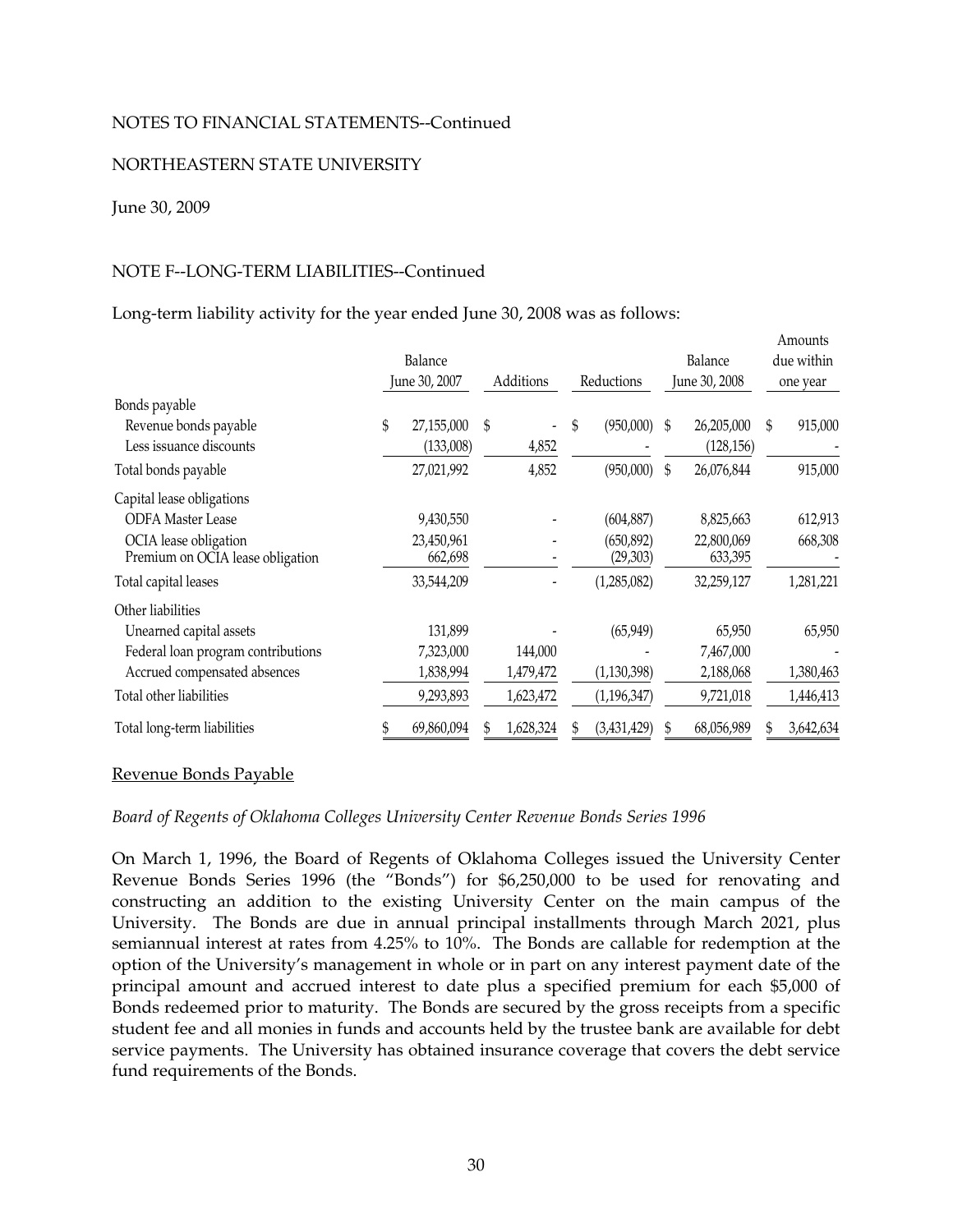NOTES TO FINANCIAL STATEMENTS--Continued

NORTHEASTERN STATE UNIVERSITY

June 30, 2009

NOTE F--LONG-TERM LIABILITIES--Continued

Long-term liability activity for the year ended June 30, 2008 was as follows:

| | Balance June 30, 2007 | Additions | Reductions | Balance June 30, 2008 | Amounts due within one year |
|---|---|---|---|---|---|
| Bonds payable | | | | | |
| Revenue bonds payable | $ 27,155,000 | $ - | $ (950,000) | $ 26,205,000 | $ 915,000 |
| Less issuance discounts | (133,008) | 4,852 | - | (128,156) | - |
| Total bonds payable | 27,021,992 | 4,852 | (950,000) | $ 26,076,844 | 915,000 |
| Capital lease obligations | | | | | |
| ODFA Master Lease | 9,430,550 | - | (604,887) | 8,825,663 | 612,913 |
| OCIA lease obligation | 23,450,961 | - | (650,892) | 22,800,069 | 668,308 |
| Premium on OCIA lease obligation | 662,698 | - | (29,303) | 633,395 | - |
| Total capital leases | 33,544,209 | - | (1,285,082) | 32,259,127 | 1,281,221 |
| Other liabilities | | | | | |
| Unearned capital assets | 131,899 | - | (65,949) | 65,950 | 65,950 |
| Federal loan program contributions | 7,323,000 | 144,000 | - | 7,467,000 | - |
| Accrued compensated absences | 1,838,994 | 1,479,472 | (1,130,398) | 2,188,068 | 1,380,463 |
| Total other liabilities | 9,293,893 | 1,623,472 | (1,196,347) | 9,721,018 | 1,446,413 |
| Total long-term liabilities | $ 69,860,094 | $ 1,628,324 | $ (3,431,429) | $ 68,056,989 | $ 3,642,634 |

## Revenue Bonds Payable

*Board of Regents of Oklahoma Colleges University Center Revenue Bonds Series 1996*

On March 1, 1996, the Board of Regents of Oklahoma Colleges issued the University Center Revenue Bonds Series 1996 (the "Bonds") for $6,250,000 to be used for renovating and constructing an addition to the existing University Center on the main campus of the University. The Bonds are due in annual principal installments through March 2021, plus semiannual interest at rates from 4.25% to 10%. The Bonds are callable for redemption at the option of the University's management in whole or in part on any interest payment date of the principal amount and accrued interest to date plus a specified premium for each $5,000 of Bonds redeemed prior to maturity. The Bonds are secured by the gross receipts from a specific student fee and all monies in funds and accounts held by the trustee bank are available for debt service payments. The University has obtained insurance coverage that covers the debt service fund requirements of the Bonds.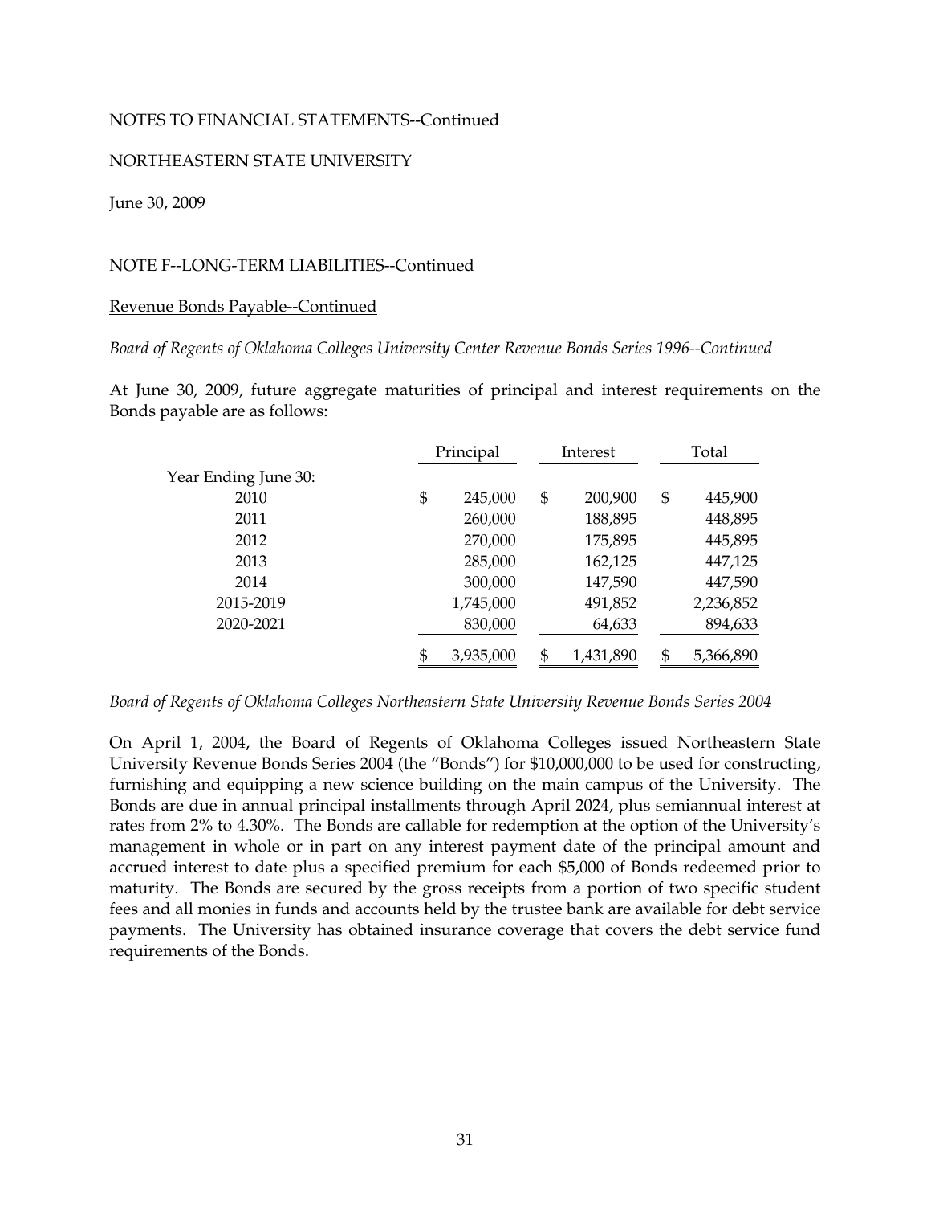NOTES TO FINANCIAL STATEMENTS--Continued

NORTHEASTERN STATE UNIVERSITY

June 30, 2009

NOTE F--LONG-TERM LIABILITIES--Continued

Revenue Bonds Payable--Continued

*Board of Regents of Oklahoma Colleges University Center Revenue Bonds Series 1996--Continued*

At June 30, 2009, future aggregate maturities of principal and interest requirements on the Bonds payable are as follows:

| | Principal | Interest | Total |
|---|---|---|---|
| Year Ending June 30: | | | |
| 2010 | $ 245,000 | $ 200,900 | $ 445,900 |
| 2011 | 260,000 | 188,895 | 448,895 |
| 2012 | 270,000 | 175,895 | 445,895 |
| 2013 | 285,000 | 162,125 | 447,125 |
| 2014 | 300,000 | 147,590 | 447,590 |
| 2015-2019 | 1,745,000 | 491,852 | 2,236,852 |
| 2020-2021 | 830,000 | 64,633 | 894,633 |
| | $ 3,935,000 | $ 1,431,890 | $ 5,366,890 |

*Board of Regents of Oklahoma Colleges Northeastern State University Revenue Bonds Series 2004*

On April 1, 2004, the Board of Regents of Oklahoma Colleges issued Northeastern State University Revenue Bonds Series 2004 (the "Bonds") for $10,000,000 to be used for constructing, furnishing and equipping a new science building on the main campus of the University. The Bonds are due in annual principal installments through April 2024, plus semiannual interest at rates from 2% to 4.30%. The Bonds are callable for redemption at the option of the University's management in whole or in part on any interest payment date of the principal amount and accrued interest to date plus a specified premium for each $5,000 of Bonds redeemed prior to maturity. The Bonds are secured by the gross receipts from a portion of two specific student fees and all monies in funds and accounts held by the trustee bank are available for debt service payments. The University has obtained insurance coverage that covers the debt service fund requirements of the Bonds.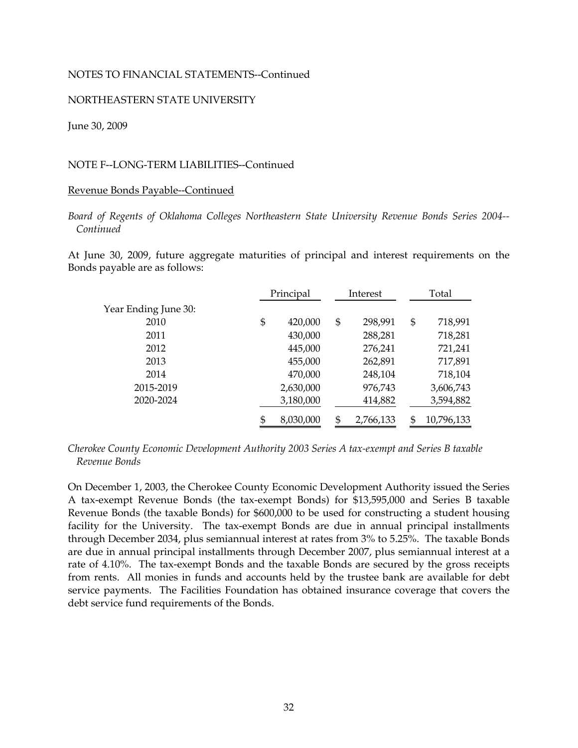NOTES TO FINANCIAL STATEMENTS--Continued

NORTHEASTERN STATE UNIVERSITY

June 30, 2009

NOTE F--LONG-TERM LIABILITIES--Continued

Revenue Bonds Payable--Continued

*Board of Regents of Oklahoma Colleges Northeastern State University Revenue Bonds Series 2004--Continued*

At June 30, 2009, future aggregate maturities of principal and interest requirements on the Bonds payable are as follows:

| | Principal | Interest | Total |
|---|---|---|---|
| Year Ending June 30: | | | |
| 2010 | $ 420,000 | $ 298,991 | $ 718,991 |
| 2011 | 430,000 | 288,281 | 718,281 |
| 2012 | 445,000 | 276,241 | 721,241 |
| 2013 | 455,000 | 262,891 | 717,891 |
| 2014 | 470,000 | 248,104 | 718,104 |
| 2015-2019 | 2,630,000 | 976,743 | 3,606,743 |
| 2020-2024 | 3,180,000 | 414,882 | 3,594,882 |
| | $ 8,030,000 | $ 2,766,133 | $ 10,796,133 |

*Cherokee County Economic Development Authority 2003 Series A tax-exempt and Series B taxable Revenue Bonds*

On December 1, 2003, the Cherokee County Economic Development Authority issued the Series A tax-exempt Revenue Bonds (the tax-exempt Bonds) for $13,595,000 and Series B taxable Revenue Bonds (the taxable Bonds) for $600,000 to be used for constructing a student housing facility for the University. The tax-exempt Bonds are due in annual principal installments through December 2034, plus semiannual interest at rates from 3% to 5.25%. The taxable Bonds are due in annual principal installments through December 2007, plus semiannual interest at a rate of 4.10%. The tax-exempt Bonds and the taxable Bonds are secured by the gross receipts from rents. All monies in funds and accounts held by the trustee bank are available for debt service payments. The Facilities Foundation has obtained insurance coverage that covers the debt service fund requirements of the Bonds.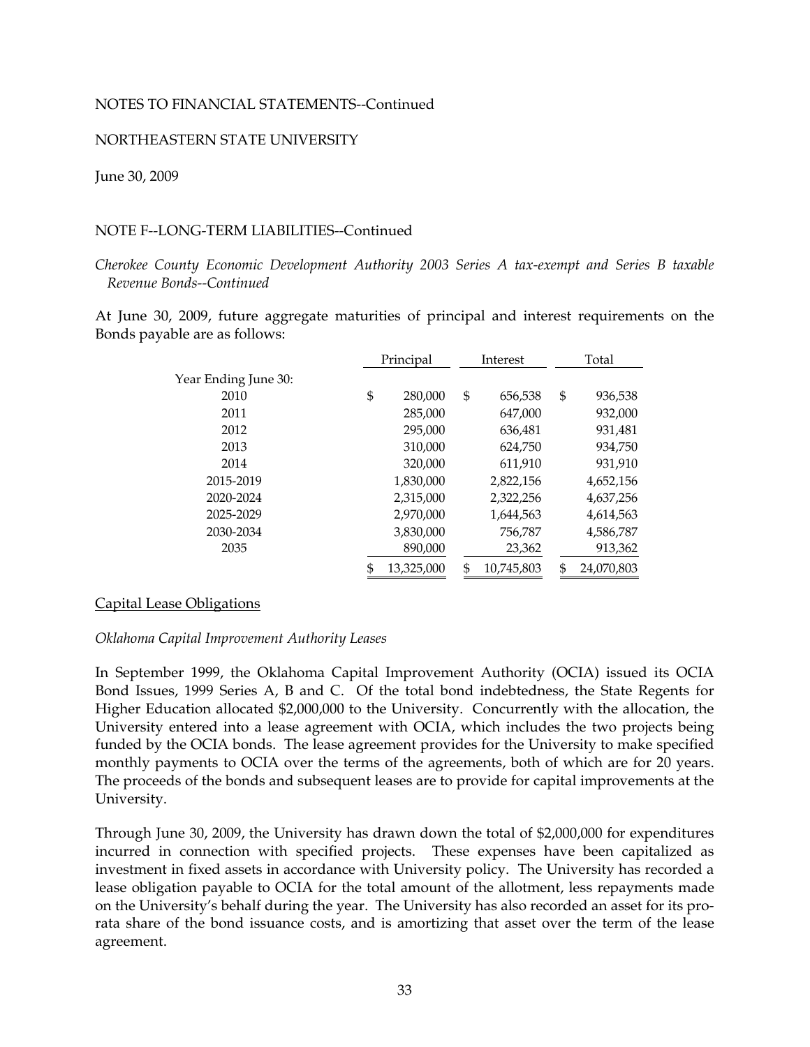NOTES TO FINANCIAL STATEMENTS--Continued

NORTHEASTERN STATE UNIVERSITY

June 30, 2009

NOTE F--LONG-TERM LIABILITIES--Continued

*Cherokee County Economic Development Authority 2003 Series A tax-exempt and Series B taxable Revenue Bonds--Continued*

At June 30, 2009, future aggregate maturities of principal and interest requirements on the Bonds payable are as follows:

| | Principal | Interest | Total |
|---|---|---|---|
| Year Ending June 30: | | | |
| 2010 | $ 280,000 | $ 656,538 | $ 936,538 |
| 2011 | 285,000 | 647,000 | 932,000 |
| 2012 | 295,000 | 636,481 | 931,481 |
| 2013 | 310,000 | 624,750 | 934,750 |
| 2014 | 320,000 | 611,910 | 931,910 |
| 2015-2019 | 1,830,000 | 2,822,156 | 4,652,156 |
| 2020-2024 | 2,315,000 | 2,322,256 | 4,637,256 |
| 2025-2029 | 2,970,000 | 1,644,563 | 4,614,563 |
| 2030-2034 | 3,830,000 | 756,787 | 4,586,787 |
| 2035 | 890,000 | 23,362 | 913,362 |
| | $ 13,325,000 | $ 10,745,803 | $ 24,070,803 |

Capital Lease Obligations

*Oklahoma Capital Improvement Authority Leases*

In September 1999, the Oklahoma Capital Improvement Authority (OCIA) issued its OCIA Bond Issues, 1999 Series A, B and C. Of the total bond indebtedness, the State Regents for Higher Education allocated $2,000,000 to the University. Concurrently with the allocation, the University entered into a lease agreement with OCIA, which includes the two projects being funded by the OCIA bonds. The lease agreement provides for the University to make specified monthly payments to OCIA over the terms of the agreements, both of which are for 20 years. The proceeds of the bonds and subsequent leases are to provide for capital improvements at the University.

Through June 30, 2009, the University has drawn down the total of $2,000,000 for expenditures incurred in connection with specified projects. These expenses have been capitalized as investment in fixed assets in accordance with University policy. The University has recorded a lease obligation payable to OCIA for the total amount of the allotment, less repayments made on the University's behalf during the year. The University has also recorded an asset for its pro-rata share of the bond issuance costs, and is amortizing that asset over the term of the lease agreement.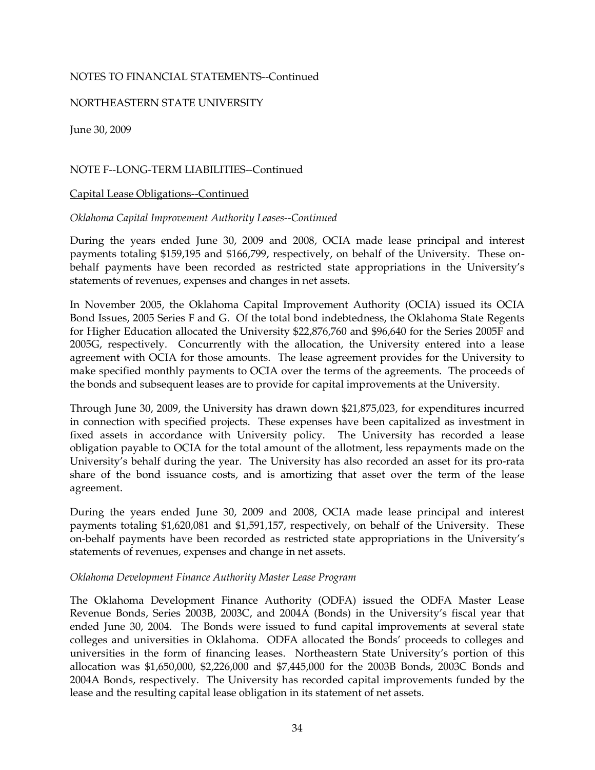NOTES TO FINANCIAL STATEMENTS--Continued

NORTHEASTERN STATE UNIVERSITY

June 30, 2009

NOTE F--LONG-TERM LIABILITIES--Continued

Capital Lease Obligations--Continued

*Oklahoma Capital Improvement Authority Leases--Continued*

During the years ended June 30, 2009 and 2008, OCIA made lease principal and interest payments totaling $159,195 and $166,799, respectively, on behalf of the University. These on-behalf payments have been recorded as restricted state appropriations in the University's statements of revenues, expenses and changes in net assets.

In November 2005, the Oklahoma Capital Improvement Authority (OCIA) issued its OCIA Bond Issues, 2005 Series F and G. Of the total bond indebtedness, the Oklahoma State Regents for Higher Education allocated the University $22,876,760 and $96,640 for the Series 2005F and 2005G, respectively. Concurrently with the allocation, the University entered into a lease agreement with OCIA for those amounts. The lease agreement provides for the University to make specified monthly payments to OCIA over the terms of the agreements. The proceeds of the bonds and subsequent leases are to provide for capital improvements at the University.

Through June 30, 2009, the University has drawn down $21,875,023, for expenditures incurred in connection with specified projects. These expenses have been capitalized as investment in fixed assets in accordance with University policy. The University has recorded a lease obligation payable to OCIA for the total amount of the allotment, less repayments made on the University's behalf during the year. The University has also recorded an asset for its pro-rata share of the bond issuance costs, and is amortizing that asset over the term of the lease agreement.

During the years ended June 30, 2009 and 2008, OCIA made lease principal and interest payments totaling $1,620,081 and $1,591,157, respectively, on behalf of the University. These on-behalf payments have been recorded as restricted state appropriations in the University's statements of revenues, expenses and change in net assets.

*Oklahoma Development Finance Authority Master Lease Program*

The Oklahoma Development Finance Authority (ODFA) issued the ODFA Master Lease Revenue Bonds, Series 2003B, 2003C, and 2004A (Bonds) in the University's fiscal year that ended June 30, 2004. The Bonds were issued to fund capital improvements at several state colleges and universities in Oklahoma. ODFA allocated the Bonds' proceeds to colleges and universities in the form of financing leases. Northeastern State University's portion of this allocation was $1,650,000, $2,226,000 and $7,445,000 for the 2003B Bonds, 2003C Bonds and 2004A Bonds, respectively. The University has recorded capital improvements funded by the lease and the resulting capital lease obligation in its statement of net assets.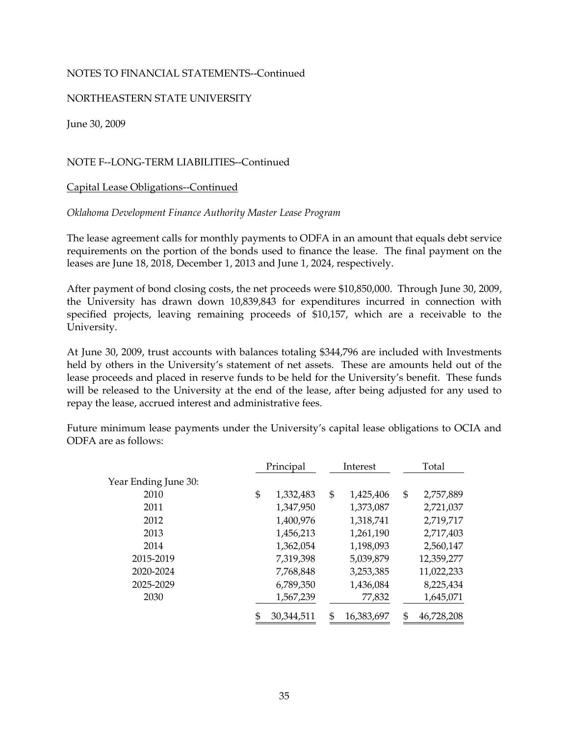NOTES TO FINANCIAL STATEMENTS--Continued

NORTHEASTERN STATE UNIVERSITY

June 30, 2009

NOTE F--LONG-TERM LIABILITIES--Continued

Capital Lease Obligations--Continued

*Oklahoma Development Finance Authority Master Lease Program*

The lease agreement calls for monthly payments to ODFA in an amount that equals debt service requirements on the portion of the bonds used to finance the lease. The final payment on the leases are June 18, 2018, December 1, 2013 and June 1, 2024, respectively.

After payment of bond closing costs, the net proceeds were $10,850,000. Through June 30, 2009, the University has drawn down 10,839,843 for expenditures incurred in connection with specified projects, leaving remaining proceeds of $10,157, which are a receivable to the University.

At June 30, 2009, trust accounts with balances totaling $344,796 are included with Investments held by others in the University's statement of net assets. These are amounts held out of the lease proceeds and placed in reserve funds to be held for the University's benefit. These funds will be released to the University at the end of the lease, after being adjusted for any used to repay the lease, accrued interest and administrative fees.

Future minimum lease payments under the University's capital lease obligations to OCIA and ODFA are as follows:

| | Principal | Interest | Total |
|---|---|---|---|
| Year Ending June 30: | | | |
| 2010 | $ 1,332,483 | $ 1,425,406 | $ 2,757,889 |
| 2011 | 1,347,950 | 1,373,087 | 2,721,037 |
| 2012 | 1,400,976 | 1,318,741 | 2,719,717 |
| 2013 | 1,456,213 | 1,261,190 | 2,717,403 |
| 2014 | 1,362,054 | 1,198,093 | 2,560,147 |
| 2015-2019 | 7,319,398 | 5,039,879 | 12,359,277 |
| 2020-2024 | 7,768,848 | 3,253,385 | 11,022,233 |
| 2025-2029 | 6,789,350 | 1,436,084 | 8,225,434 |
| 2030 | 1,567,239 | 77,832 | 1,645,071 |
| | $ 30,344,511 | $ 16,383,697 | $ 46,728,208 |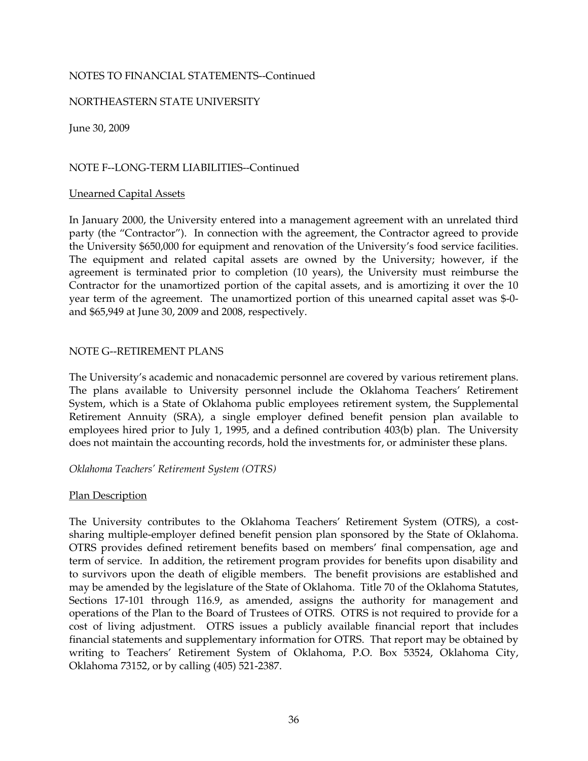NOTES TO FINANCIAL STATEMENTS--Continued

NORTHEASTERN STATE UNIVERSITY

June 30, 2009

## NOTE F--LONG-TERM LIABILITIES--Continued

### Unearned Capital Assets

In January 2000, the University entered into a management agreement with an unrelated third party (the "Contractor"). In connection with the agreement, the Contractor agreed to provide the University $650,000 for equipment and renovation of the University's food service facilities. The equipment and related capital assets are owned by the University; however, if the agreement is terminated prior to completion (10 years), the University must reimburse the Contractor for the unamortized portion of the capital assets, and is amortizing it over the 10 year term of the agreement. The unamortized portion of this unearned capital asset was $-0- and $65,949 at June 30, 2009 and 2008, respectively.

## NOTE G--RETIREMENT PLANS

The University's academic and nonacademic personnel are covered by various retirement plans. The plans available to University personnel include the Oklahoma Teachers' Retirement System, which is a State of Oklahoma public employees retirement system, the Supplemental Retirement Annuity (SRA), a single employer defined benefit pension plan available to employees hired prior to July 1, 1995, and a defined contribution 403(b) plan. The University does not maintain the accounting records, hold the investments for, or administer these plans.

*Oklahoma Teachers' Retirement System (OTRS)*

### Plan Description

The University contributes to the Oklahoma Teachers' Retirement System (OTRS), a cost-sharing multiple-employer defined benefit pension plan sponsored by the State of Oklahoma. OTRS provides defined retirement benefits based on members' final compensation, age and term of service. In addition, the retirement program provides for benefits upon disability and to survivors upon the death of eligible members. The benefit provisions are established and may be amended by the legislature of the State of Oklahoma. Title 70 of the Oklahoma Statutes, Sections 17-101 through 116.9, as amended, assigns the authority for management and operations of the Plan to the Board of Trustees of OTRS. OTRS is not required to provide for a cost of living adjustment. OTRS issues a publicly available financial report that includes financial statements and supplementary information for OTRS. That report may be obtained by writing to Teachers' Retirement System of Oklahoma, P.O. Box 53524, Oklahoma City, Oklahoma 73152, or by calling (405) 521-2387.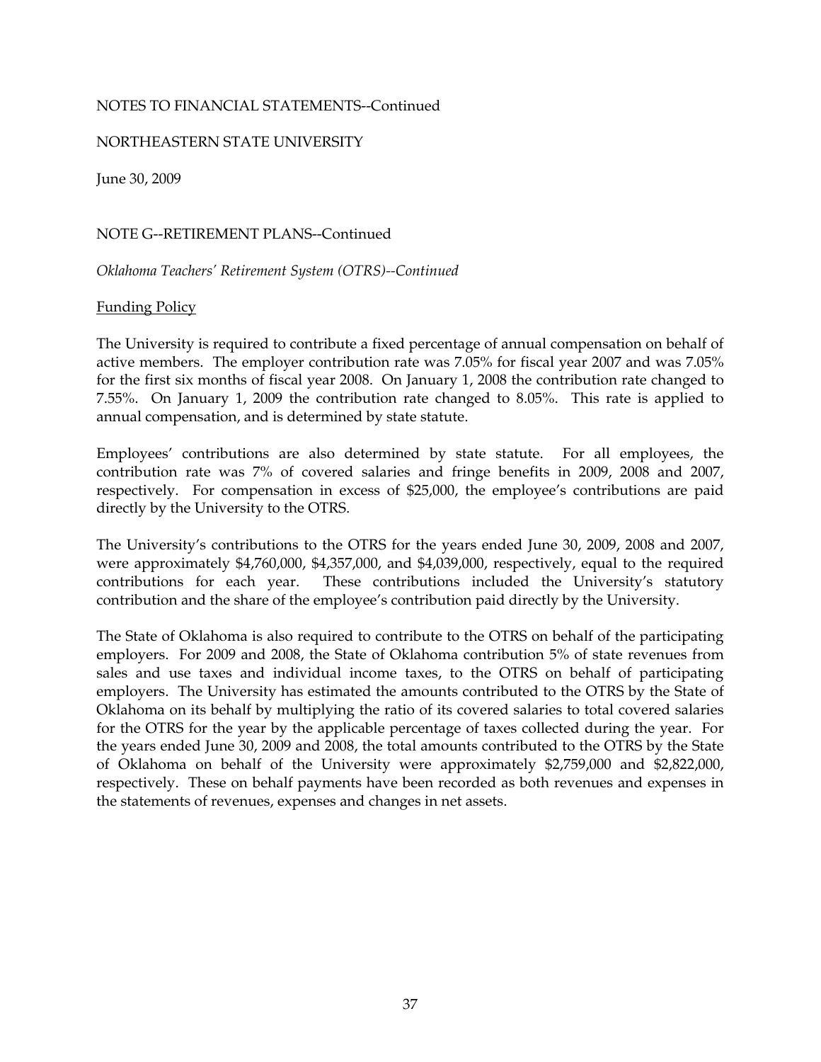NOTES TO FINANCIAL STATEMENTS--Continued

NORTHEASTERN STATE UNIVERSITY

June 30, 2009

NOTE G--RETIREMENT PLANS--Continued

*Oklahoma Teachers' Retirement System (OTRS)--Continued*

Funding Policy

The University is required to contribute a fixed percentage of annual compensation on behalf of active members. The employer contribution rate was 7.05% for fiscal year 2007 and was 7.05% for the first six months of fiscal year 2008. On January 1, 2008 the contribution rate changed to 7.55%. On January 1, 2009 the contribution rate changed to 8.05%. This rate is applied to annual compensation, and is determined by state statute.

Employees' contributions are also determined by state statute. For all employees, the contribution rate was 7% of covered salaries and fringe benefits in 2009, 2008 and 2007, respectively. For compensation in excess of $25,000, the employee's contributions are paid directly by the University to the OTRS.

The University's contributions to the OTRS for the years ended June 30, 2009, 2008 and 2007, were approximately $4,760,000, $4,357,000, and $4,039,000, respectively, equal to the required contributions for each year. These contributions included the University's statutory contribution and the share of the employee's contribution paid directly by the University.

The State of Oklahoma is also required to contribute to the OTRS on behalf of the participating employers. For 2009 and 2008, the State of Oklahoma contribution 5% of state revenues from sales and use taxes and individual income taxes, to the OTRS on behalf of participating employers. The University has estimated the amounts contributed to the OTRS by the State of Oklahoma on its behalf by multiplying the ratio of its covered salaries to total covered salaries for the OTRS for the year by the applicable percentage of taxes collected during the year. For the years ended June 30, 2009 and 2008, the total amounts contributed to the OTRS by the State of Oklahoma on behalf of the University were approximately $2,759,000 and $2,822,000, respectively. These on behalf payments have been recorded as both revenues and expenses in the statements of revenues, expenses and changes in net assets.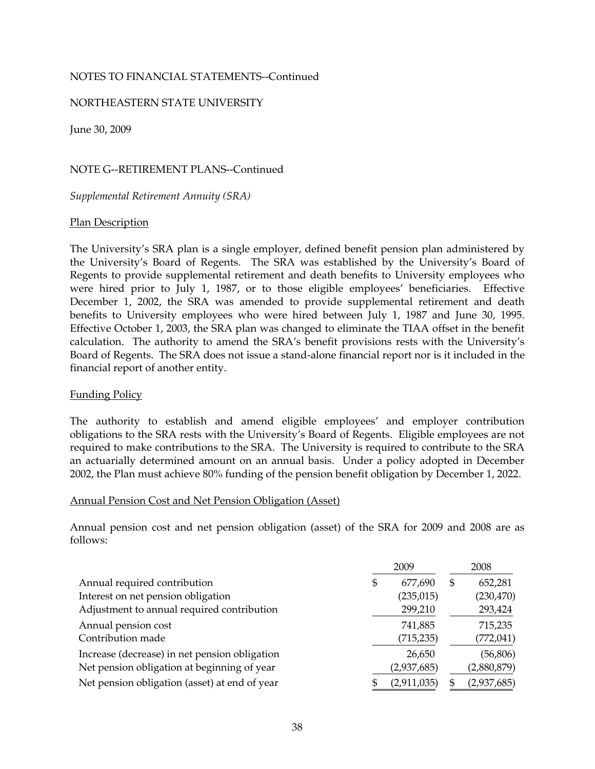NOTES TO FINANCIAL STATEMENTS--Continued

NORTHEASTERN STATE UNIVERSITY

June 30, 2009

NOTE G--RETIREMENT PLANS--Continued

*Supplemental Retirement Annuity (SRA)*

Plan Description

The University's SRA plan is a single employer, defined benefit pension plan administered by the University's Board of Regents. The SRA was established by the University's Board of Regents to provide supplemental retirement and death benefits to University employees who were hired prior to July 1, 1987, or to those eligible employees' beneficiaries. Effective December 1, 2002, the SRA was amended to provide supplemental retirement and death benefits to University employees who were hired between July 1, 1987 and June 30, 1995. Effective October 1, 2003, the SRA plan was changed to eliminate the TIAA offset in the benefit calculation. The authority to amend the SRA's benefit provisions rests with the University's Board of Regents. The SRA does not issue a stand-alone financial report nor is it included in the financial report of another entity.

Funding Policy

The authority to establish and amend eligible employees' and employer contribution obligations to the SRA rests with the University's Board of Regents. Eligible employees are not required to make contributions to the SRA. The University is required to contribute to the SRA an actuarially determined amount on an annual basis. Under a policy adopted in December 2002, the Plan must achieve 80% funding of the pension benefit obligation by December 1, 2022.

Annual Pension Cost and Net Pension Obligation (Asset)

Annual pension cost and net pension obligation (asset) of the SRA for 2009 and 2008 are as follows:

| | 2009 | 2008 |
|---|---|---|
| Annual required contribution | $ 677,690 | $ 652,281 |
| Interest on net pension obligation | (235,015) | (230,470) |
| Adjustment to annual required contribution | 299,210 | 293,424 |
| Annual pension cost | 741,885 | 715,235 |
| Contribution made | (715,235) | (772,041) |
| Increase (decrease) in net pension obligation | 26,650 | (56,806) |
| Net pension obligation at beginning of year | (2,937,685) | (2,880,879) |
| Net pension obligation (asset) at end of year | $ (2,911,035) | $ (2,937,685) |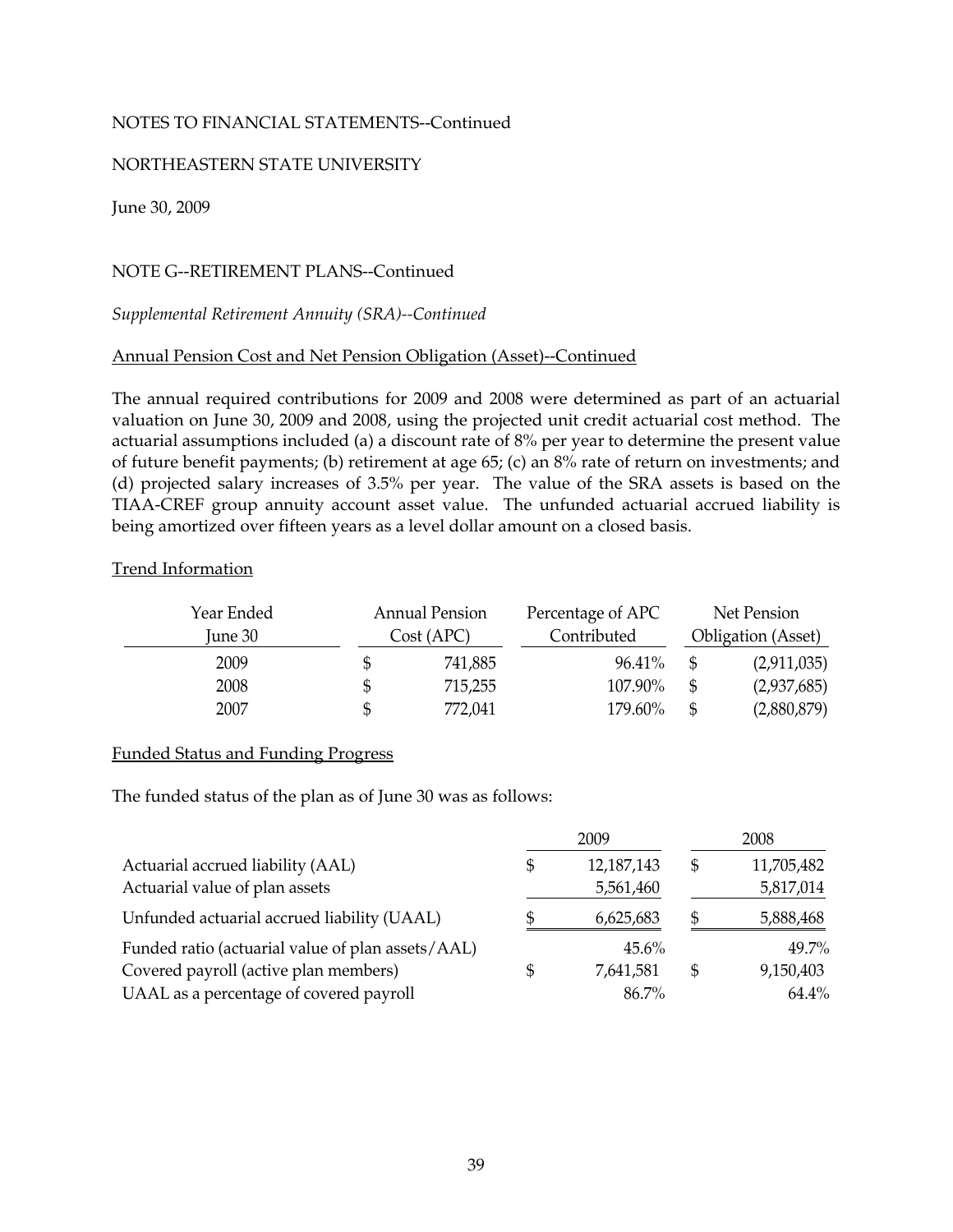NOTES TO FINANCIAL STATEMENTS--Continued

NORTHEASTERN STATE UNIVERSITY

June 30, 2009

NOTE G--RETIREMENT PLANS--Continued

*Supplemental Retirement Annuity (SRA)--Continued*

Annual Pension Cost and Net Pension Obligation (Asset)--Continued

The annual required contributions for 2009 and 2008 were determined as part of an actuarial valuation on June 30, 2009 and 2008, using the projected unit credit actuarial cost method. The actuarial assumptions included (a) a discount rate of 8% per year to determine the present value of future benefit payments; (b) retirement at age 65; (c) an 8% rate of return on investments; and (d) projected salary increases of 3.5% per year. The value of the SRA assets is based on the TIAA-CREF group annuity account asset value. The unfunded actuarial accrued liability is being amortized over fifteen years as a level dollar amount on a closed basis.

Trend Information

| Year Ended June 30 | Annual Pension Cost (APC) | Percentage of APC Contributed | Net Pension Obligation (Asset) |
|---|---|---|---|
| 2009 | $ 741,885 | 96.41% | $ (2,911,035) |
| 2008 | $ 715,255 | 107.90% | $ (2,937,685) |
| 2007 | $ 772,041 | 179.60% | $ (2,880,879) |

Funded Status and Funding Progress

The funded status of the plan as of June 30 was as follows:

| | 2009 | 2008 |
|---|---|---|
| Actuarial accrued liability (AAL) | $ 12,187,143 | $ 11,705,482 |
| Actuarial value of plan assets | 5,561,460 | 5,817,014 |
| Unfunded actuarial accrued liability (UAAL) | $ 6,625,683 | $ 5,888,468 |
| Funded ratio (actuarial value of plan assets/AAL) | 45.6% | 49.7% |
| Covered payroll (active plan members) | $ 7,641,581 | $ 9,150,403 |
| UAAL as a percentage of covered payroll | 86.7% | 64.4% |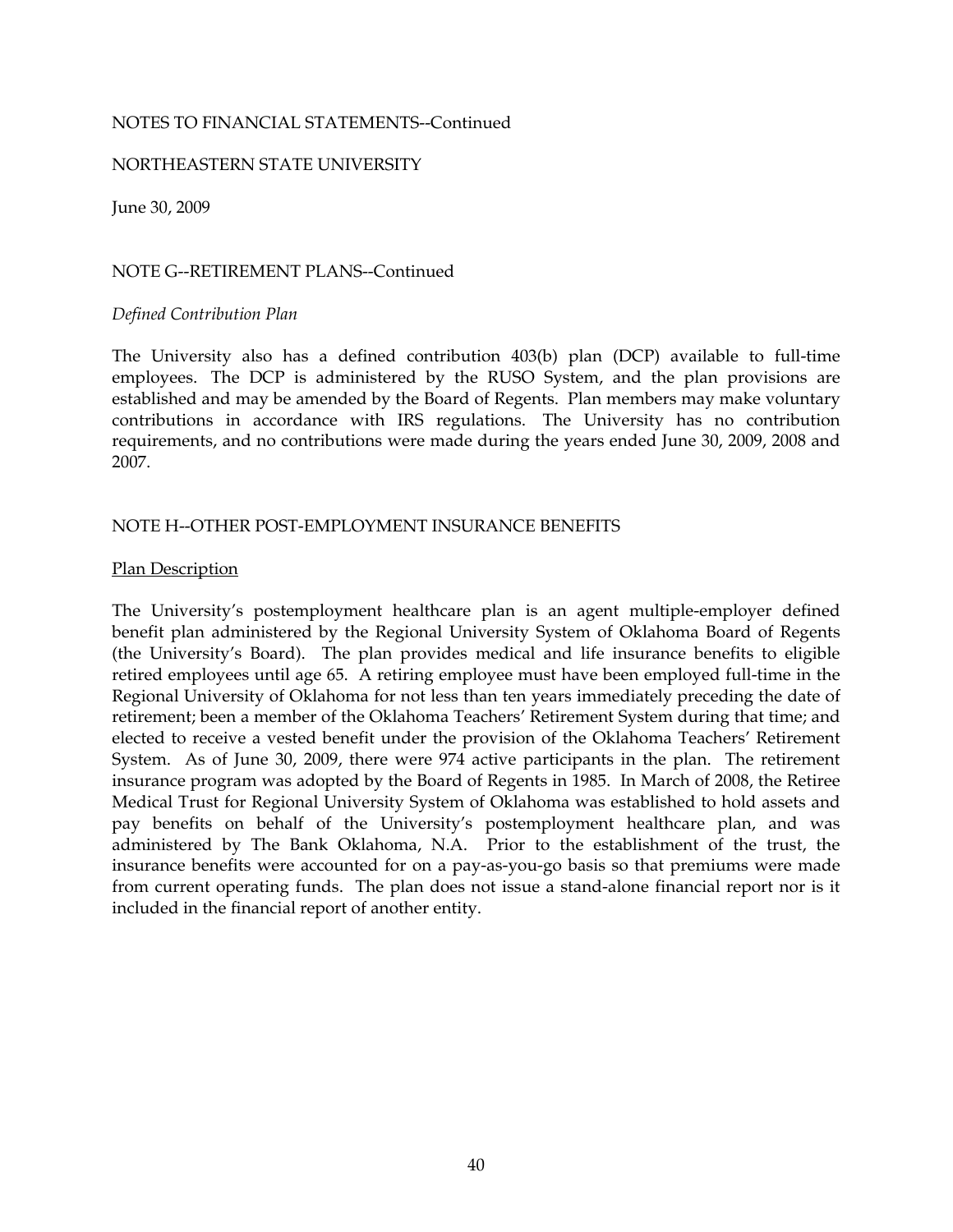NOTES TO FINANCIAL STATEMENTS--Continued

NORTHEASTERN STATE UNIVERSITY

June 30, 2009

NOTE G--RETIREMENT PLANS--Continued

*Defined Contribution Plan*

The University also has a defined contribution 403(b) plan (DCP) available to full-time employees. The DCP is administered by the RUSO System, and the plan provisions are established and may be amended by the Board of Regents. Plan members may make voluntary contributions in accordance with IRS regulations. The University has no contribution requirements, and no contributions were made during the years ended June 30, 2009, 2008 and 2007.

NOTE H--OTHER POST-EMPLOYMENT INSURANCE BENEFITS

Plan Description

The University's postemployment healthcare plan is an agent multiple-employer defined benefit plan administered by the Regional University System of Oklahoma Board of Regents (the University's Board). The plan provides medical and life insurance benefits to eligible retired employees until age 65. A retiring employee must have been employed full-time in the Regional University of Oklahoma for not less than ten years immediately preceding the date of retirement; been a member of the Oklahoma Teachers' Retirement System during that time; and elected to receive a vested benefit under the provision of the Oklahoma Teachers' Retirement System. As of June 30, 2009, there were 974 active participants in the plan. The retirement insurance program was adopted by the Board of Regents in 1985. In March of 2008, the Retiree Medical Trust for Regional University System of Oklahoma was established to hold assets and pay benefits on behalf of the University's postemployment healthcare plan, and was administered by The Bank Oklahoma, N.A. Prior to the establishment of the trust, the insurance benefits were accounted for on a pay-as-you-go basis so that premiums were made from current operating funds. The plan does not issue a stand-alone financial report nor is it included in the financial report of another entity.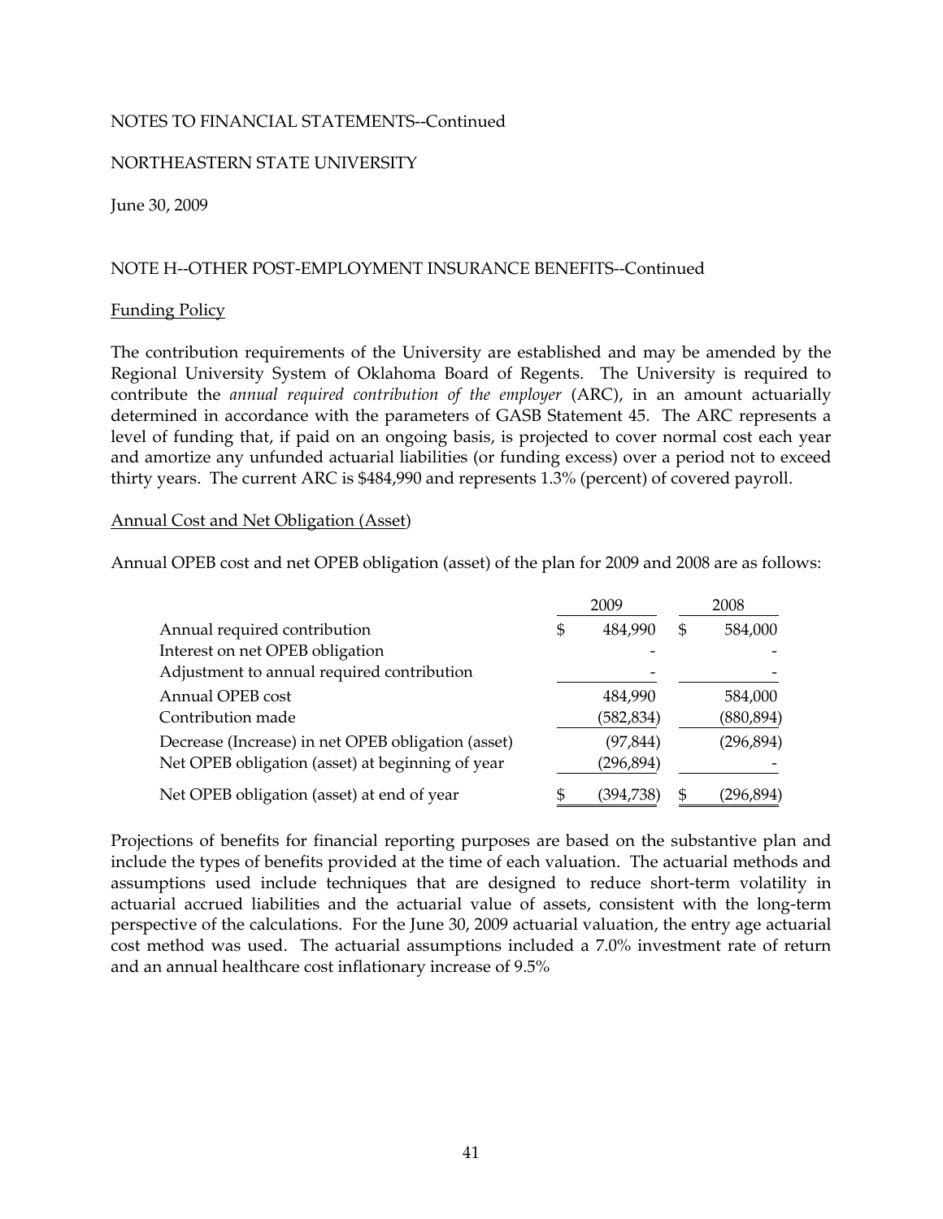NOTES TO FINANCIAL STATEMENTS--Continued

NORTHEASTERN STATE UNIVERSITY

June 30, 2009

NOTE H--OTHER POST-EMPLOYMENT INSURANCE BENEFITS--Continued

Funding Policy

The contribution requirements of the University are established and may be amended by the Regional University System of Oklahoma Board of Regents. The University is required to contribute the *annual required contribution of the employer* (ARC), in an amount actuarially determined in accordance with the parameters of GASB Statement 45. The ARC represents a level of funding that, if paid on an ongoing basis, is projected to cover normal cost each year and amortize any unfunded actuarial liabilities (or funding excess) over a period not to exceed thirty years. The current ARC is $484,990 and represents 1.3% (percent) of covered payroll.

Annual Cost and Net Obligation (Asset)

Annual OPEB cost and net OPEB obligation (asset) of the plan for 2009 and 2008 are as follows:

| | 2009 | 2008 |
|---|---|---|
| Annual required contribution | $ 484,990 | $ 584,000 |
| Interest on net OPEB obligation | - | - |
| Adjustment to annual required contribution | - | - |
| Annual OPEB cost | 484,990 | 584,000 |
| Contribution made | (582,834) | (880,894) |
| Decrease (Increase) in net OPEB obligation (asset) | (97,844) | (296,894) |
| Net OPEB obligation (asset) at beginning of year | (296,894) | - |
| Net OPEB obligation (asset) at end of year | $ (394,738) | $ (296,894) |

Projections of benefits for financial reporting purposes are based on the substantive plan and include the types of benefits provided at the time of each valuation. The actuarial methods and assumptions used include techniques that are designed to reduce short-term volatility in actuarial accrued liabilities and the actuarial value of assets, consistent with the long-term perspective of the calculations. For the June 30, 2009 actuarial valuation, the entry age actuarial cost method was used. The actuarial assumptions included a 7.0% investment rate of return and an annual healthcare cost inflationary increase of 9.5%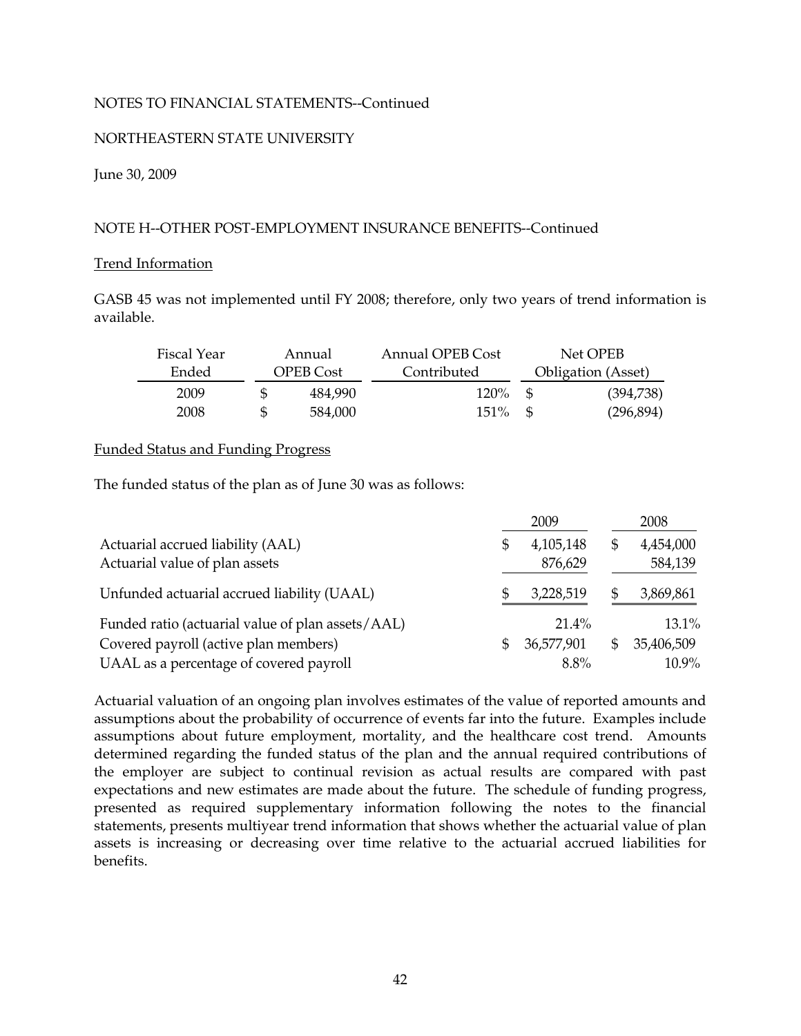NOTES TO FINANCIAL STATEMENTS--Continued

NORTHEASTERN STATE UNIVERSITY

June 30, 2009

NOTE H--OTHER POST-EMPLOYMENT INSURANCE BENEFITS--Continued

Trend Information

GASB 45 was not implemented until FY 2008; therefore, only two years of trend information is available.

| Fiscal Year Ended | Annual OPEB Cost | Annual OPEB Cost Contributed | Net OPEB Obligation (Asset) |
|---|---|---|---|
| 2009 | $ 484,990 | 120% | $ (394,738) |
| 2008 | $ 584,000 | 151% | $ (296,894) |

Funded Status and Funding Progress

The funded status of the plan as of June 30 was as follows:

| | 2009 | 2008 |
|---|---|---|
| Actuarial accrued liability (AAL) | $ 4,105,148 | $ 4,454,000 |
| Actuarial value of plan assets | 876,629 | 584,139 |
| Unfunded actuarial accrued liability (UAAL) | $ 3,228,519 | $ 3,869,861 |
| Funded ratio (actuarial value of plan assets/AAL) | 21.4% | 13.1% |
| Covered payroll (active plan members) | $ 36,577,901 | $ 35,406,509 |
| UAAL as a percentage of covered payroll | 8.8% | 10.9% |

Actuarial valuation of an ongoing plan involves estimates of the value of reported amounts and assumptions about the probability of occurrence of events far into the future. Examples include assumptions about future employment, mortality, and the healthcare cost trend. Amounts determined regarding the funded status of the plan and the annual required contributions of the employer are subject to continual revision as actual results are compared with past expectations and new estimates are made about the future. The schedule of funding progress, presented as required supplementary information following the notes to the financial statements, presents multiyear trend information that shows whether the actuarial value of plan assets is increasing or decreasing over time relative to the actuarial accrued liabilities for benefits.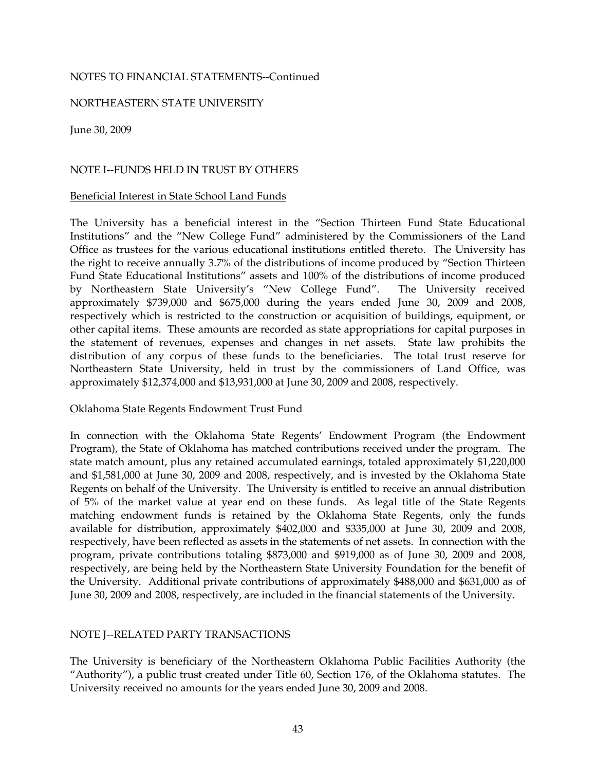NOTES TO FINANCIAL STATEMENTS--Continued

NORTHEASTERN STATE UNIVERSITY

June 30, 2009

## NOTE I--FUNDS HELD IN TRUST BY OTHERS

### Beneficial Interest in State School Land Funds

The University has a beneficial interest in the "Section Thirteen Fund State Educational Institutions" and the "New College Fund" administered by the Commissioners of the Land Office as trustees for the various educational institutions entitled thereto. The University has the right to receive annually 3.7% of the distributions of income produced by "Section Thirteen Fund State Educational Institutions" assets and 100% of the distributions of income produced by Northeastern State University's "New College Fund". The University received approximately $739,000 and $675,000 during the years ended June 30, 2009 and 2008, respectively which is restricted to the construction or acquisition of buildings, equipment, or other capital items. These amounts are recorded as state appropriations for capital purposes in the statement of revenues, expenses and changes in net assets. State law prohibits the distribution of any corpus of these funds to the beneficiaries. The total trust reserve for Northeastern State University, held in trust by the commissioners of Land Office, was approximately $12,374,000 and $13,931,000 at June 30, 2009 and 2008, respectively.

### Oklahoma State Regents Endowment Trust Fund

In connection with the Oklahoma State Regents' Endowment Program (the Endowment Program), the State of Oklahoma has matched contributions received under the program. The state match amount, plus any retained accumulated earnings, totaled approximately $1,220,000 and $1,581,000 at June 30, 2009 and 2008, respectively, and is invested by the Oklahoma State Regents on behalf of the University. The University is entitled to receive an annual distribution of 5% of the market value at year end on these funds. As legal title of the State Regents matching endowment funds is retained by the Oklahoma State Regents, only the funds available for distribution, approximately $402,000 and $335,000 at June 30, 2009 and 2008, respectively, have been reflected as assets in the statements of net assets. In connection with the program, private contributions totaling $873,000 and $919,000 as of June 30, 2009 and 2008, respectively, are being held by the Northeastern State University Foundation for the benefit of the University. Additional private contributions of approximately $488,000 and $631,000 as of June 30, 2009 and 2008, respectively, are included in the financial statements of the University.

## NOTE J--RELATED PARTY TRANSACTIONS

The University is beneficiary of the Northeastern Oklahoma Public Facilities Authority (the "Authority"), a public trust created under Title 60, Section 176, of the Oklahoma statutes. The University received no amounts for the years ended June 30, 2009 and 2008.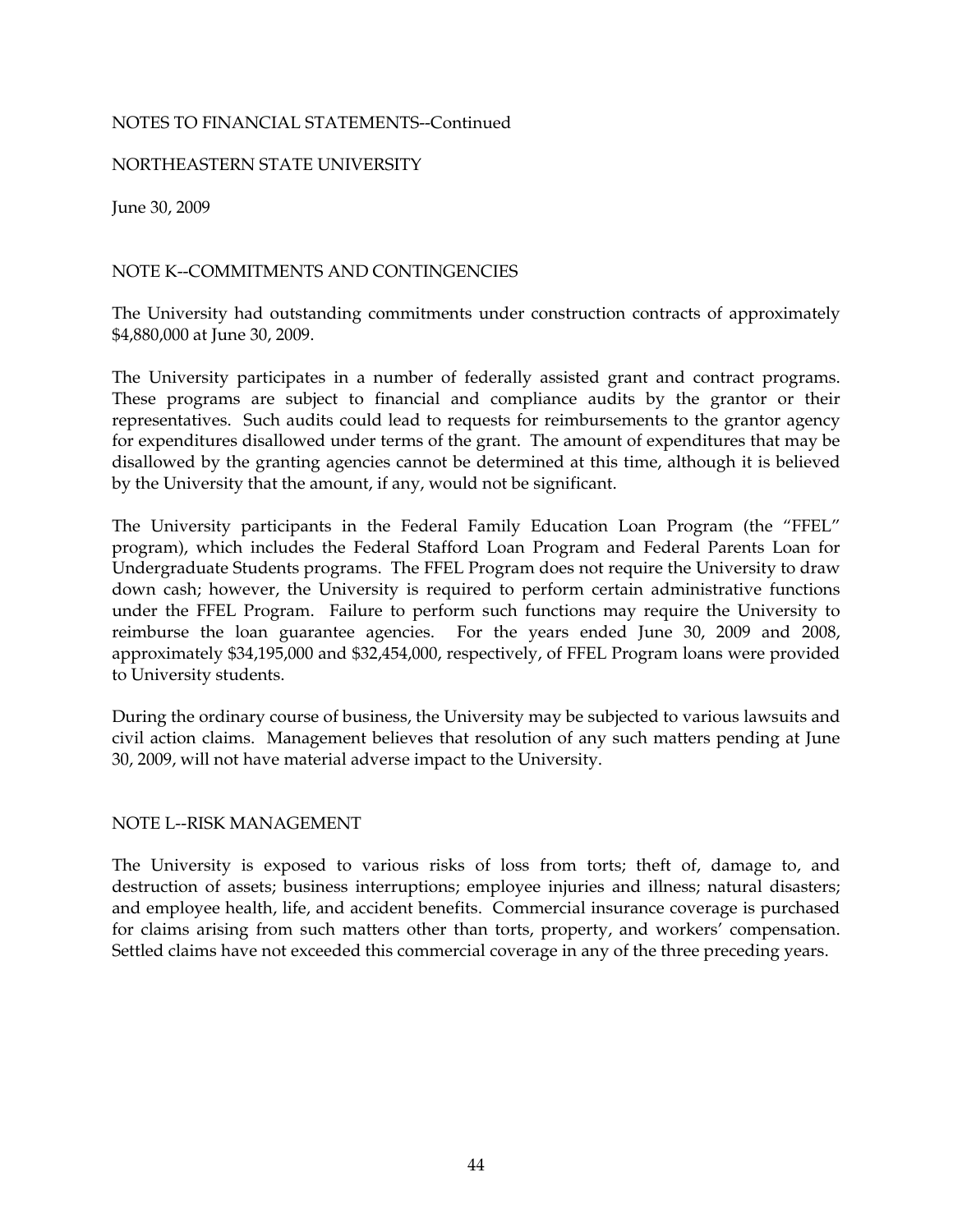NOTES TO FINANCIAL STATEMENTS--Continued

NORTHEASTERN STATE UNIVERSITY

June 30, 2009

## NOTE K--COMMITMENTS AND CONTINGENCIES

The University had outstanding commitments under construction contracts of approximately $4,880,000 at June 30, 2009.

The University participates in a number of federally assisted grant and contract programs. These programs are subject to financial and compliance audits by the grantor or their representatives. Such audits could lead to requests for reimbursements to the grantor agency for expenditures disallowed under terms of the grant. The amount of expenditures that may be disallowed by the granting agencies cannot be determined at this time, although it is believed by the University that the amount, if any, would not be significant.

The University participants in the Federal Family Education Loan Program (the "FFEL" program), which includes the Federal Stafford Loan Program and Federal Parents Loan for Undergraduate Students programs. The FFEL Program does not require the University to draw down cash; however, the University is required to perform certain administrative functions under the FFEL Program. Failure to perform such functions may require the University to reimburse the loan guarantee agencies. For the years ended June 30, 2009 and 2008, approximately $34,195,000 and $32,454,000, respectively, of FFEL Program loans were provided to University students.

During the ordinary course of business, the University may be subjected to various lawsuits and civil action claims. Management believes that resolution of any such matters pending at June 30, 2009, will not have material adverse impact to the University.

## NOTE L--RISK MANAGEMENT

The University is exposed to various risks of loss from torts; theft of, damage to, and destruction of assets; business interruptions; employee injuries and illness; natural disasters; and employee health, life, and accident benefits. Commercial insurance coverage is purchased for claims arising from such matters other than torts, property, and workers' compensation. Settled claims have not exceeded this commercial coverage in any of the three preceding years.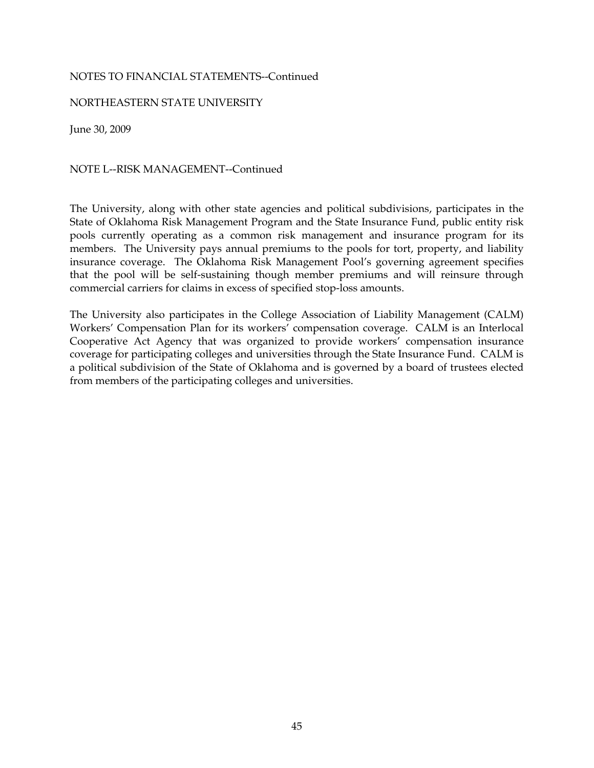NOTES TO FINANCIAL STATEMENTS--Continued

NORTHEASTERN STATE UNIVERSITY

June 30, 2009

NOTE L--RISK MANAGEMENT--Continued

The University, along with other state agencies and political subdivisions, participates in the State of Oklahoma Risk Management Program and the State Insurance Fund, public entity risk pools currently operating as a common risk management and insurance program for its members. The University pays annual premiums to the pools for tort, property, and liability insurance coverage. The Oklahoma Risk Management Pool's governing agreement specifies that the pool will be self-sustaining though member premiums and will reinsure through commercial carriers for claims in excess of specified stop-loss amounts.

The University also participates in the College Association of Liability Management (CALM) Workers' Compensation Plan for its workers' compensation coverage. CALM is an Interlocal Cooperative Act Agency that was organized to provide workers' compensation insurance coverage for participating colleges and universities through the State Insurance Fund. CALM is a political subdivision of the State of Oklahoma and is governed by a board of trustees elected from members of the participating colleges and universities.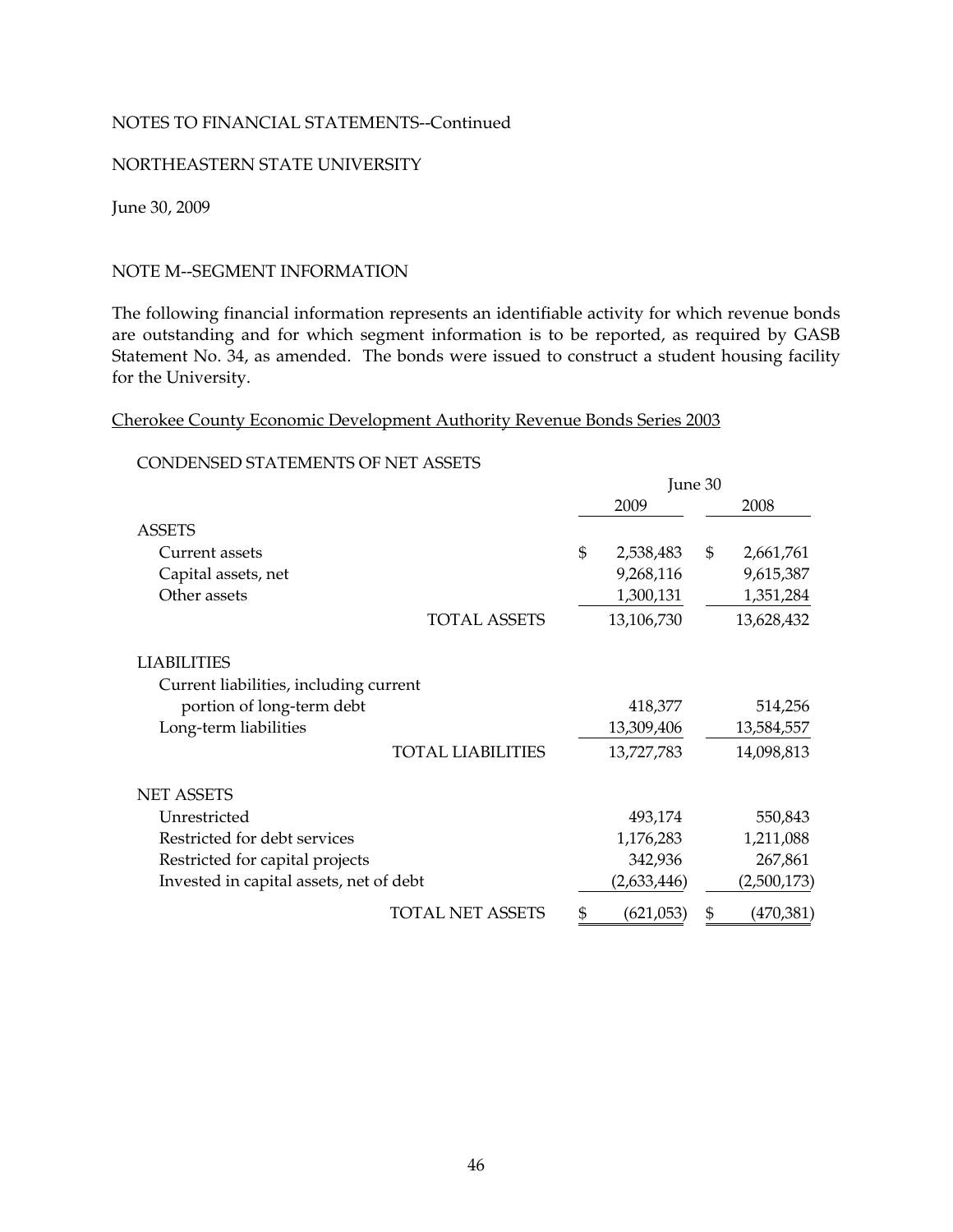NOTES TO FINANCIAL STATEMENTS--Continued

NORTHEASTERN STATE UNIVERSITY

June 30, 2009

## NOTE M--SEGMENT INFORMATION

The following financial information represents an identifiable activity for which revenue bonds are outstanding and for which segment information is to be reported, as required by GASB Statement No. 34, as amended. The bonds were issued to construct a student housing facility for the University.

Cherokee County Economic Development Authority Revenue Bonds Series 2003

CONDENSED STATEMENTS OF NET ASSETS

| | June 30 | |
|---|---|---|
| | 2009 | 2008 |
| ASSETS | | |
| Current assets | $ 2,538,483 | $ 2,661,761 |
| Capital assets, net | 9,268,116 | 9,615,387 |
| Other assets | 1,300,131 | 1,351,284 |
| TOTAL ASSETS | 13,106,730 | 13,628,432 |
| LIABILITIES | | |
| Current liabilities, including current portion of long-term debt | 418,377 | 514,256 |
| Long-term liabilities | 13,309,406 | 13,584,557 |
| TOTAL LIABILITIES | 13,727,783 | 14,098,813 |
| NET ASSETS | | |
| Unrestricted | 493,174 | 550,843 |
| Restricted for debt services | 1,176,283 | 1,211,088 |
| Restricted for capital projects | 342,936 | 267,861 |
| Invested in capital assets, net of debt | (2,633,446) | (2,500,173) |
| TOTAL NET ASSETS | $ (621,053) | $ (470,381) |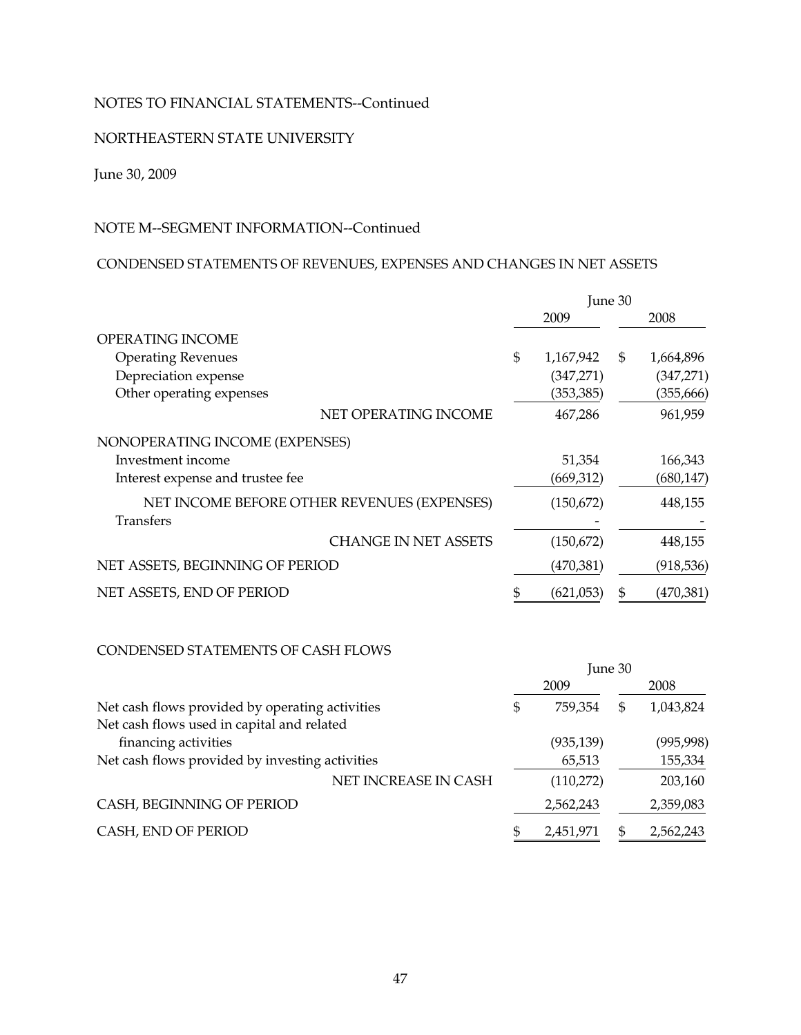NOTES TO FINANCIAL STATEMENTS--Continued

NORTHEASTERN STATE UNIVERSITY

June 30, 2009

NOTE M--SEGMENT INFORMATION--Continued

CONDENSED STATEMENTS OF REVENUES, EXPENSES AND CHANGES IN NET ASSETS

| | June 30 | |
|---|---|---|
| | 2009 | 2008 |
| OPERATING INCOME | | |
| Operating Revenues | $ 1,167,942 | $ 1,664,896 |
| Depreciation expense | (347,271) | (347,271) |
| Other operating expenses | (353,385) | (355,666) |
| NET OPERATING INCOME | 467,286 | 961,959 |
| NONOPERATING INCOME (EXPENSES) | | |
| Investment income | 51,354 | 166,343 |
| Interest expense and trustee fee | (669,312) | (680,147) |
| NET INCOME BEFORE OTHER REVENUES (EXPENSES) | (150,672) | 448,155 |
| Transfers | - | - |
| CHANGE IN NET ASSETS | (150,672) | 448,155 |
| NET ASSETS, BEGINNING OF PERIOD | (470,381) | (918,536) |
| NET ASSETS, END OF PERIOD | $ (621,053) | $ (470,381) |

CONDENSED STATEMENTS OF CASH FLOWS

| | June 30 | |
|---|---|---|
| | 2009 | 2008 |
| Net cash flows provided by operating activities | $ 759,354 | $ 1,043,824 |
| Net cash flows used in capital and related financing activities | (935,139) | (995,998) |
| Net cash flows provided by investing activities | 65,513 | 155,334 |
| NET INCREASE IN CASH | (110,272) | 203,160 |
| CASH, BEGINNING OF PERIOD | 2,562,243 | 2,359,083 |
| CASH, END OF PERIOD | $ 2,451,971 | $ 2,562,243 |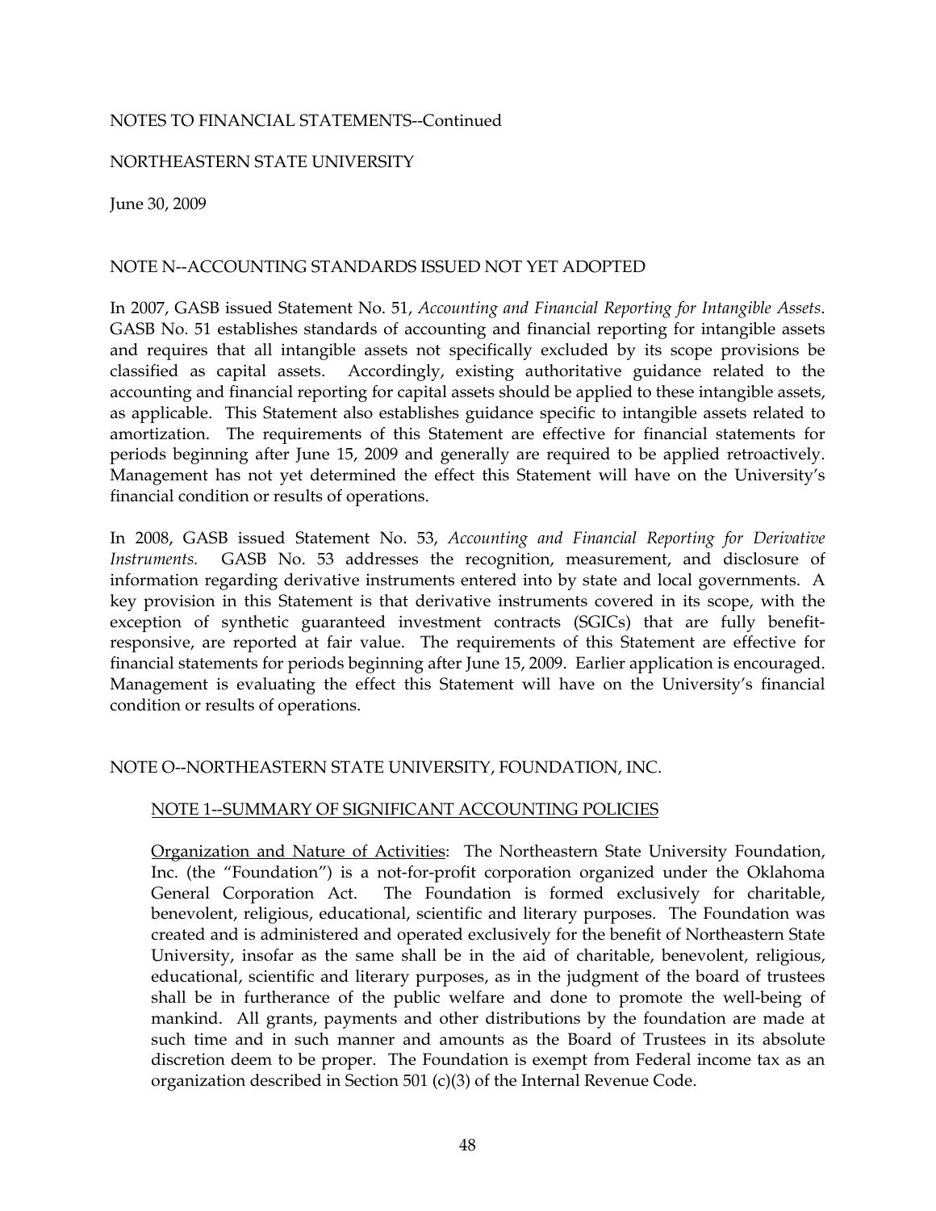NOTES TO FINANCIAL STATEMENTS--Continued

NORTHEASTERN STATE UNIVERSITY

June 30, 2009

## NOTE N--ACCOUNTING STANDARDS ISSUED NOT YET ADOPTED

In 2007, GASB issued Statement No. 51, *Accounting and Financial Reporting for Intangible Assets*. GASB No. 51 establishes standards of accounting and financial reporting for intangible assets and requires that all intangible assets not specifically excluded by its scope provisions be classified as capital assets. Accordingly, existing authoritative guidance related to the accounting and financial reporting for capital assets should be applied to these intangible assets, as applicable. This Statement also establishes guidance specific to intangible assets related to amortization. The requirements of this Statement are effective for financial statements for periods beginning after June 15, 2009 and generally are required to be applied retroactively. Management has not yet determined the effect this Statement will have on the University's financial condition or results of operations.

In 2008, GASB issued Statement No. 53, *Accounting and Financial Reporting for Derivative Instruments.* GASB No. 53 addresses the recognition, measurement, and disclosure of information regarding derivative instruments entered into by state and local governments. A key provision in this Statement is that derivative instruments covered in its scope, with the exception of synthetic guaranteed investment contracts (SGICs) that are fully benefit-responsive, are reported at fair value. The requirements of this Statement are effective for financial statements for periods beginning after June 15, 2009. Earlier application is encouraged. Management is evaluating the effect this Statement will have on the University's financial condition or results of operations.

## NOTE O--NORTHEASTERN STATE UNIVERSITY, FOUNDATION, INC.

### NOTE 1--SUMMARY OF SIGNIFICANT ACCOUNTING POLICIES

Organization and Nature of Activities: The Northeastern State University Foundation, Inc. (the "Foundation") is a not-for-profit corporation organized under the Oklahoma General Corporation Act. The Foundation is formed exclusively for charitable, benevolent, religious, educational, scientific and literary purposes. The Foundation was created and is administered and operated exclusively for the benefit of Northeastern State University, insofar as the same shall be in the aid of charitable, benevolent, religious, educational, scientific and literary purposes, as in the judgment of the board of trustees shall be in furtherance of the public welfare and done to promote the well-being of mankind. All grants, payments and other distributions by the foundation are made at such time and in such manner and amounts as the Board of Trustees in its absolute discretion deem to be proper. The Foundation is exempt from Federal income tax as an organization described in Section 501 (c)(3) of the Internal Revenue Code.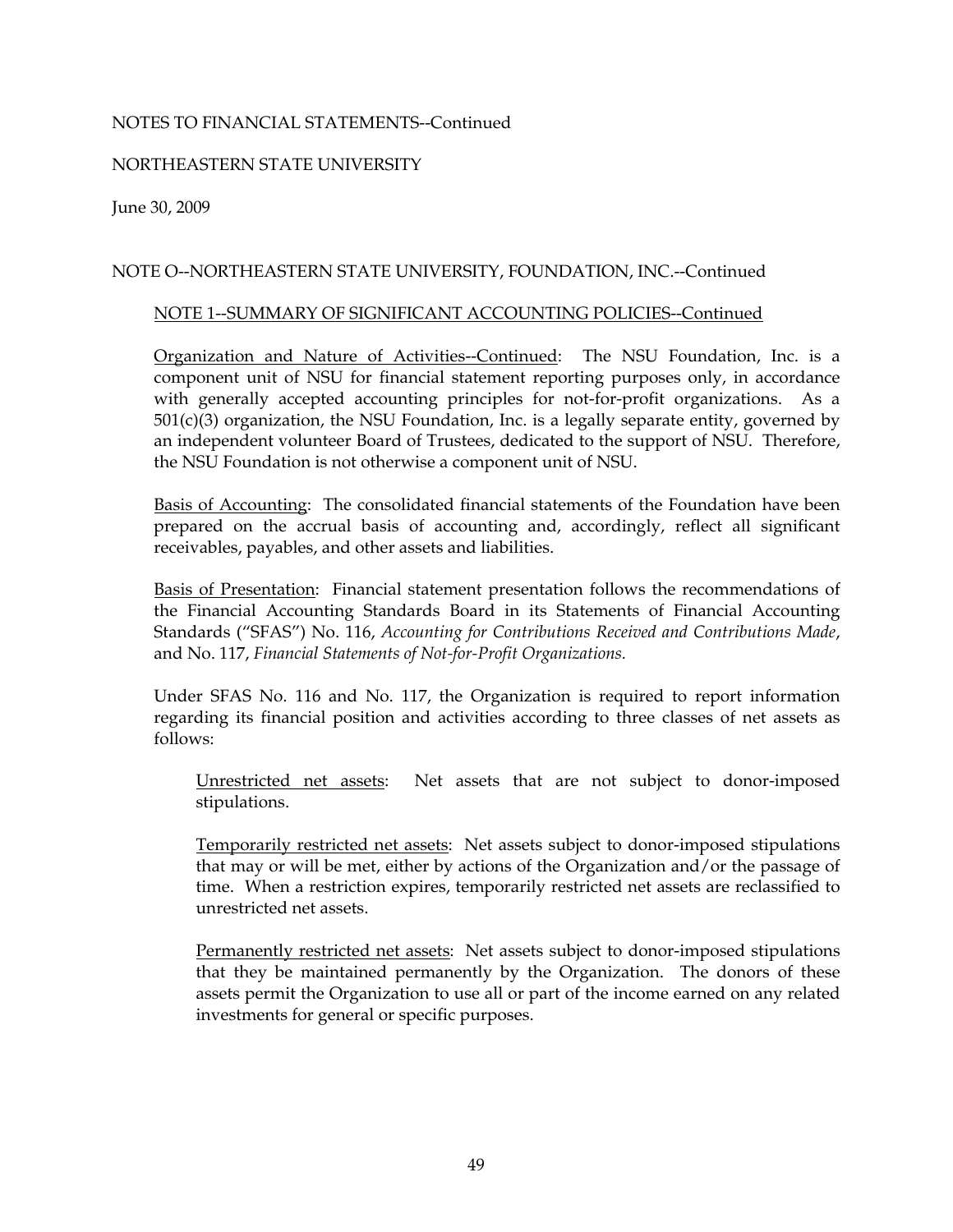NOTES TO FINANCIAL STATEMENTS--Continued

NORTHEASTERN STATE UNIVERSITY

June 30, 2009

NOTE O--NORTHEASTERN STATE UNIVERSITY, FOUNDATION, INC.--Continued

NOTE 1--SUMMARY OF SIGNIFICANT ACCOUNTING POLICIES--Continued

Organization and Nature of Activities--Continued: The NSU Foundation, Inc. is a component unit of NSU for financial statement reporting purposes only, in accordance with generally accepted accounting principles for not-for-profit organizations. As a 501(c)(3) organization, the NSU Foundation, Inc. is a legally separate entity, governed by an independent volunteer Board of Trustees, dedicated to the support of NSU. Therefore, the NSU Foundation is not otherwise a component unit of NSU.

Basis of Accounting: The consolidated financial statements of the Foundation have been prepared on the accrual basis of accounting and, accordingly, reflect all significant receivables, payables, and other assets and liabilities.

Basis of Presentation: Financial statement presentation follows the recommendations of the Financial Accounting Standards Board in its Statements of Financial Accounting Standards ("SFAS") No. 116, *Accounting for Contributions Received and Contributions Made*, and No. 117, *Financial Statements of Not-for-Profit Organizations.*

Under SFAS No. 116 and No. 117, the Organization is required to report information regarding its financial position and activities according to three classes of net assets as follows:

Unrestricted net assets: Net assets that are not subject to donor-imposed stipulations.

Temporarily restricted net assets: Net assets subject to donor-imposed stipulations that may or will be met, either by actions of the Organization and/or the passage of time. When a restriction expires, temporarily restricted net assets are reclassified to unrestricted net assets.

Permanently restricted net assets: Net assets subject to donor-imposed stipulations that they be maintained permanently by the Organization. The donors of these assets permit the Organization to use all or part of the income earned on any related investments for general or specific purposes.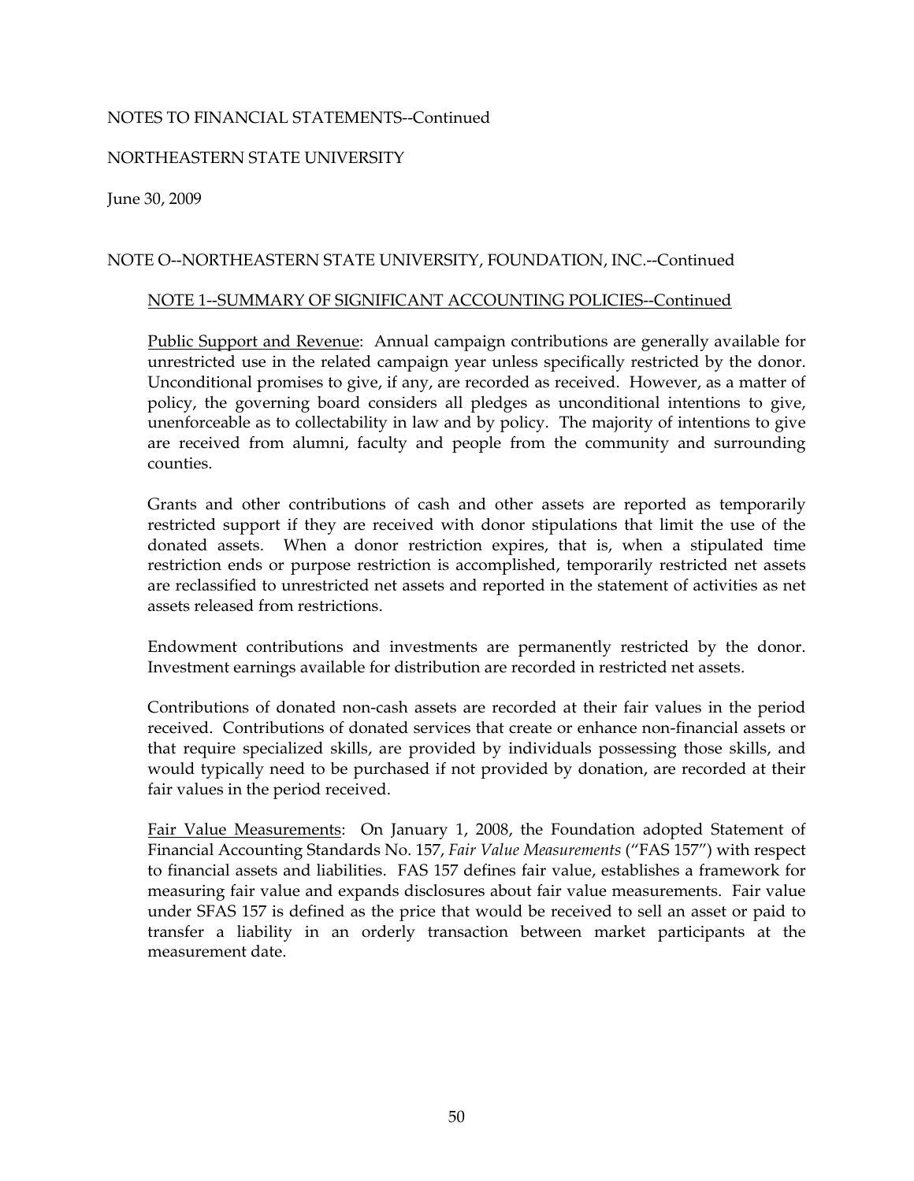NOTES TO FINANCIAL STATEMENTS--Continued

NORTHEASTERN STATE UNIVERSITY

June 30, 2009

NOTE O--NORTHEASTERN STATE UNIVERSITY, FOUNDATION, INC.--Continued

NOTE 1--SUMMARY OF SIGNIFICANT ACCOUNTING POLICIES--Continued

Public Support and Revenue: Annual campaign contributions are generally available for unrestricted use in the related campaign year unless specifically restricted by the donor. Unconditional promises to give, if any, are recorded as received. However, as a matter of policy, the governing board considers all pledges as unconditional intentions to give, unenforceable as to collectability in law and by policy. The majority of intentions to give are received from alumni, faculty and people from the community and surrounding counties.

Grants and other contributions of cash and other assets are reported as temporarily restricted support if they are received with donor stipulations that limit the use of the donated assets. When a donor restriction expires, that is, when a stipulated time restriction ends or purpose restriction is accomplished, temporarily restricted net assets are reclassified to unrestricted net assets and reported in the statement of activities as net assets released from restrictions.

Endowment contributions and investments are permanently restricted by the donor. Investment earnings available for distribution are recorded in restricted net assets.

Contributions of donated non-cash assets are recorded at their fair values in the period received. Contributions of donated services that create or enhance non-financial assets or that require specialized skills, are provided by individuals possessing those skills, and would typically need to be purchased if not provided by donation, are recorded at their fair values in the period received.

Fair Value Measurements: On January 1, 2008, the Foundation adopted Statement of Financial Accounting Standards No. 157, *Fair Value Measurements* ("FAS 157") with respect to financial assets and liabilities. FAS 157 defines fair value, establishes a framework for measuring fair value and expands disclosures about fair value measurements. Fair value under SFAS 157 is defined as the price that would be received to sell an asset or paid to transfer a liability in an orderly transaction between market participants at the measurement date.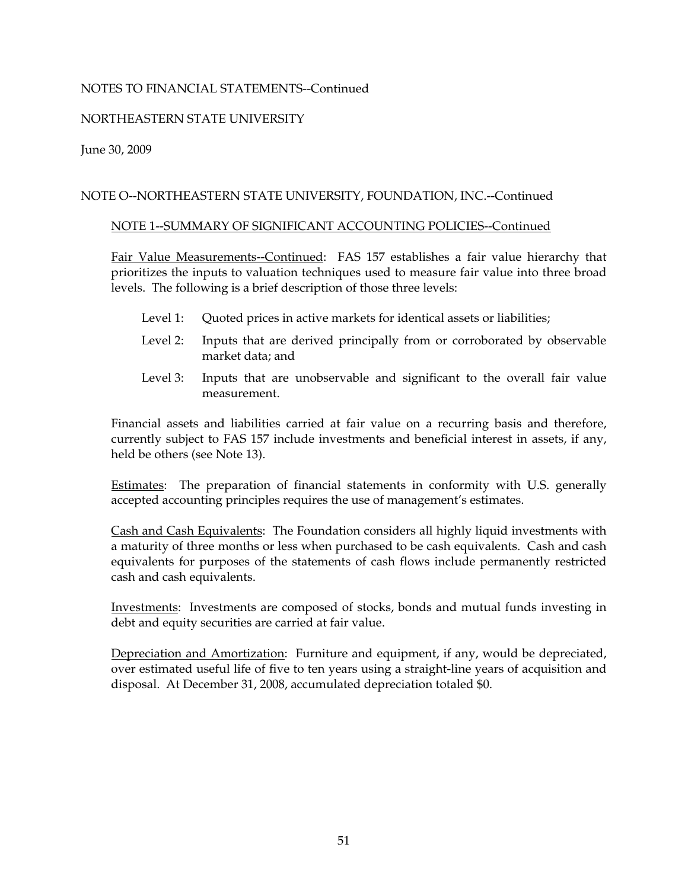NOTES TO FINANCIAL STATEMENTS--Continued

NORTHEASTERN STATE UNIVERSITY

June 30, 2009

NOTE O--NORTHEASTERN STATE UNIVERSITY, FOUNDATION, INC.--Continued

NOTE 1--SUMMARY OF SIGNIFICANT ACCOUNTING POLICIES--Continued

Fair Value Measurements--Continued: FAS 157 establishes a fair value hierarchy that prioritizes the inputs to valuation techniques used to measure fair value into three broad levels. The following is a brief description of those three levels:

- Level 1: Quoted prices in active markets for identical assets or liabilities;
- Level 2: Inputs that are derived principally from or corroborated by observable market data; and
- Level 3: Inputs that are unobservable and significant to the overall fair value measurement.

Financial assets and liabilities carried at fair value on a recurring basis and therefore, currently subject to FAS 157 include investments and beneficial interest in assets, if any, held be others (see Note 13).

Estimates: The preparation of financial statements in conformity with U.S. generally accepted accounting principles requires the use of management's estimates.

Cash and Cash Equivalents: The Foundation considers all highly liquid investments with a maturity of three months or less when purchased to be cash equivalents. Cash and cash equivalents for purposes of the statements of cash flows include permanently restricted cash and cash equivalents.

Investments: Investments are composed of stocks, bonds and mutual funds investing in debt and equity securities are carried at fair value.

Depreciation and Amortization: Furniture and equipment, if any, would be depreciated, over estimated useful life of five to ten years using a straight-line years of acquisition and disposal. At December 31, 2008, accumulated depreciation totaled $0.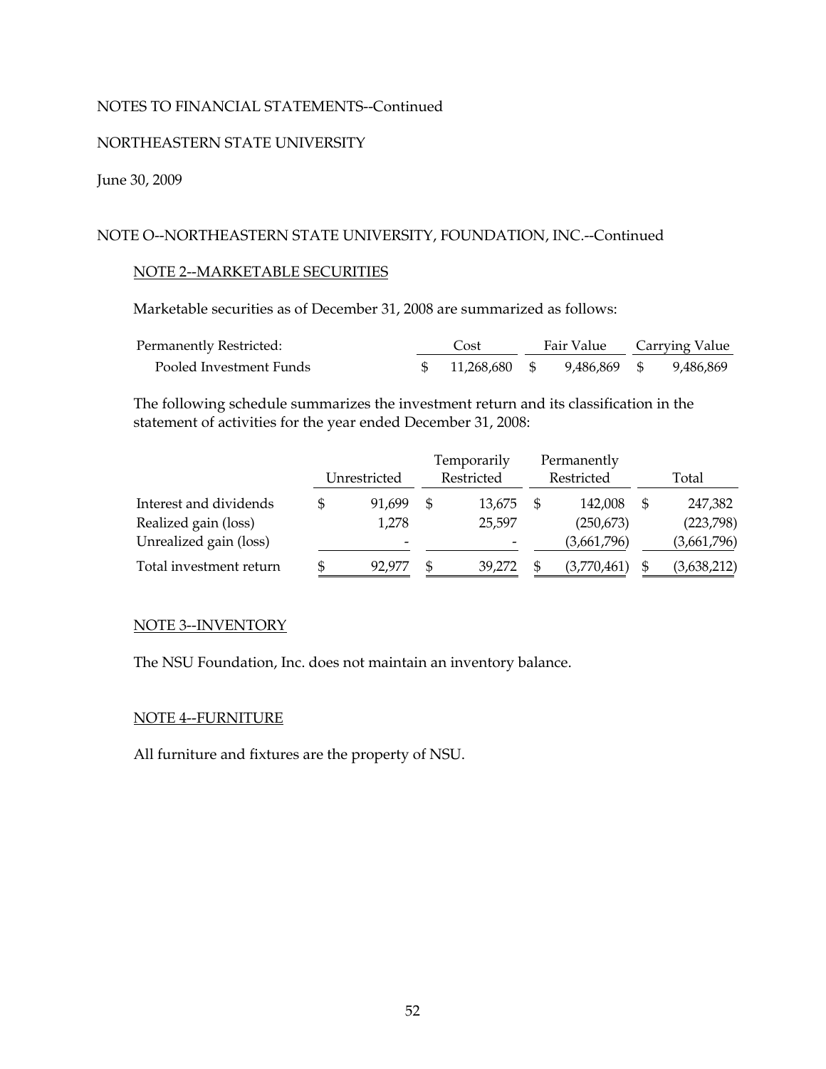NOTES TO FINANCIAL STATEMENTS--Continued

NORTHEASTERN STATE UNIVERSITY

June 30, 2009

NOTE O--NORTHEASTERN STATE UNIVERSITY, FOUNDATION, INC.--Continued

NOTE 2--MARKETABLE SECURITIES

Marketable securities as of December 31, 2008 are summarized as follows:

| Permanently Restricted: | Cost | Fair Value | Carrying Value |
|---|---|---|---|
| Pooled Investment Funds | $ 11,268,680 | $ 9,486,869 | $ 9,486,869 |

The following schedule summarizes the investment return and its classification in the statement of activities for the year ended December 31, 2008:

| | Unrestricted | Temporarily Restricted | Permanently Restricted | Total |
|---|---|---|---|---|
| Interest and dividends | $ 91,699 | $ 13,675 | $ 142,008 | $ 247,382 |
| Realized gain (loss) | 1,278 | 25,597 | (250,673) | (223,798) |
| Unrealized gain (loss) | - | - | (3,661,796) | (3,661,796) |
| Total investment return | $ 92,977 | $ 39,272 | $ (3,770,461) | $ (3,638,212) |

NOTE 3--INVENTORY

The NSU Foundation, Inc. does not maintain an inventory balance.

NOTE 4--FURNITURE

All furniture and fixtures are the property of NSU.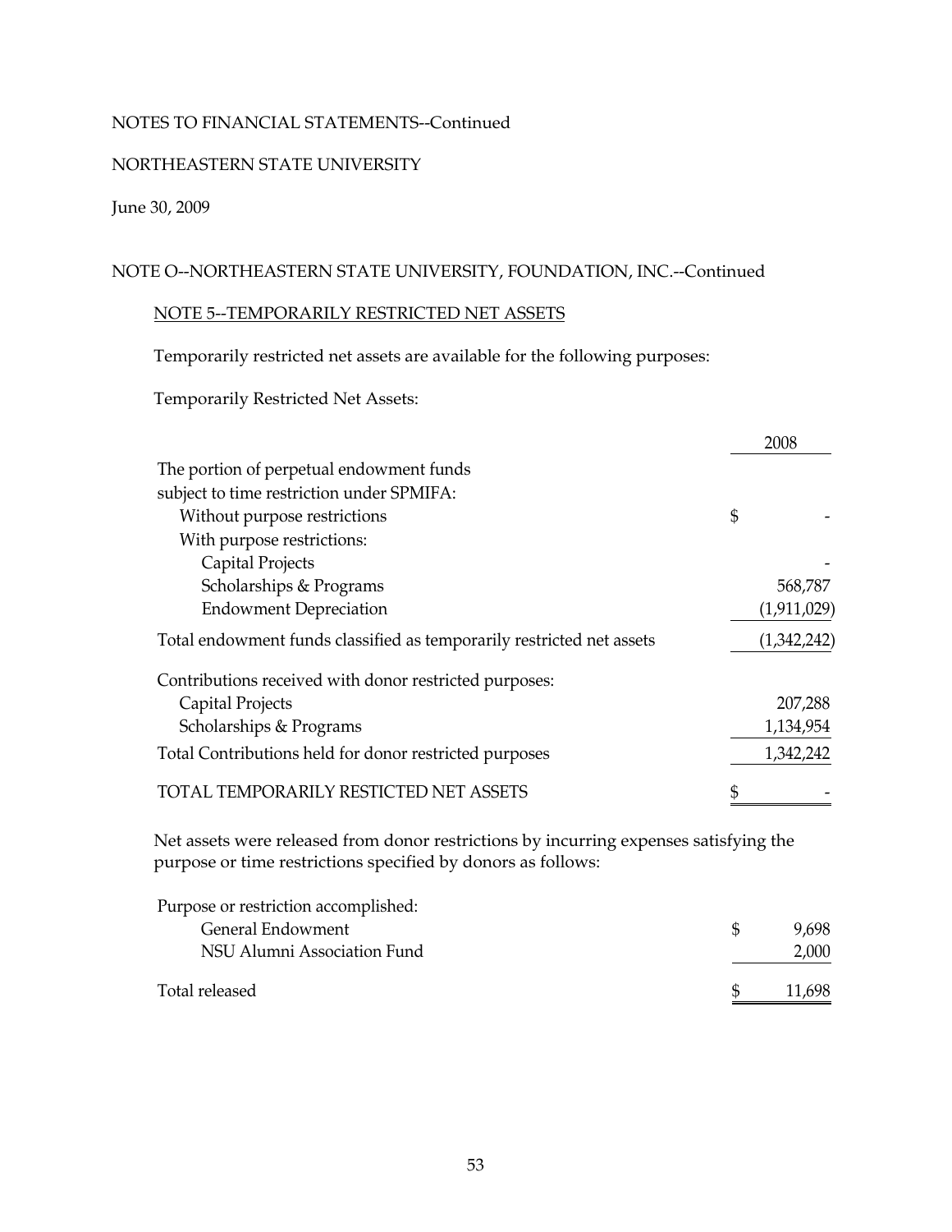NOTES TO FINANCIAL STATEMENTS--Continued

NORTHEASTERN STATE UNIVERSITY

June 30, 2009

NOTE O--NORTHEASTERN STATE UNIVERSITY, FOUNDATION, INC.--Continued

NOTE 5--TEMPORARILY RESTRICTED NET ASSETS

Temporarily restricted net assets are available for the following purposes:

Temporarily Restricted Net Assets:

| | 2008 |
|---|---|
| The portion of perpetual endowment funds subject to time restriction under SPMIFA: | |
| Without purpose restrictions | $ - |
| With purpose restrictions: | |
| Capital Projects | - |
| Scholarships & Programs | 568,787 |
| Endowment Depreciation | (1,911,029) |
| Total endowment funds classified as temporarily restricted net assets | (1,342,242) |
| Contributions received with donor restricted purposes: | |
| Capital Projects | 207,288 |
| Scholarships & Programs | 1,134,954 |
| Total Contributions held for donor restricted purposes | 1,342,242 |
| TOTAL TEMPORARILY RESTICTED NET ASSETS | $ - |

Net assets were released from donor restrictions by incurring expenses satisfying the purpose or time restrictions specified by donors as follows:

| | |
|---|---|
| Purpose or restriction accomplished: | |
| General Endowment | $ 9,698 |
| NSU Alumni Association Fund | 2,000 |
| Total released | $ 11,698 |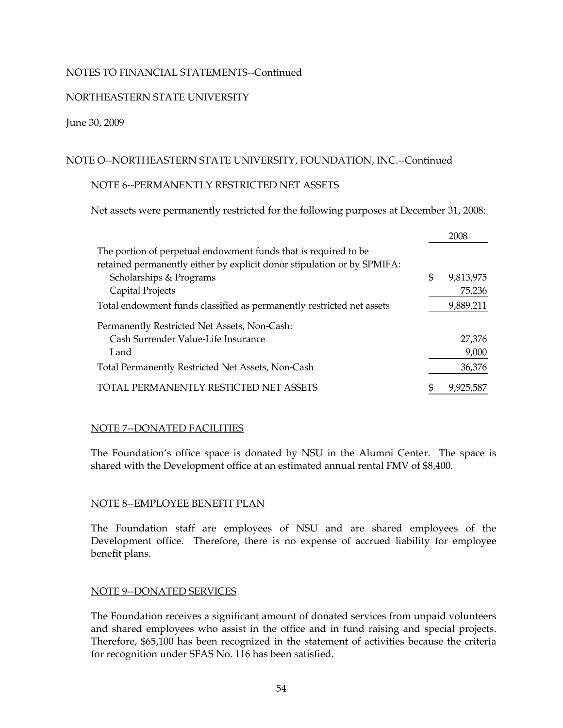NOTES TO FINANCIAL STATEMENTS--Continued

NORTHEASTERN STATE UNIVERSITY

June 30, 2009

NOTE O--NORTHEASTERN STATE UNIVERSITY, FOUNDATION, INC.--Continued

NOTE 6--PERMANENTLY RESTRICTED NET ASSETS

Net assets were permanently restricted for the following purposes at December 31, 2008:

| | 2008 |
|---|---|
| The portion of perpetual endowment funds that is required to be retained permanently either by explicit donor stipulation or by SPMIFA: | |
| Scholarships & Programs | $ 9,813,975 |
| Capital Projects | 75,236 |
| Total endowment funds classified as permanently restricted net assets | 9,889,211 |
| Permanently Restricted Net Assets, Non-Cash: | |
| Cash Surrender Value-Life Insurance | 27,376 |
| Land | 9,000 |
| Total Permanently Restricted Net Assets, Non-Cash | 36,376 |
| TOTAL PERMANENTLY RESTICTED NET ASSETS | $ 9,925,587 |

NOTE 7--DONATED FACILITIES

The Foundation's office space is donated by NSU in the Alumni Center. The space is shared with the Development office at an estimated annual rental FMV of $8,400.

NOTE 8--EMPLOYEE BENEFIT PLAN

The Foundation staff are employees of NSU and are shared employees of the Development office. Therefore, there is no expense of accrued liability for employee benefit plans.

NOTE 9--DONATED SERVICES

The Foundation receives a significant amount of donated services from unpaid volunteers and shared employees who assist in the office and in fund raising and special projects. Therefore, $65,100 has been recognized in the statement of activities because the criteria for recognition under SFAS No. 116 has been satisfied.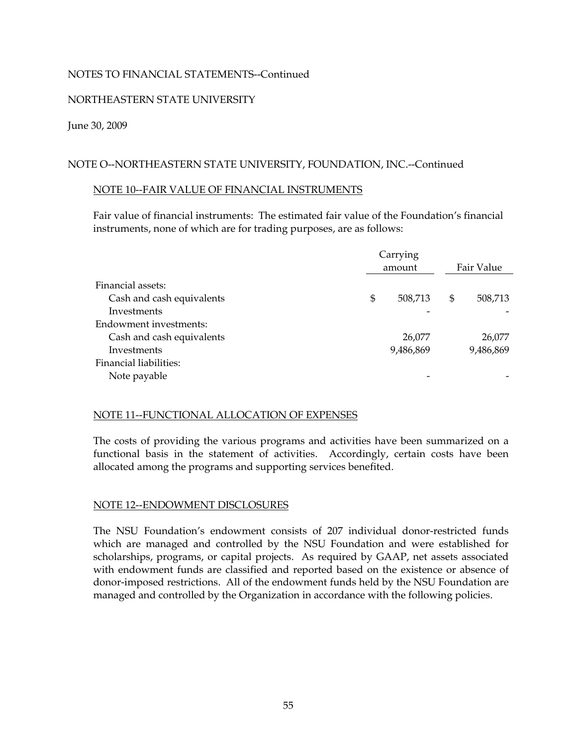NOTES TO FINANCIAL STATEMENTS--Continued

NORTHEASTERN STATE UNIVERSITY

June 30, 2009

NOTE O--NORTHEASTERN STATE UNIVERSITY, FOUNDATION, INC.--Continued

NOTE 10--FAIR VALUE OF FINANCIAL INSTRUMENTS

Fair value of financial instruments: The estimated fair value of the Foundation's financial instruments, none of which are for trading purposes, are as follows:

| | Carrying amount | Fair Value |
|---|---|---|
| Financial assets: | | |
| Cash and cash equivalents | $ 508,713 | $ 508,713 |
| Investments | - | - |
| Endowment investments: | | |
| Cash and cash equivalents | 26,077 | 26,077 |
| Investments | 9,486,869 | 9,486,869 |
| Financial liabilities: | | |
| Note payable | - | - |

NOTE 11--FUNCTIONAL ALLOCATION OF EXPENSES

The costs of providing the various programs and activities have been summarized on a functional basis in the statement of activities. Accordingly, certain costs have been allocated among the programs and supporting services benefited.

NOTE 12--ENDOWMENT DISCLOSURES

The NSU Foundation's endowment consists of 207 individual donor-restricted funds which are managed and controlled by the NSU Foundation and were established for scholarships, programs, or capital projects. As required by GAAP, net assets associated with endowment funds are classified and reported based on the existence or absence of donor-imposed restrictions. All of the endowment funds held by the NSU Foundation are managed and controlled by the Organization in accordance with the following policies.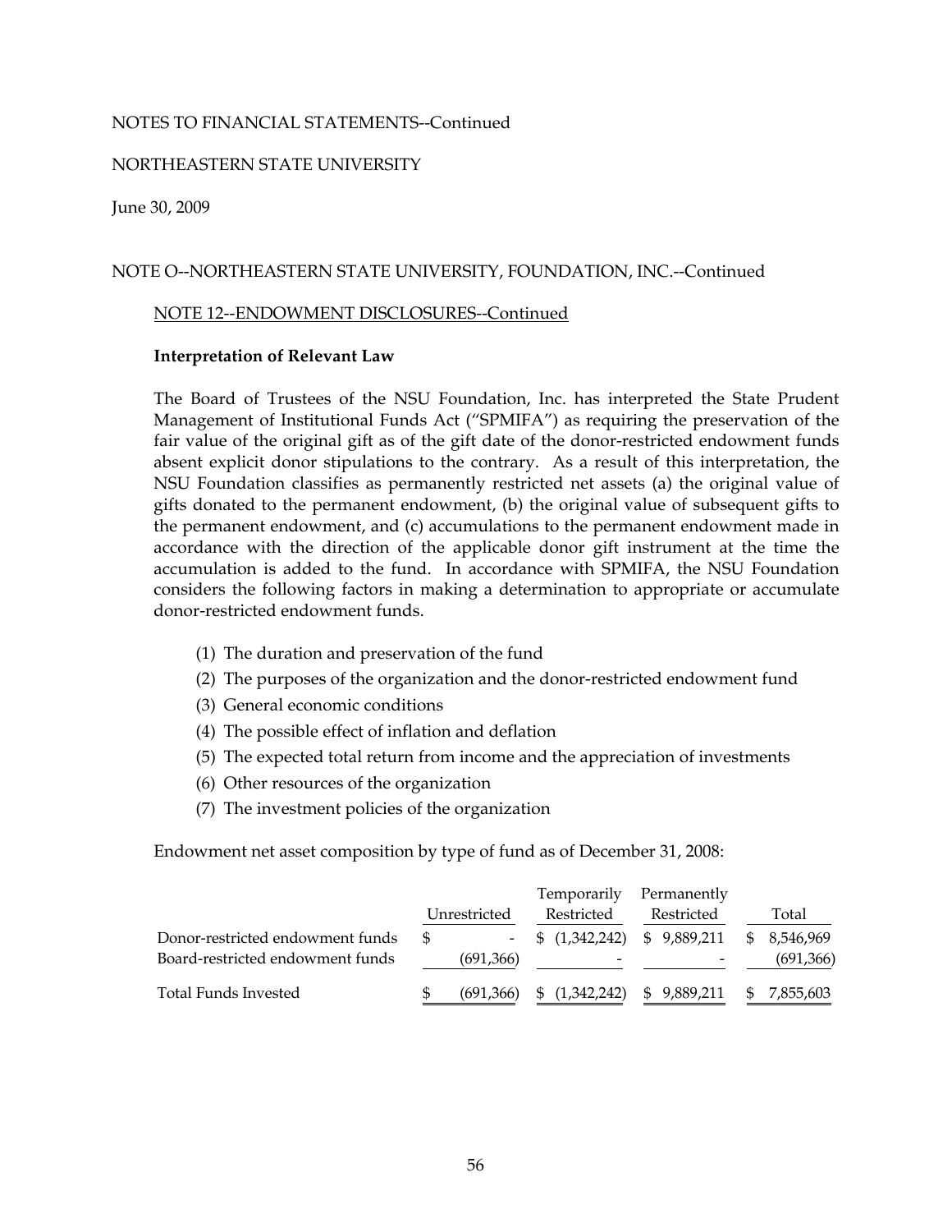NOTES TO FINANCIAL STATEMENTS--Continued

NORTHEASTERN STATE UNIVERSITY

June 30, 2009

NOTE O--NORTHEASTERN STATE UNIVERSITY, FOUNDATION, INC.--Continued

NOTE 12--ENDOWMENT DISCLOSURES--Continued

**Interpretation of Relevant Law**

The Board of Trustees of the NSU Foundation, Inc. has interpreted the State Prudent Management of Institutional Funds Act ("SPMIFA") as requiring the preservation of the fair value of the original gift as of the gift date of the donor-restricted endowment funds absent explicit donor stipulations to the contrary. As a result of this interpretation, the NSU Foundation classifies as permanently restricted net assets (a) the original value of gifts donated to the permanent endowment, (b) the original value of subsequent gifts to the permanent endowment, and (c) accumulations to the permanent endowment made in accordance with the direction of the applicable donor gift instrument at the time the accumulation is added to the fund. In accordance with SPMIFA, the NSU Foundation considers the following factors in making a determination to appropriate or accumulate donor-restricted endowment funds.

(1) The duration and preservation of the fund
(2) The purposes of the organization and the donor-restricted endowment fund
(3) General economic conditions
(4) The possible effect of inflation and deflation
(5) The expected total return from income and the appreciation of investments
(6) Other resources of the organization
(7) The investment policies of the organization

Endowment net asset composition by type of fund as of December 31, 2008:

| | Unrestricted | Temporarily Restricted | Permanently Restricted | Total |
|---|---|---|---|---|
| Donor-restricted endowment funds | $ - | $ (1,342,242) | $ 9,889,211 | $ 8,546,969 |
| Board-restricted endowment funds | (691,366) | - | - | (691,366) |
| Total Funds Invested | $ (691,366) | $ (1,342,242) | $ 9,889,211 | $ 7,855,603 |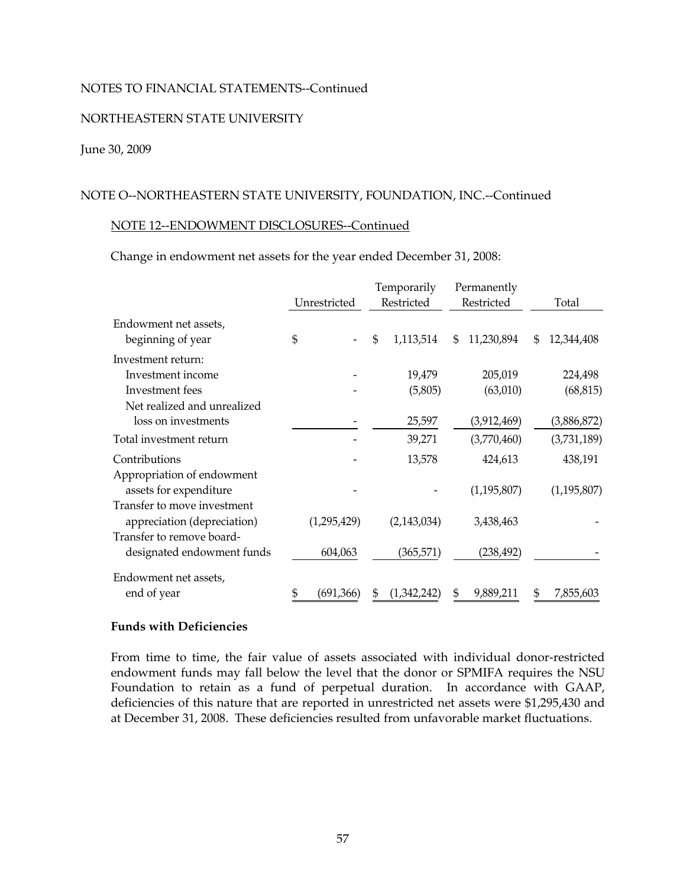NOTES TO FINANCIAL STATEMENTS--Continued

NORTHEASTERN STATE UNIVERSITY

June 30, 2009

NOTE O--NORTHEASTERN STATE UNIVERSITY, FOUNDATION, INC.--Continued

NOTE 12--ENDOWMENT DISCLOSURES--Continued

Change in endowment net assets for the year ended December 31, 2008:

| | Unrestricted | Temporarily Restricted | Permanently Restricted | Total |
|---|---|---|---|---|
| Endowment net assets, beginning of year | $ - | $ 1,113,514 | $ 11,230,894 | $ 12,344,408 |
| Investment return: | | | | |
| Investment income | - | 19,479 | 205,019 | 224,498 |
| Investment fees | - | (5,805) | (63,010) | (68,815) |
| Net realized and unrealized loss on investments | - | 25,597 | (3,912,469) | (3,886,872) |
| Total investment return | - | 39,271 | (3,770,460) | (3,731,189) |
| Contributions | - | 13,578 | 424,613 | 438,191 |
| Appropriation of endowment assets for expenditure | - | - | (1,195,807) | (1,195,807) |
| Transfer to move investment appreciation (depreciation) | (1,295,429) | (2,143,034) | 3,438,463 | - |
| Transfer to remove board-designated endowment funds | 604,063 | (365,571) | (238,492) | - |
| Endowment net assets, end of year | $ (691,366) | $ (1,342,242) | $ 9,889,211 | $ 7,855,603 |

**Funds with Deficiencies**

From time to time, the fair value of assets associated with individual donor-restricted endowment funds may fall below the level that the donor or SPMIFA requires the NSU Foundation to retain as a fund of perpetual duration. In accordance with GAAP, deficiencies of this nature that are reported in unrestricted net assets were $1,295,430 and at December 31, 2008. These deficiencies resulted from unfavorable market fluctuations.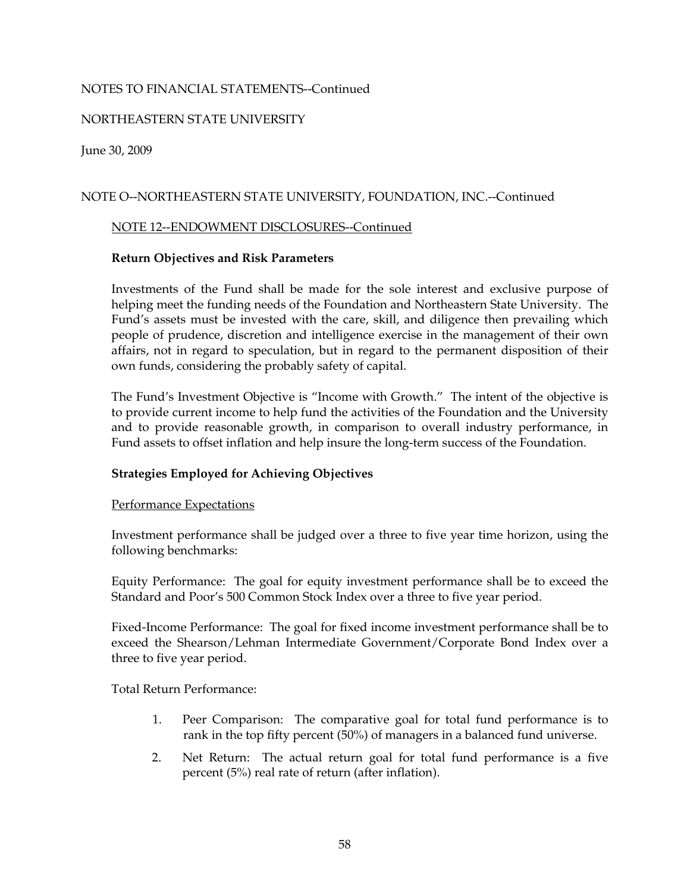NOTES TO FINANCIAL STATEMENTS--Continued

NORTHEASTERN STATE UNIVERSITY

June 30, 2009

NOTE O--NORTHEASTERN STATE UNIVERSITY, FOUNDATION, INC.--Continued

NOTE 12--ENDOWMENT DISCLOSURES--Continued

**Return Objectives and Risk Parameters**

Investments of the Fund shall be made for the sole interest and exclusive purpose of helping meet the funding needs of the Foundation and Northeastern State University. The Fund's assets must be invested with the care, skill, and diligence then prevailing which people of prudence, discretion and intelligence exercise in the management of their own affairs, not in regard to speculation, but in regard to the permanent disposition of their own funds, considering the probably safety of capital.

The Fund's Investment Objective is "Income with Growth." The intent of the objective is to provide current income to help fund the activities of the Foundation and the University and to provide reasonable growth, in comparison to overall industry performance, in Fund assets to offset inflation and help insure the long-term success of the Foundation.

**Strategies Employed for Achieving Objectives**

Performance Expectations

Investment performance shall be judged over a three to five year time horizon, using the following benchmarks:

Equity Performance: The goal for equity investment performance shall be to exceed the Standard and Poor's 500 Common Stock Index over a three to five year period.

Fixed-Income Performance: The goal for fixed income investment performance shall be to exceed the Shearson/Lehman Intermediate Government/Corporate Bond Index over a three to five year period.

Total Return Performance:

1. Peer Comparison: The comparative goal for total fund performance is to rank in the top fifty percent (50%) of managers in a balanced fund universe.
2. Net Return: The actual return goal for total fund performance is a five percent (5%) real rate of return (after inflation).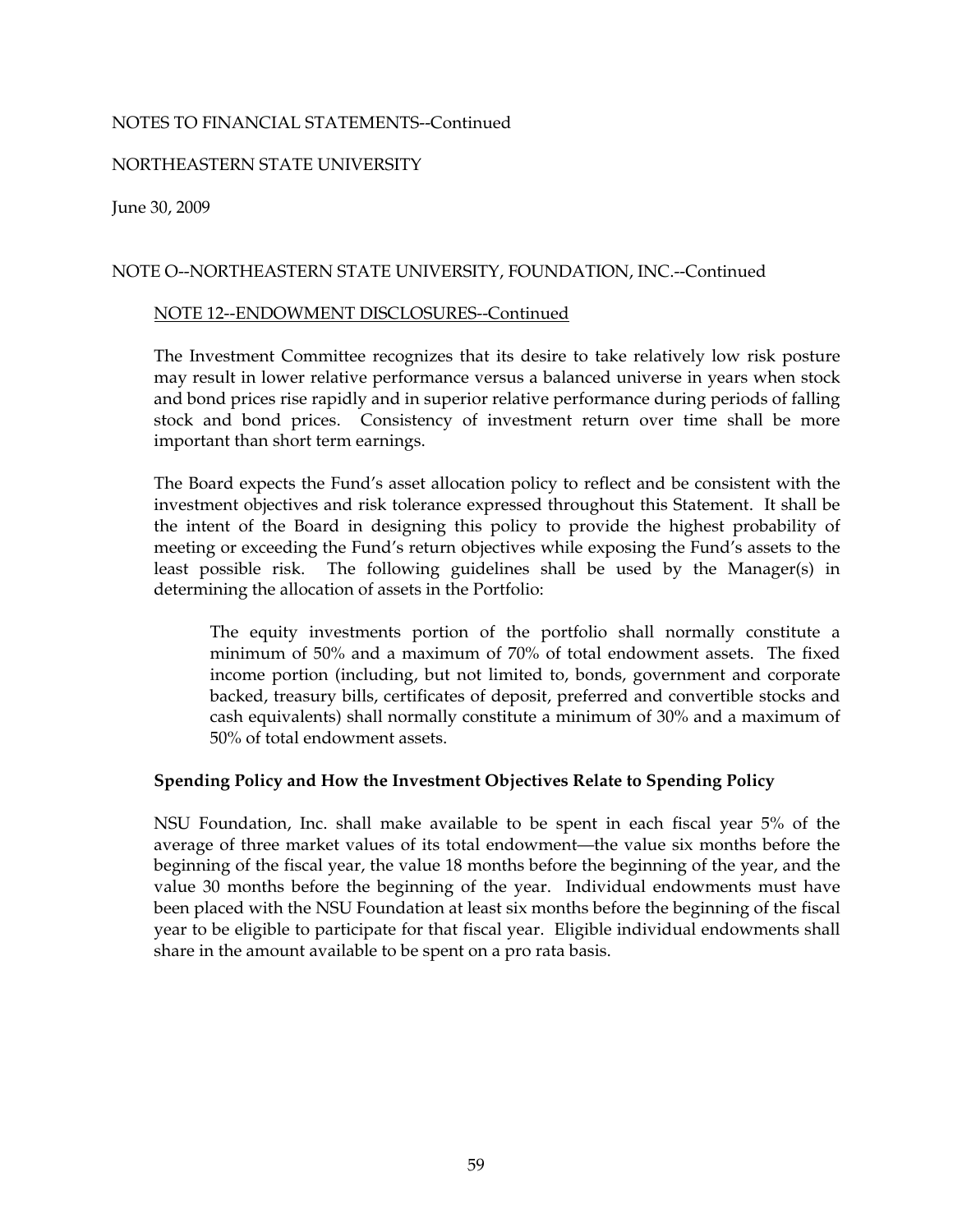NOTES TO FINANCIAL STATEMENTS--Continued

NORTHEASTERN STATE UNIVERSITY

June 30, 2009

NOTE O--NORTHEASTERN STATE UNIVERSITY, FOUNDATION, INC.--Continued

NOTE 12--ENDOWMENT DISCLOSURES--Continued

The Investment Committee recognizes that its desire to take relatively low risk posture may result in lower relative performance versus a balanced universe in years when stock and bond prices rise rapidly and in superior relative performance during periods of falling stock and bond prices. Consistency of investment return over time shall be more important than short term earnings.

The Board expects the Fund's asset allocation policy to reflect and be consistent with the investment objectives and risk tolerance expressed throughout this Statement. It shall be the intent of the Board in designing this policy to provide the highest probability of meeting or exceeding the Fund's return objectives while exposing the Fund's assets to the least possible risk. The following guidelines shall be used by the Manager(s) in determining the allocation of assets in the Portfolio:

> The equity investments portion of the portfolio shall normally constitute a minimum of 50% and a maximum of 70% of total endowment assets. The fixed income portion (including, but not limited to, bonds, government and corporate backed, treasury bills, certificates of deposit, preferred and convertible stocks and cash equivalents) shall normally constitute a minimum of 30% and a maximum of 50% of total endowment assets.

**Spending Policy and How the Investment Objectives Relate to Spending Policy**

NSU Foundation, Inc. shall make available to be spent in each fiscal year 5% of the average of three market values of its total endowment—the value six months before the beginning of the fiscal year, the value 18 months before the beginning of the year, and the value 30 months before the beginning of the year. Individual endowments must have been placed with the NSU Foundation at least six months before the beginning of the fiscal year to be eligible to participate for that fiscal year. Eligible individual endowments shall share in the amount available to be spent on a pro rata basis.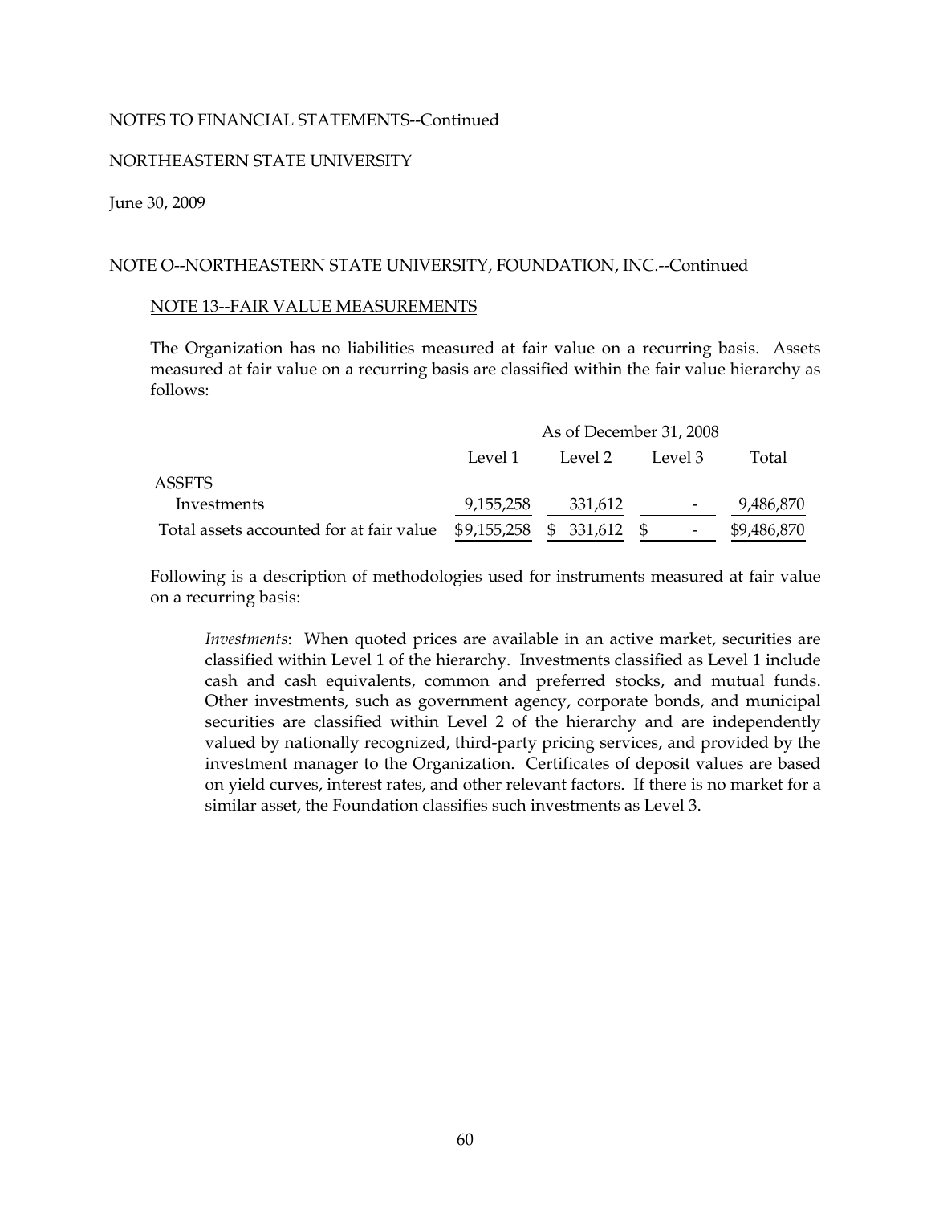NOTES TO FINANCIAL STATEMENTS--Continued

NORTHEASTERN STATE UNIVERSITY

June 30, 2009

NOTE O--NORTHEASTERN STATE UNIVERSITY, FOUNDATION, INC.--Continued

NOTE 13--FAIR VALUE MEASUREMENTS

The Organization has no liabilities measured at fair value on a recurring basis. Assets measured at fair value on a recurring basis are classified within the fair value hierarchy as follows:

| | As of December 31, 2008 | | | |
|---|---|---|---|---|
| | Level 1 | Level 2 | Level 3 | Total |
| ASSETS | | | | |
| Investments | 9,155,258 | 331,612 | - | 9,486,870 |
| Total assets accounted for at fair value | $9,155,258 | $ 331,612 | $ - | $9,486,870 |

Following is a description of methodologies used for instruments measured at fair value on a recurring basis:

*Investments*: When quoted prices are available in an active market, securities are classified within Level 1 of the hierarchy. Investments classified as Level 1 include cash and cash equivalents, common and preferred stocks, and mutual funds. Other investments, such as government agency, corporate bonds, and municipal securities are classified within Level 2 of the hierarchy and are independently valued by nationally recognized, third-party pricing services, and provided by the investment manager to the Organization. Certificates of deposit values are based on yield curves, interest rates, and other relevant factors. If there is no market for a similar asset, the Foundation classifies such investments as Level 3.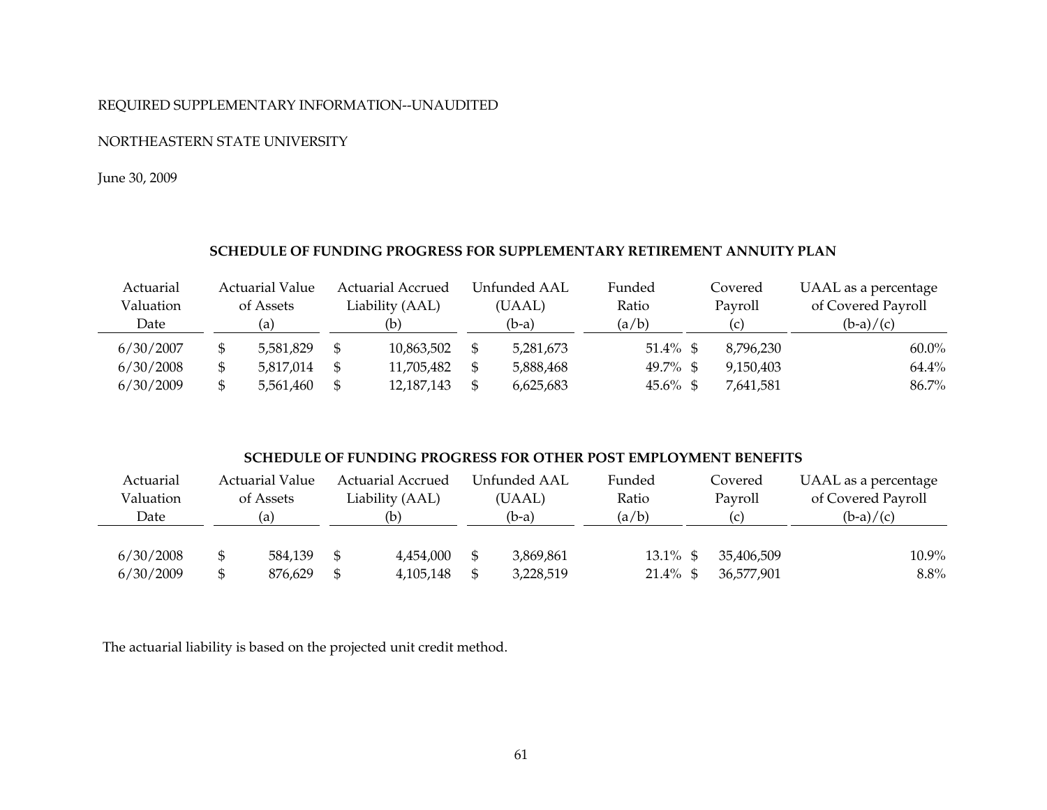REQUIRED SUPPLEMENTARY INFORMATION--UNAUDITED

NORTHEASTERN STATE UNIVERSITY

June 30, 2009

## SCHEDULE OF FUNDING PROGRESS FOR SUPPLEMENTARY RETIREMENT ANNUITY PLAN

| Actuarial Valuation Date | Actuarial Value of Assets (a) | Actuarial Accrued Liability (AAL) (b) | Unfunded AAL (UAAL) (b-a) | Funded Ratio (a/b) | Covered Payroll (c) | UAAL as a percentage of Covered Payroll (b-a)/(c) |
|---|---|---|---|---|---|---|
| 6/30/2007 | $ 5,581,829 | $ 10,863,502 | $ 5,281,673 | 51.4% | $ 8,796,230 | 60.0% |
| 6/30/2008 | $ 5,817,014 | $ 11,705,482 | $ 5,888,468 | 49.7% | $ 9,150,403 | 64.4% |
| 6/30/2009 | $ 5,561,460 | $ 12,187,143 | $ 6,625,683 | 45.6% | $ 7,641,581 | 86.7% |

## SCHEDULE OF FUNDING PROGRESS FOR OTHER POST EMPLOYMENT BENEFITS

| Actuarial Valuation Date | Actuarial Value of Assets (a) | Actuarial Accrued Liability (AAL) (b) | Unfunded AAL (UAAL) (b-a) | Funded Ratio (a/b) | Covered Payroll (c) | UAAL as a percentage of Covered Payroll (b-a)/(c) |
|---|---|---|---|---|---|---|
| 6/30/2008 | $ 584,139 | $ 4,454,000 | $ 3,869,861 | 13.1% | $ 35,406,509 | 10.9% |
| 6/30/2009 | $ 876,629 | $ 4,105,148 | $ 3,228,519 | 21.4% | $ 36,577,901 | 8.8% |

The actuarial liability is based on the projected unit credit method.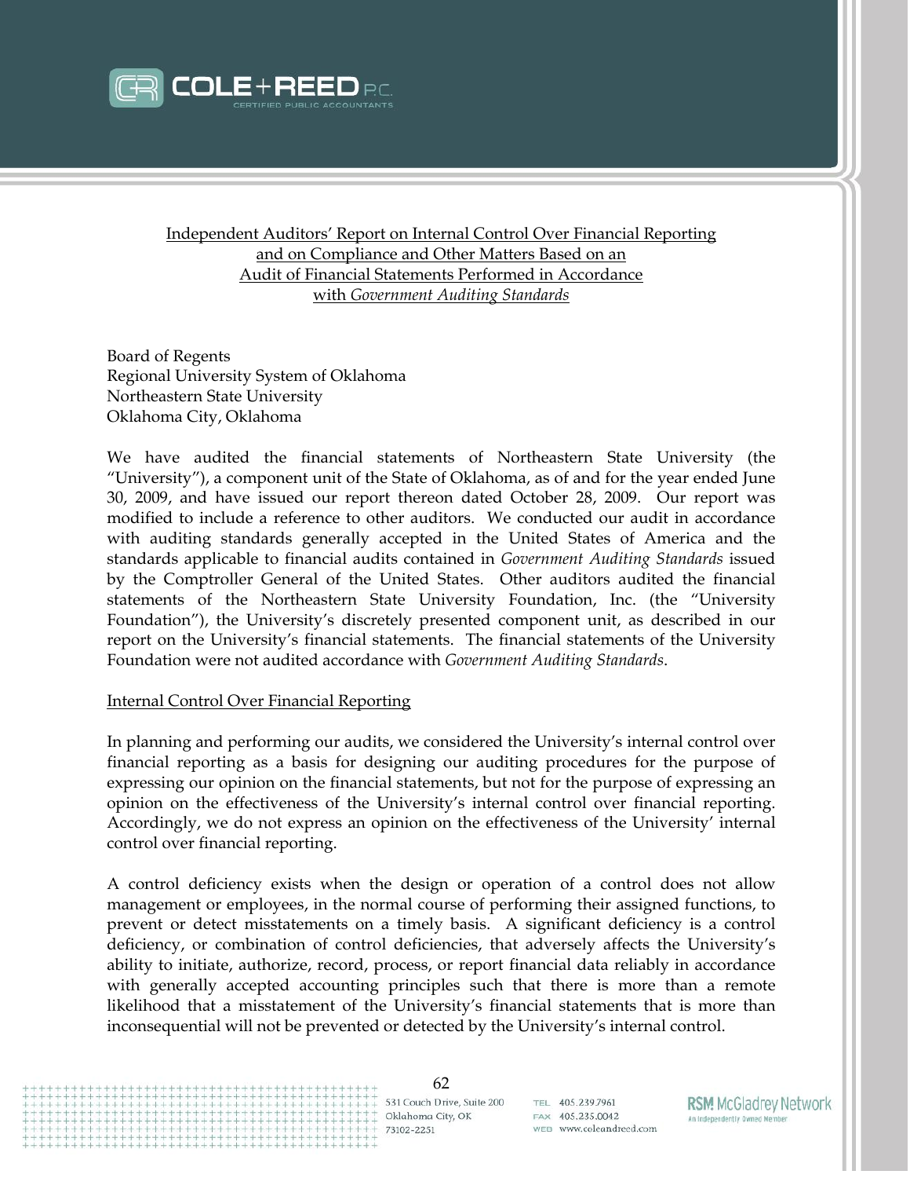Independent Auditors' Report on Internal Control Over Financial Reporting
and on Compliance and Other Matters Based on an
Audit of Financial Statements Performed in Accordance
with *Government Auditing Standards*

Board of Regents
Regional University System of Oklahoma
Northeastern State University
Oklahoma City, Oklahoma

We have audited the financial statements of Northeastern State University (the "University"), a component unit of the State of Oklahoma, as of and for the year ended June 30, 2009, and have issued our report thereon dated October 28, 2009. Our report was modified to include a reference to other auditors. We conducted our audit in accordance with auditing standards generally accepted in the United States of America and the standards applicable to financial audits contained in *Government Auditing Standards* issued by the Comptroller General of the United States. Other auditors audited the financial statements of the Northeastern State University Foundation, Inc. (the "University Foundation"), the University's discretely presented component unit, as described in our report on the University's financial statements. The financial statements of the University Foundation were not audited accordance with *Government Auditing Standards*.

Internal Control Over Financial Reporting

In planning and performing our audits, we considered the University's internal control over financial reporting as a basis for designing our auditing procedures for the purpose of expressing our opinion on the financial statements, but not for the purpose of expressing an opinion on the effectiveness of the University's internal control over financial reporting. Accordingly, we do not express an opinion on the effectiveness of the University' internal control over financial reporting.

A control deficiency exists when the design or operation of a control does not allow management or employees, in the normal course of performing their assigned functions, to prevent or detect misstatements on a timely basis. A significant deficiency is a control deficiency, or combination of control deficiencies, that adversely affects the University's ability to initiate, authorize, record, process, or report financial data reliably in accordance with generally accepted accounting principles such that there is more than a remote likelihood that a misstatement of the University's financial statements that is more than inconsequential will not be prevented or detected by the University's internal control.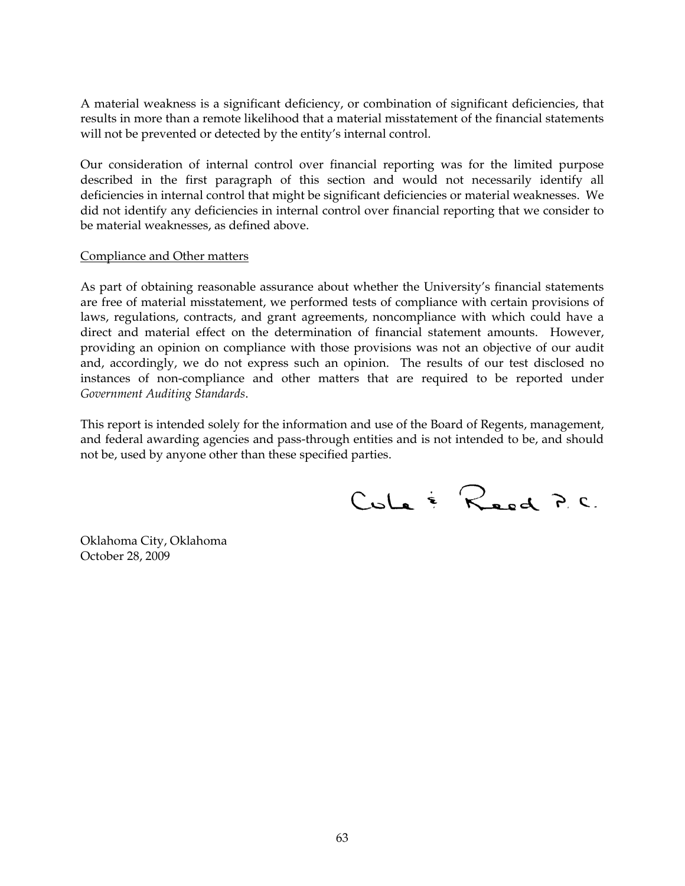A material weakness is a significant deficiency, or combination of significant deficiencies, that results in more than a remote likelihood that a material misstatement of the financial statements will not be prevented or detected by the entity's internal control.

Our consideration of internal control over financial reporting was for the limited purpose described in the first paragraph of this section and would not necessarily identify all deficiencies in internal control that might be significant deficiencies or material weaknesses. We did not identify any deficiencies in internal control over financial reporting that we consider to be material weaknesses, as defined above.

Compliance and Other matters

As part of obtaining reasonable assurance about whether the University's financial statements are free of material misstatement, we performed tests of compliance with certain provisions of laws, regulations, contracts, and grant agreements, noncompliance with which could have a direct and material effect on the determination of financial statement amounts. However, providing an opinion on compliance with those provisions was not an objective of our audit and, accordingly, we do not express such an opinion. The results of our test disclosed no instances of non-compliance and other matters that are required to be reported under *Government Auditing Standards*.

This report is intended solely for the information and use of the Board of Regents, management, and federal awarding agencies and pass-through entities and is not intended to be, and should not be, used by anyone other than these specified parties.

Cole & Reed P.C.

Oklahoma City, Oklahoma
October 28, 2009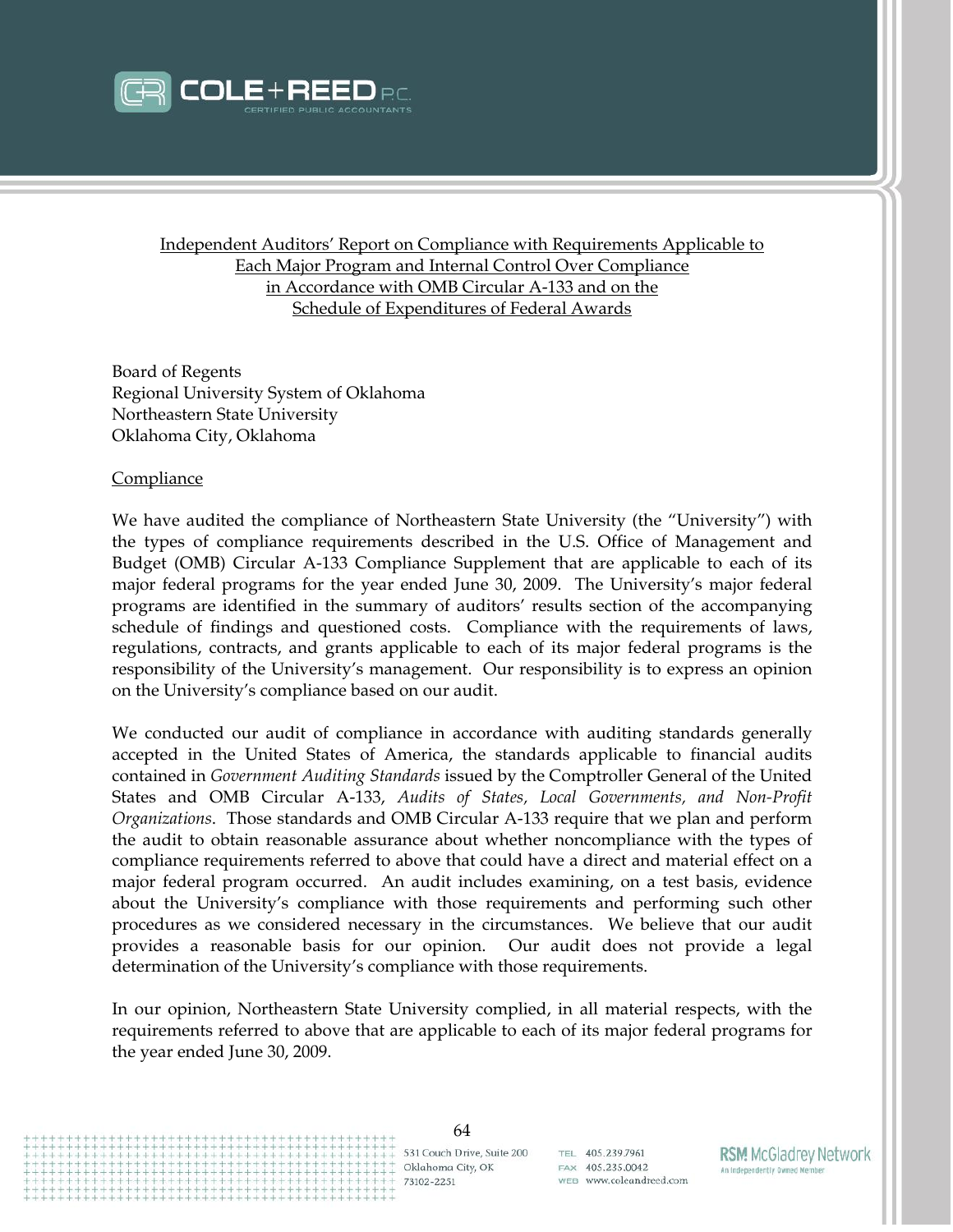COLE + REED P.C.
CERTIFIED PUBLIC ACCOUNTANTS

## Independent Auditors' Report on Compliance with Requirements Applicable to Each Major Program and Internal Control Over Compliance in Accordance with OMB Circular A-133 and on the Schedule of Expenditures of Federal Awards

Board of Regents
Regional University System of Oklahoma
Northeastern State University
Oklahoma City, Oklahoma

### Compliance

We have audited the compliance of Northeastern State University (the "University") with the types of compliance requirements described in the U.S. Office of Management and Budget (OMB) Circular A-133 Compliance Supplement that are applicable to each of its major federal programs for the year ended June 30, 2009. The University's major federal programs are identified in the summary of auditors' results section of the accompanying schedule of findings and questioned costs. Compliance with the requirements of laws, regulations, contracts, and grants applicable to each of its major federal programs is the responsibility of the University's management. Our responsibility is to express an opinion on the University's compliance based on our audit.

We conducted our audit of compliance in accordance with auditing standards generally accepted in the United States of America, the standards applicable to financial audits contained in *Government Auditing Standards* issued by the Comptroller General of the United States and OMB Circular A-133, *Audits of States, Local Governments, and Non-Profit Organizations*. Those standards and OMB Circular A-133 require that we plan and perform the audit to obtain reasonable assurance about whether noncompliance with the types of compliance requirements referred to above that could have a direct and material effect on a major federal program occurred. An audit includes examining, on a test basis, evidence about the University's compliance with those requirements and performing such other procedures as we considered necessary in the circumstances. We believe that our audit provides a reasonable basis for our opinion. Our audit does not provide a legal determination of the University's compliance with those requirements.

In our opinion, Northeastern State University complied, in all material respects, with the requirements referred to above that are applicable to each of its major federal programs for the year ended June 30, 2009.

531 Couch Drive, Suite 200
Oklahoma City, OK
73102-2251

TEL 405.239.7961
FAX 405.235.0042
WEB www.coleandreed.com

RSM McGladrey Network
An Independently Owned Member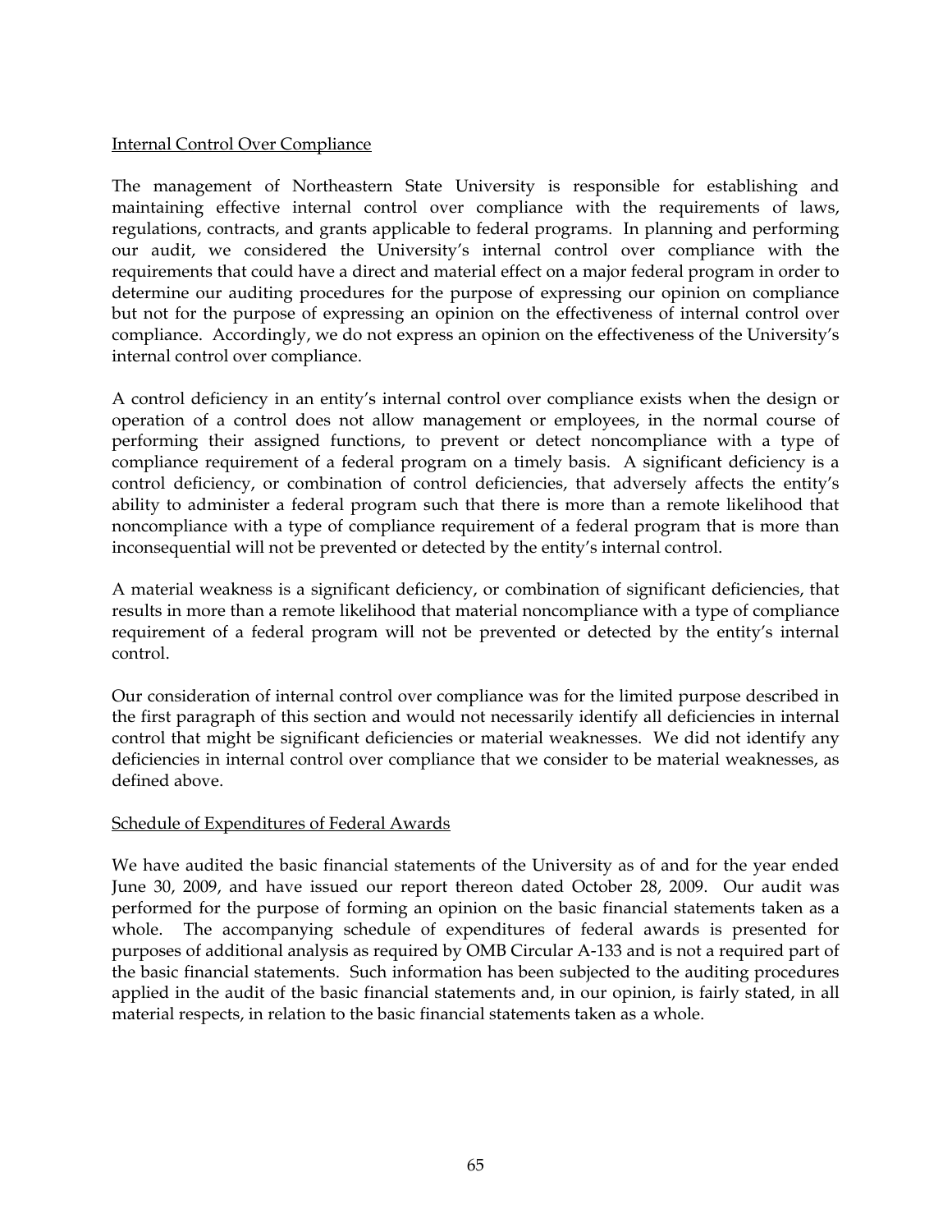<u>Internal Control Over Compliance</u>

The management of Northeastern State University is responsible for establishing and maintaining effective internal control over compliance with the requirements of laws, regulations, contracts, and grants applicable to federal programs. In planning and performing our audit, we considered the University's internal control over compliance with the requirements that could have a direct and material effect on a major federal program in order to determine our auditing procedures for the purpose of expressing our opinion on compliance but not for the purpose of expressing an opinion on the effectiveness of internal control over compliance. Accordingly, we do not express an opinion on the effectiveness of the University's internal control over compliance.

A control deficiency in an entity's internal control over compliance exists when the design or operation of a control does not allow management or employees, in the normal course of performing their assigned functions, to prevent or detect noncompliance with a type of compliance requirement of a federal program on a timely basis. A significant deficiency is a control deficiency, or combination of control deficiencies, that adversely affects the entity's ability to administer a federal program such that there is more than a remote likelihood that noncompliance with a type of compliance requirement of a federal program that is more than inconsequential will not be prevented or detected by the entity's internal control.

A material weakness is a significant deficiency, or combination of significant deficiencies, that results in more than a remote likelihood that material noncompliance with a type of compliance requirement of a federal program will not be prevented or detected by the entity's internal control.

Our consideration of internal control over compliance was for the limited purpose described in the first paragraph of this section and would not necessarily identify all deficiencies in internal control that might be significant deficiencies or material weaknesses. We did not identify any deficiencies in internal control over compliance that we consider to be material weaknesses, as defined above.

<u>Schedule of Expenditures of Federal Awards</u>

We have audited the basic financial statements of the University as of and for the year ended June 30, 2009, and have issued our report thereon dated October 28, 2009. Our audit was performed for the purpose of forming an opinion on the basic financial statements taken as a whole. The accompanying schedule of expenditures of federal awards is presented for purposes of additional analysis as required by OMB Circular A-133 and is not a required part of the basic financial statements. Such information has been subjected to the auditing procedures applied in the audit of the basic financial statements and, in our opinion, is fairly stated, in all material respects, in relation to the basic financial statements taken as a whole.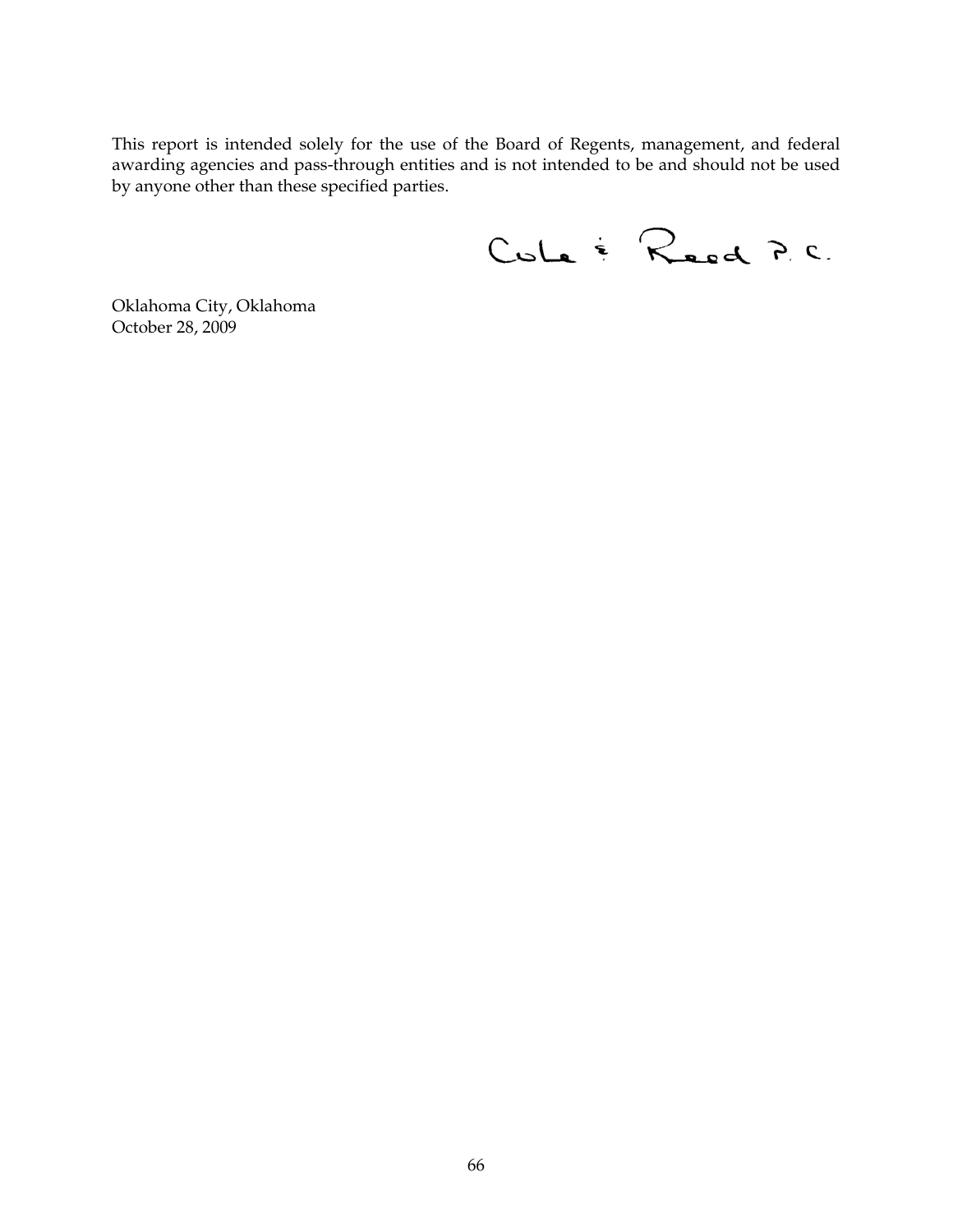This report is intended solely for the use of the Board of Regents, management, and federal awarding agencies and pass-through entities and is not intended to be and should not be used by anyone other than these specified parties.

Cole & Reed P.C.

Oklahoma City, Oklahoma
October 28, 2009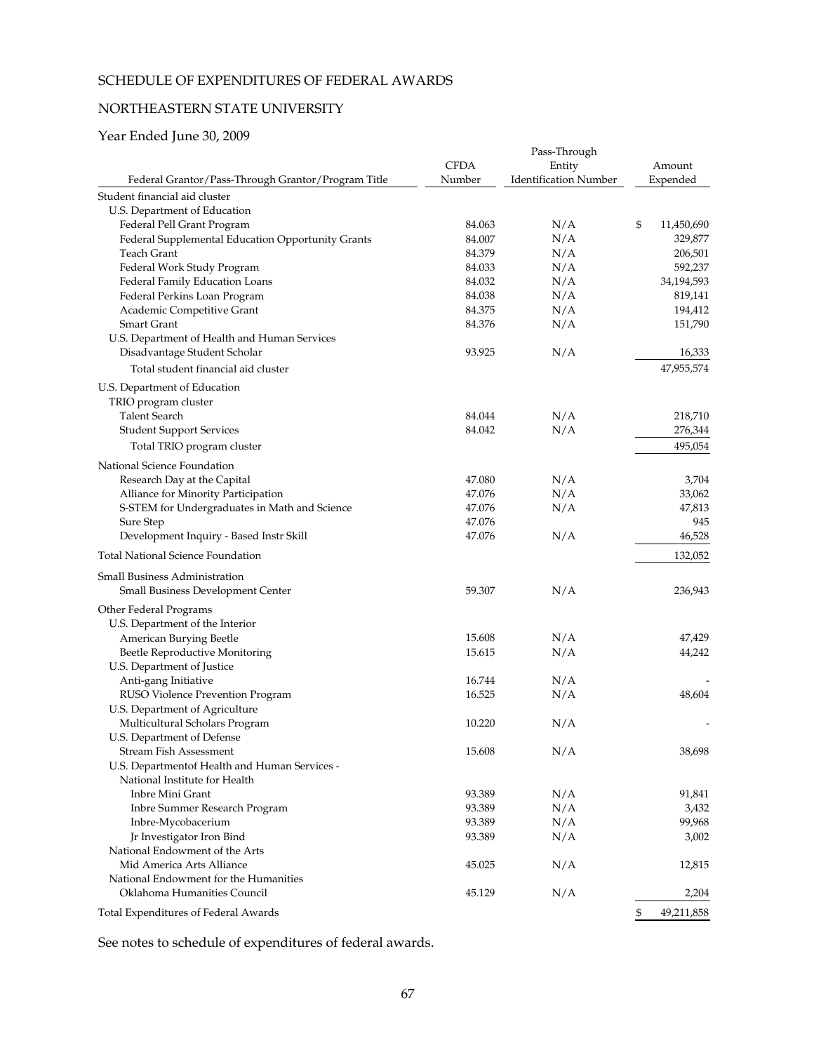SCHEDULE OF EXPENDITURES OF FEDERAL AWARDS

NORTHEASTERN STATE UNIVERSITY

Year Ended June 30, 2009

| Federal Grantor/Pass-Through Grantor/Program Title | CFDA Number | Pass-Through Entity Identification Number | Amount Expended |
|---|---|---|---|
| Student financial aid cluster | | | |
| U.S. Department of Education | | | |
| Federal Pell Grant Program | 84.063 | N/A | $ 11,450,690 |
| Federal Supplemental Education Opportunity Grants | 84.007 | N/A | 329,877 |
| Teach Grant | 84.379 | N/A | 206,501 |
| Federal Work Study Program | 84.033 | N/A | 592,237 |
| Federal Family Education Loans | 84.032 | N/A | 34,194,593 |
| Federal Perkins Loan Program | 84.038 | N/A | 819,141 |
| Academic Competitive Grant | 84.375 | N/A | 194,412 |
| Smart Grant | 84.376 | N/A | 151,790 |
| U.S. Department of Health and Human Services | | | |
| Disadvantage Student Scholar | 93.925 | N/A | 16,333 |
| Total student financial aid cluster | | | 47,955,574 |
| U.S. Department of Education | | | |
| TRIO program cluster | | | |
| Talent Search | 84.044 | N/A | 218,710 |
| Student Support Services | 84.042 | N/A | 276,344 |
| Total TRIO program cluster | | | 495,054 |
| National Science Foundation | | | |
| Research Day at the Capital | 47.080 | N/A | 3,704 |
| Alliance for Minority Participation | 47.076 | N/A | 33,062 |
| S-STEM for Undergraduates in Math and Science | 47.076 | N/A | 47,813 |
| Sure Step | 47.076 | | 945 |
| Development Inquiry - Based Instr Skill | 47.076 | N/A | 46,528 |
| Total National Science Foundation | | | 132,052 |
| Small Business Administration | | | |
| Small Business Development Center | 59.307 | N/A | 236,943 |
| Other Federal Programs | | | |
| U.S. Department of the Interior | | | |
| American Burying Beetle | 15.608 | N/A | 47,429 |
| Beetle Reproductive Monitoring | 15.615 | N/A | 44,242 |
| U.S. Department of Justice | | | |
| Anti-gang Initiative | 16.744 | N/A | - |
| RUSO Violence Prevention Program | 16.525 | N/A | 48,604 |
| U.S. Department of Agriculture | | | |
| Multicultural Scholars Program | 10.220 | N/A | - |
| U.S. Department of Defense | | | |
| Stream Fish Assessment | 15.608 | N/A | 38,698 |
| U.S. Departmentof Health and Human Services - National Institute for Health | | | |
| Inbre Mini Grant | 93.389 | N/A | 91,841 |
| Inbre Summer Research Program | 93.389 | N/A | 3,432 |
| Inbre-Mycobacerium | 93.389 | N/A | 99,968 |
| Jr Investigator Iron Bind | 93.389 | N/A | 3,002 |
| National Endowment of the Arts | | | |
| Mid America Arts Alliance | 45.025 | N/A | 12,815 |
| National Endowment for the Humanities | | | |
| Oklahoma Humanities Council | 45.129 | N/A | 2,204 |
| Total Expenditures of Federal Awards | | | $ 49,211,858 |

See notes to schedule of expenditures of federal awards.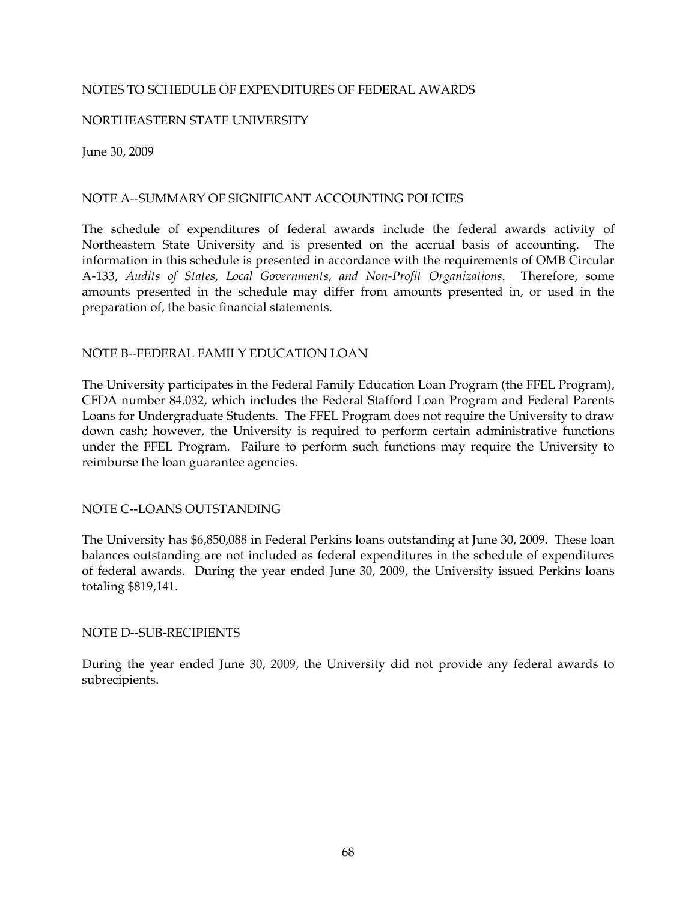NOTES TO SCHEDULE OF EXPENDITURES OF FEDERAL AWARDS

NORTHEASTERN STATE UNIVERSITY

June 30, 2009

## NOTE A--SUMMARY OF SIGNIFICANT ACCOUNTING POLICIES

The schedule of expenditures of federal awards include the federal awards activity of Northeastern State University and is presented on the accrual basis of accounting. The information in this schedule is presented in accordance with the requirements of OMB Circular A-133, *Audits of States, Local Governments, and Non-Profit Organizations*. Therefore, some amounts presented in the schedule may differ from amounts presented in, or used in the preparation of, the basic financial statements.

## NOTE B--FEDERAL FAMILY EDUCATION LOAN

The University participates in the Federal Family Education Loan Program (the FFEL Program), CFDA number 84.032, which includes the Federal Stafford Loan Program and Federal Parents Loans for Undergraduate Students. The FFEL Program does not require the University to draw down cash; however, the University is required to perform certain administrative functions under the FFEL Program. Failure to perform such functions may require the University to reimburse the loan guarantee agencies.

## NOTE C--LOANS OUTSTANDING

The University has $6,850,088 in Federal Perkins loans outstanding at June 30, 2009. These loan balances outstanding are not included as federal expenditures in the schedule of expenditures of federal awards. During the year ended June 30, 2009, the University issued Perkins loans totaling $819,141.

## NOTE D--SUB-RECIPIENTS

During the year ended June 30, 2009, the University did not provide any federal awards to subrecipients.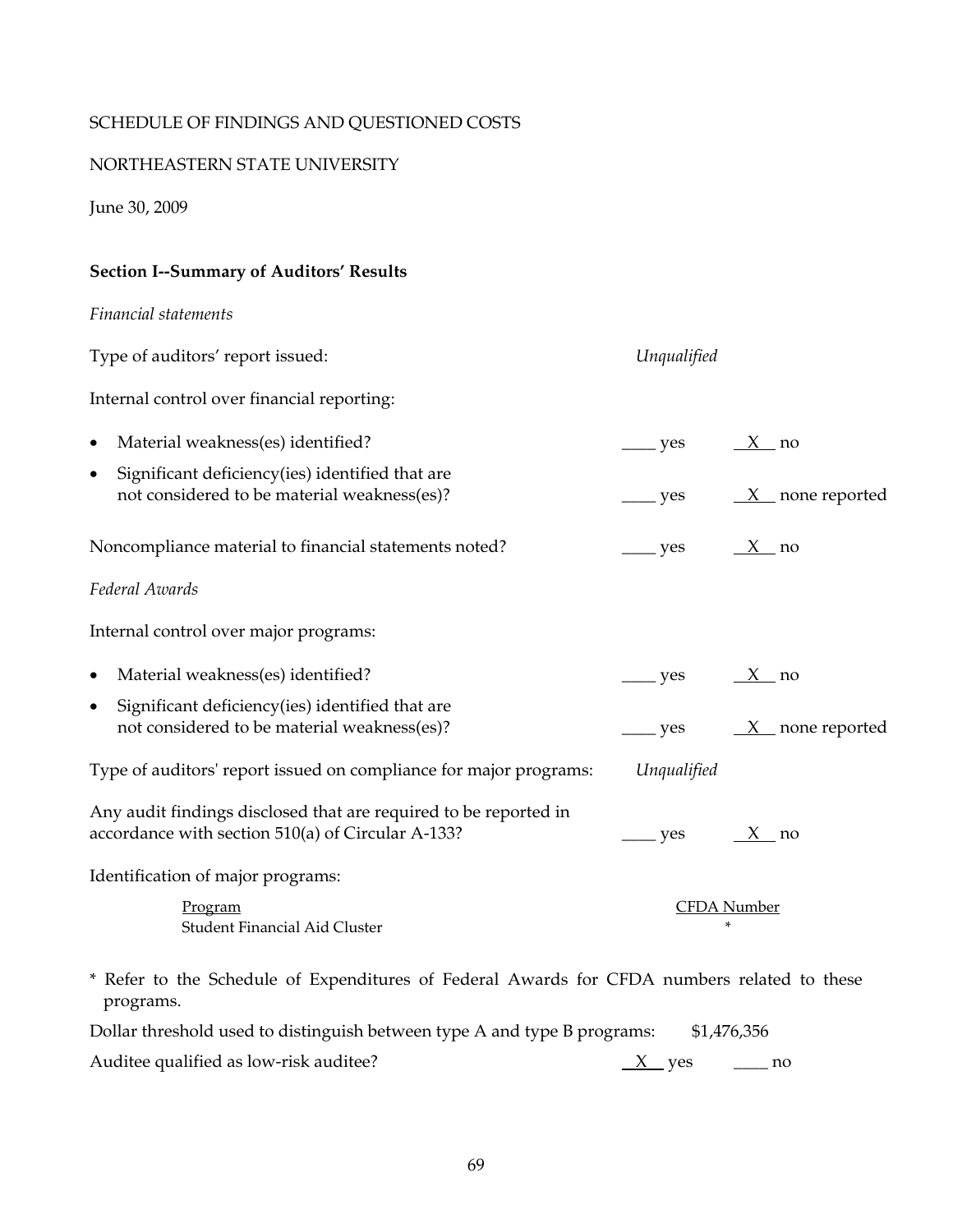SCHEDULE OF FINDINGS AND QUESTIONED COSTS

NORTHEASTERN STATE UNIVERSITY

June 30, 2009

**Section I--Summary of Auditors' Results**

*Financial statements*

Type of auditors' report issued: *Unqualified*

Internal control over financial reporting:

- Material weakness(es) identified? ____ yes __X__ no
- Significant deficiency(ies) identified that are not considered to be material weakness(es)? ____ yes __X__ none reported

Noncompliance material to financial statements noted? ____ yes __X__ no

*Federal Awards*

Internal control over major programs:

- Material weakness(es) identified? ____ yes __X__ no
- Significant deficiency(ies) identified that are not considered to be material weakness(es)? ____ yes __X__ none reported

Type of auditors' report issued on compliance for major programs: *Unqualified*

Any audit findings disclosed that are required to be reported in accordance with section 510(a) of Circular A-133? ____ yes __X__ no

Identification of major programs:

| Program | CFDA Number |
|---|---|
| Student Financial Aid Cluster | * |

* Refer to the Schedule of Expenditures of Federal Awards for CFDA numbers related to these programs.

Dollar threshold used to distinguish between type A and type B programs: $1,476,356

Auditee qualified as low-risk auditee? __X__ yes ____ no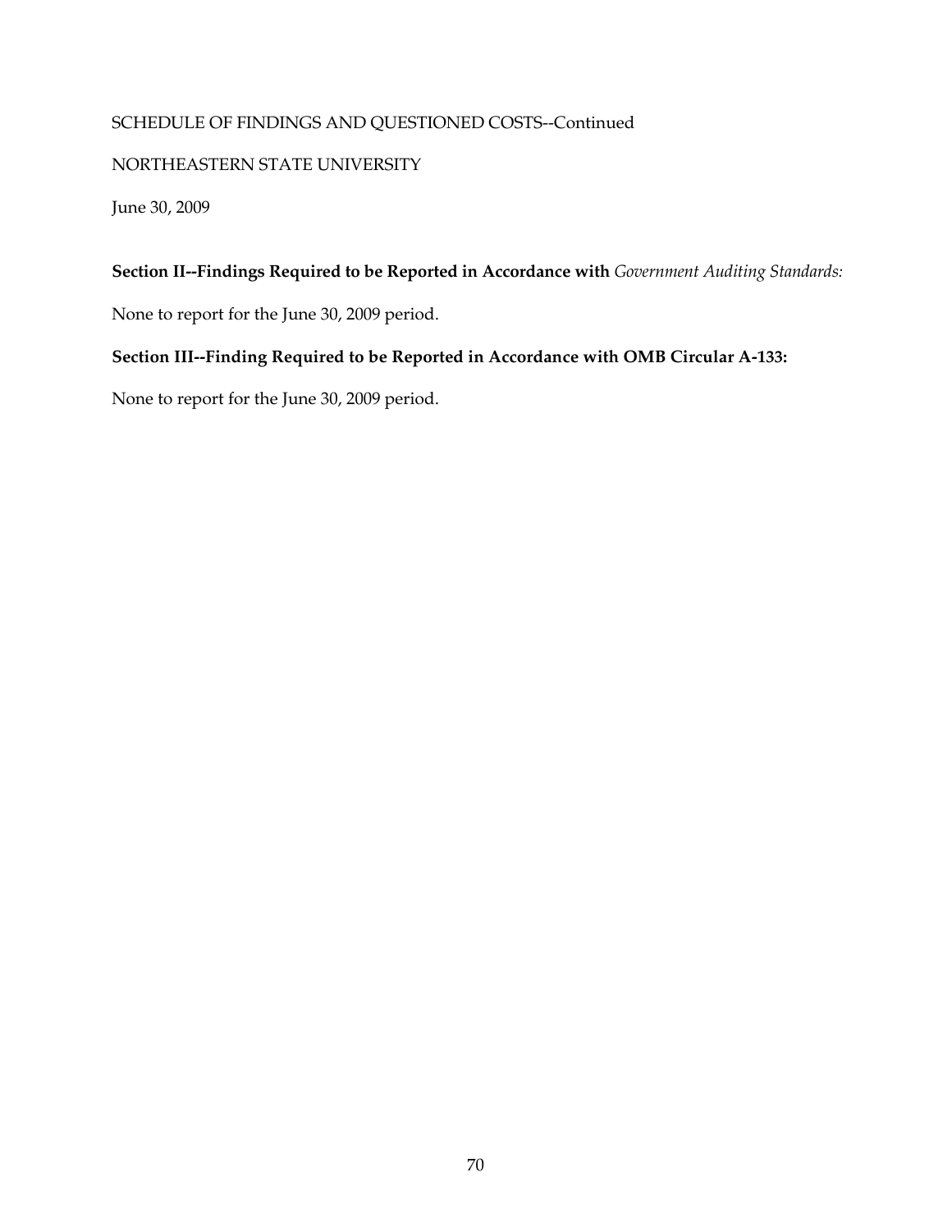SCHEDULE OF FINDINGS AND QUESTIONED COSTS--Continued

NORTHEASTERN STATE UNIVERSITY

June 30, 2009

**Section II--Findings Required to be Reported in Accordance with** *Government Auditing Standards:*

None to report for the June 30, 2009 period.

**Section III--Finding Required to be Reported in Accordance with OMB Circular A-133:**

None to report for the June 30, 2009 period.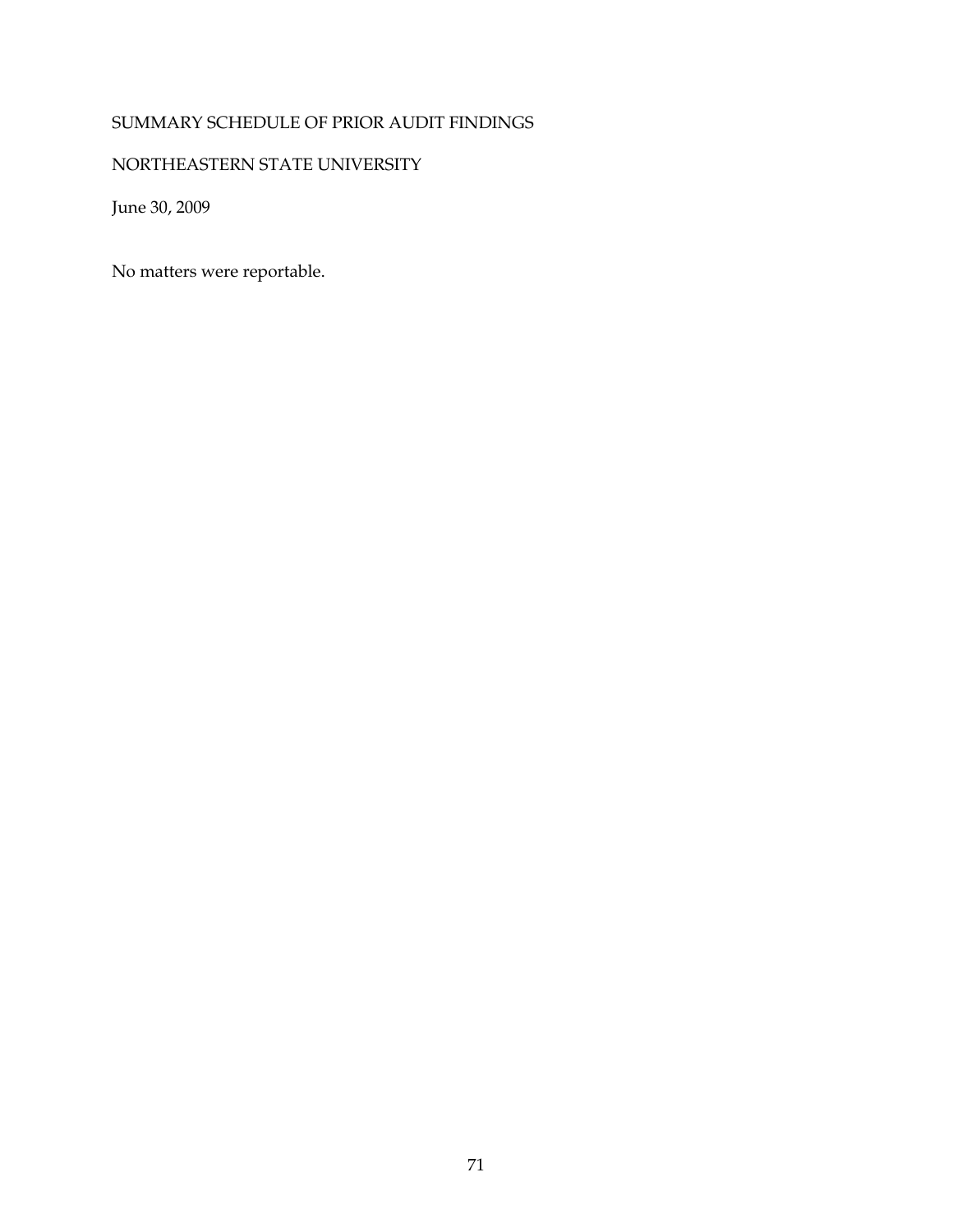# SUMMARY SCHEDULE OF PRIOR AUDIT FINDINGS

## NORTHEASTERN STATE UNIVERSITY

June 30, 2009

No matters were reportable.